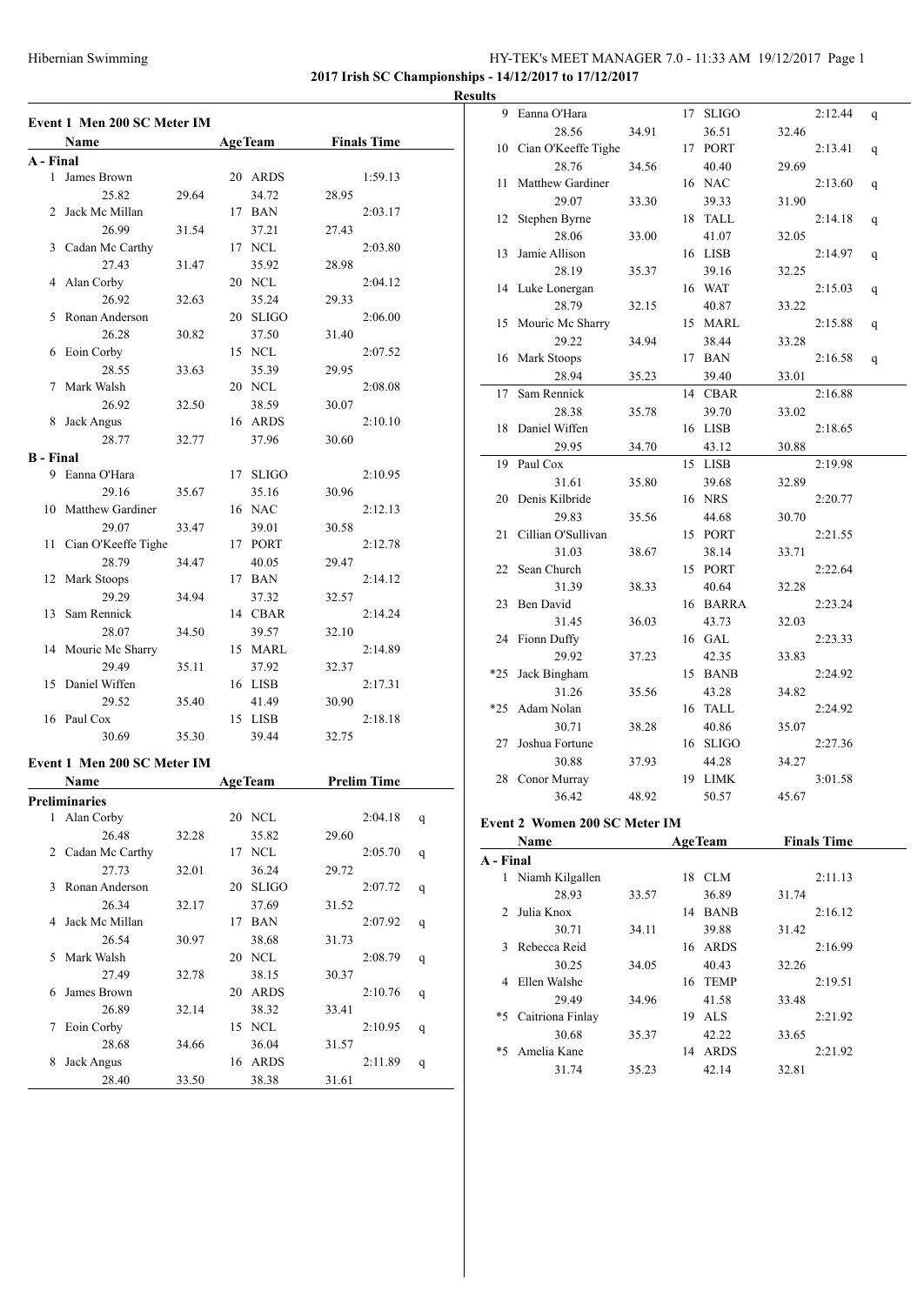**2017 Irish SC Championships - 14/12/2017 to 17/12/2017**

**Results**

## Event 1 Men 200 SC Meter IM

| | Name | Age | Team | Finals Time |
|---|---|---|---|---|
| **A - Final** | | | | |
| 1 | James Brown | 20 | ARDS | 1:59.13 |
| | 25.82 29.64 34.72 28.95 | | | |
| 2 | Jack Mc Millan | 17 | BAN | 2:03.17 |
| | 26.99 31.54 37.21 27.43 | | | |
| 3 | Cadan Mc Carthy | 17 | NCL | 2:03.80 |
| | 27.43 31.47 35.92 28.98 | | | |
| 4 | Alan Corby | 20 | NCL | 2:04.12 |
| | 26.92 32.63 35.24 29.33 | | | |
| 5 | Ronan Anderson | 20 | SLIGO | 2:06.00 |
| | 26.28 30.82 37.50 31.40 | | | |
| 6 | Eoin Corby | 15 | NCL | 2:07.52 |
| | 28.55 33.63 35.39 29.95 | | | |
| 7 | Mark Walsh | 20 | NCL | 2:08.08 |
| | 26.92 32.50 38.59 30.07 | | | |
| 8 | Jack Angus | 16 | ARDS | 2:10.10 |
| | 28.77 32.77 37.96 30.60 | | | |
| **B - Final** | | | | |
| 9 | Eanna O'Hara | 17 | SLIGO | 2:10.95 |
| | 29.16 35.67 35.16 30.96 | | | |
| 10 | Matthew Gardiner | 16 | NAC | 2:12.13 |
| | 29.07 33.47 39.01 30.58 | | | |
| 11 | Cian O'Keeffe Tighe | 17 | PORT | 2:12.78 |
| | 28.79 34.47 40.05 29.47 | | | |
| 12 | Mark Stoops | 17 | BAN | 2:14.12 |
| | 29.29 34.94 37.32 32.57 | | | |
| 13 | Sam Rennick | 14 | CBAR | 2:14.24 |
| | 28.07 34.50 39.57 32.10 | | | |
| 14 | Mouric Mc Sharry | 15 | MARL | 2:14.89 |
| | 29.49 35.11 37.92 32.37 | | | |
| 15 | Daniel Wiffen | 16 | LISB | 2:17.31 |
| | 29.52 35.40 41.49 30.90 | | | |
| 16 | Paul Cox | 15 | LISB | 2:18.18 |
| | 30.69 35.30 39.44 32.75 | | | |

## Event 1 Men 200 SC Meter IM

| | Name | Age | Team | Prelim Time | |
|---|---|---|---|---|---|
| **Preliminaries** | | | | | |
| 1 | Alan Corby | 20 | NCL | 2:04.18 | q |
| | 26.48 32.28 35.82 29.60 | | | | |
| 2 | Cadan Mc Carthy | 17 | NCL | 2:05.70 | q |
| | 27.73 32.01 36.24 29.72 | | | | |
| 3 | Ronan Anderson | 20 | SLIGO | 2:07.72 | q |
| | 26.34 32.17 37.69 31.52 | | | | |
| 4 | Jack Mc Millan | 17 | BAN | 2:07.92 | q |
| | 26.54 30.97 38.68 31.73 | | | | |
| 5 | Mark Walsh | 20 | NCL | 2:08.79 | q |
| | 27.49 32.78 38.15 30.37 | | | | |
| 6 | James Brown | 20 | ARDS | 2:10.76 | q |
| | 26.89 32.14 38.32 33.41 | | | | |
| 7 | Eoin Corby | 15 | NCL | 2:10.95 | q |
| | 28.68 34.66 36.04 31.57 | | | | |
| 8 | Jack Angus | 16 | ARDS | 2:11.89 | q |
| | 28.40 33.50 38.38 31.61 | | | | |
| 9 | Eanna O'Hara | 17 | SLIGO | 2:12.44 | q |
| | 28.56 34.91 36.51 32.46 | | | | |
| 10 | Cian O'Keeffe Tighe | 17 | PORT | 2:13.41 | q |
| | 28.76 34.56 40.40 29.69 | | | | |
| 11 | Matthew Gardiner | 16 | NAC | 2:13.60 | q |
| | 29.07 33.30 39.33 31.90 | | | | |
| 12 | Stephen Byrne | 18 | TALL | 2:14.18 | q |
| | 28.06 33.00 41.07 32.05 | | | | |
| 13 | Jamie Allison | 16 | LISB | 2:14.97 | q |
| | 28.19 35.37 39.16 32.25 | | | | |
| 14 | Luke Lonergan | 16 | WAT | 2:15.03 | q |
| | 28.79 32.15 40.87 33.22 | | | | |
| 15 | Mouric Mc Sharry | 15 | MARL | 2:15.88 | q |
| | 29.22 34.94 38.44 33.28 | | | | |
| 16 | Mark Stoops | 17 | BAN | 2:16.58 | q |
| | 28.94 35.23 39.40 33.01 | | | | |
| 17 | Sam Rennick | 14 | CBAR | 2:16.88 | |
| | 28.38 35.78 39.70 33.02 | | | | |
| 18 | Daniel Wiffen | 16 | LISB | 2:18.65 | |
| | 29.95 34.70 43.12 30.88 | | | | |
| 19 | Paul Cox | 15 | LISB | 2:19.98 | |
| | 31.61 35.80 39.68 32.89 | | | | |
| 20 | Denis Kilbride | 16 | NRS | 2:20.77 | |
| | 29.83 35.56 44.68 30.70 | | | | |
| 21 | Cillian O'Sullivan | 15 | PORT | 2:21.55 | |
| | 31.03 38.67 38.14 33.71 | | | | |
| 22 | Sean Church | 15 | PORT | 2:22.64 | |
| | 31.39 38.33 40.64 32.28 | | | | |
| 23 | Ben David | 16 | BARRA | 2:23.24 | |
| | 31.45 36.03 43.73 32.03 | | | | |
| 24 | Fionn Duffy | 16 | GAL | 2:23.33 | |
| | 29.92 37.23 42.35 33.83 | | | | |
| *25 | Jack Bingham | 15 | BANB | 2:24.92 | |
| | 31.26 35.56 43.28 34.82 | | | | |
| *25 | Adam Nolan | 16 | TALL | 2:24.92 | |
| | 30.71 38.28 40.86 35.07 | | | | |
| 27 | Joshua Fortune | 16 | SLIGO | 2:27.36 | |
| | 30.88 37.93 44.28 34.27 | | | | |
| 28 | Conor Murray | 19 | LIMK | 3:01.58 | |
| | 36.42 48.92 50.57 45.67 | | | | |

## Event 2 Women 200 SC Meter IM

| | Name | Age | Team | Finals Time |
|---|---|---|---|---|
| **A - Final** | | | | |
| 1 | Niamh Kilgallen | 18 | CLM | 2:11.13 |
| | 28.93 33.57 36.89 31.74 | | | |
| 2 | Julia Knox | 14 | BANB | 2:16.12 |
| | 30.71 34.11 39.88 31.42 | | | |
| 3 | Rebecca Reid | 16 | ARDS | 2:16.99 |
| | 30.25 34.05 40.43 32.26 | | | |
| 4 | Ellen Walshe | 16 | TEMP | 2:19.51 |
| | 29.49 34.96 41.58 33.48 | | | |
| *5 | Caitriona Finlay | 19 | ALS | 2:21.92 |
| | 30.68 35.37 42.22 33.65 | | | |
| *5 | Amelia Kane | 14 | ARDS | 2:21.92 |
| | 31.74 35.23 42.14 32.81 | | | |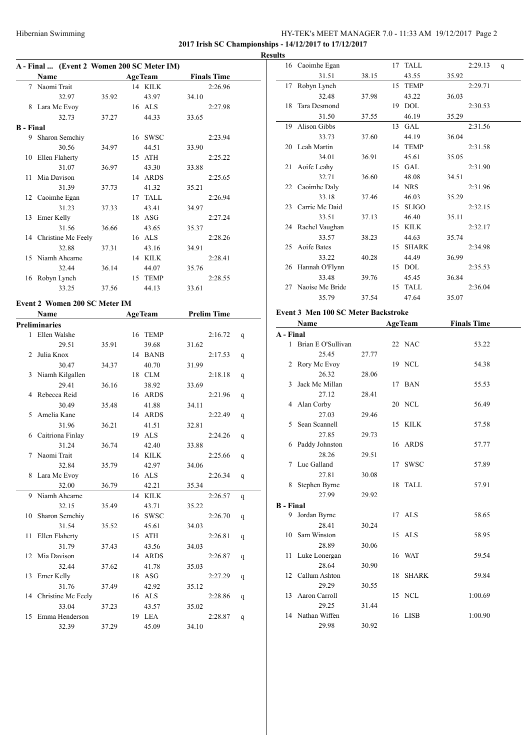**2017 Irish SC Championships - 14/12/2017 to 17/12/2017**

**Results**

### A - Final ... (Event 2 Women 200 SC Meter IM)

| | Name | Age | Team | Finals Time | |
|---|---|---|---|---|---|
| 7 | Naomi Trait | 14 | KILK | 2:26.96 | |
| | 32.97 | 35.92 | 43.97 | 34.10 | |
| 8 | Lara Mc Evoy | 16 | ALS | 2:27.98 | |
| | 32.73 | 37.27 | 44.33 | 33.65 | |
| **B - Final** | | | | | |
| 9 | Sharon Semchiy | 16 | SWSC | 2:23.94 | |
| | 30.56 | 34.97 | 44.51 | 33.90 | |
| 10 | Ellen Flaherty | 15 | ATH | 2:25.22 | |
| | 31.07 | 36.97 | 43.30 | 33.88 | |
| 11 | Mia Davison | 14 | ARDS | 2:25.65 | |
| | 31.39 | 37.73 | 41.32 | 35.21 | |
| 12 | Caoimhe Egan | 17 | TALL | 2:26.94 | |
| | 31.23 | 37.33 | 43.41 | 34.97 | |
| 13 | Emer Kelly | 18 | ASG | 2:27.24 | |
| | 31.56 | 36.66 | 43.65 | 35.37 | |
| 14 | Christine Mc Feely | 16 | ALS | 2:28.26 | |
| | 32.88 | 37.31 | 43.16 | 34.91 | |
| 15 | Niamh Ahearne | 14 | KILK | 2:28.41 | |
| | 32.44 | 36.14 | 44.07 | 35.76 | |
| 16 | Robyn Lynch | 15 | TEMP | 2:28.55 | |
| | 33.25 | 37.56 | 44.13 | 33.61 | |

### Event 2 Women 200 SC Meter IM

| | Name | Age | Team | Prelim Time | |
|---|---|---|---|---|---|
| **Preliminaries** | | | | | |
| 1 | Ellen Walshe | 16 | TEMP | 2:16.72 | q |
| | 29.51 | 35.91 | 39.68 | 31.62 | |
| 2 | Julia Knox | 14 | BANB | 2:17.53 | q |
| | 30.47 | 34.37 | 40.70 | 31.99 | |
| 3 | Niamh Kilgallen | 18 | CLM | 2:18.18 | q |
| | 29.41 | 36.16 | 38.92 | 33.69 | |
| 4 | Rebecca Reid | 16 | ARDS | 2:21.96 | q |
| | 30.49 | 35.48 | 41.88 | 34.11 | |
| 5 | Amelia Kane | 14 | ARDS | 2:22.49 | q |
| | 31.96 | 36.21 | 41.51 | 32.81 | |
| 6 | Caitriona Finlay | 19 | ALS | 2:24.26 | q |
| | 31.24 | 36.74 | 42.40 | 33.88 | |
| 7 | Naomi Trait | 14 | KILK | 2:25.66 | q |
| | 32.84 | 35.79 | 42.97 | 34.06 | |
| 8 | Lara Mc Evoy | 16 | ALS | 2:26.34 | q |
| | 32.00 | 36.79 | 42.21 | 35.34 | |
| 9 | Niamh Ahearne | 14 | KILK | 2:26.57 | q |
| | 32.15 | 35.49 | 43.71 | 35.22 | |
| 10 | Sharon Semchiy | 16 | SWSC | 2:26.70 | q |
| | 31.54 | 35.52 | 45.61 | 34.03 | |
| 11 | Ellen Flaherty | 15 | ATH | 2:26.81 | q |
| | 31.79 | 37.43 | 43.56 | 34.03 | |
| 12 | Mia Davison | 14 | ARDS | 2:26.87 | q |
| | 32.44 | 37.62 | 41.78 | 35.03 | |
| 13 | Emer Kelly | 18 | ASG | 2:27.29 | q |
| | 31.76 | 37.49 | 42.92 | 35.12 | |
| 14 | Christine Mc Feely | 16 | ALS | 2:28.86 | q |
| | 33.04 | 37.23 | 43.57 | 35.02 | |
| 15 | Emma Henderson | 19 | LEA | 2:28.87 | q |
| | 32.39 | 37.29 | 45.09 | 34.10 | |
| 16 | Caoimhe Egan | 17 | TALL | 2:29.13 | q |
| | 31.51 | 38.15 | 43.55 | 35.92 | |
| 17 | Robyn Lynch | 15 | TEMP | 2:29.71 | |
| | 32.48 | 37.98 | 43.22 | 36.03 | |
| 18 | Tara Desmond | 19 | DOL | 2:30.53 | |
| | 31.50 | 37.55 | 46.19 | 35.29 | |
| 19 | Alison Gibbs | 13 | GAL | 2:31.56 | |
| | 33.73 | 37.60 | 44.19 | 36.04 | |
| 20 | Leah Martin | 14 | TEMP | 2:31.58 | |
| | 34.01 | 36.91 | 45.61 | 35.05 | |
| 21 | Aoife Leahy | 15 | GAL | 2:31.90 | |
| | 32.71 | 36.60 | 48.08 | 34.51 | |
| 22 | Caoimhe Daly | 14 | NRS | 2:31.96 | |
| | 33.18 | 37.46 | 46.03 | 35.29 | |
| 23 | Carrie Mc Daid | 15 | SLIGO | 2:32.15 | |
| | 33.51 | 37.13 | 46.40 | 35.11 | |
| 24 | Rachel Vaughan | 15 | KILK | 2:32.17 | |
| | 33.57 | 38.23 | 44.63 | 35.74 | |
| 25 | Aoife Bates | 15 | SHARK | 2:34.98 | |
| | 33.22 | 40.28 | 44.49 | 36.99 | |
| 26 | Hannah O'Flynn | 15 | DOL | 2:35.53 | |
| | 33.48 | 39.76 | 45.45 | 36.84 | |
| 27 | Naoíse Mc Bride | 15 | TALL | 2:36.04 | |
| | 35.79 | 37.54 | 47.64 | 35.07 | |

### Event 3 Men 100 SC Meter Backstroke

| | Name | Age | Team | Finals Time |
|---|---|---|---|---|
| **A - Final** | | | | |
| 1 | Brian E O'Sullivan | 22 | NAC | 53.22 |
| | 25.45 | 27.77 | | |
| 2 | Rory Mc Evoy | 19 | NCL | 54.38 |
| | 26.32 | 28.06 | | |
| 3 | Jack Mc Millan | 17 | BAN | 55.53 |
| | 27.12 | 28.41 | | |
| 4 | Alan Corby | 20 | NCL | 56.49 |
| | 27.03 | 29.46 | | |
| 5 | Sean Scannell | 15 | KILK | 57.58 |
| | 27.85 | 29.73 | | |
| 6 | Paddy Johnston | 16 | ARDS | 57.77 |
| | 28.26 | 29.51 | | |
| 7 | Luc Galland | 17 | SWSC | 57.89 |
| | 27.81 | 30.08 | | |
| 8 | Stephen Byrne | 18 | TALL | 57.91 |
| | 27.99 | 29.92 | | |
| **B - Final** | | | | |
| 9 | Jordan Byrne | 17 | ALS | 58.65 |
| | 28.41 | 30.24 | | |
| 10 | Sam Winston | 15 | ALS | 58.95 |
| | 28.89 | 30.06 | | |
| 11 | Luke Lonergan | 16 | WAT | 59.54 |
| | 28.64 | 30.90 | | |
| 12 | Callum Ashton | 18 | SHARK | 59.84 |
| | 29.29 | 30.55 | | |
| 13 | Aaron Carroll | 15 | NCL | 1:00.69 |
| | 29.25 | 31.44 | | |
| 14 | Nathan Wiffen | 16 | LISB | 1:00.90 |
| | 29.98 | 30.92 | | |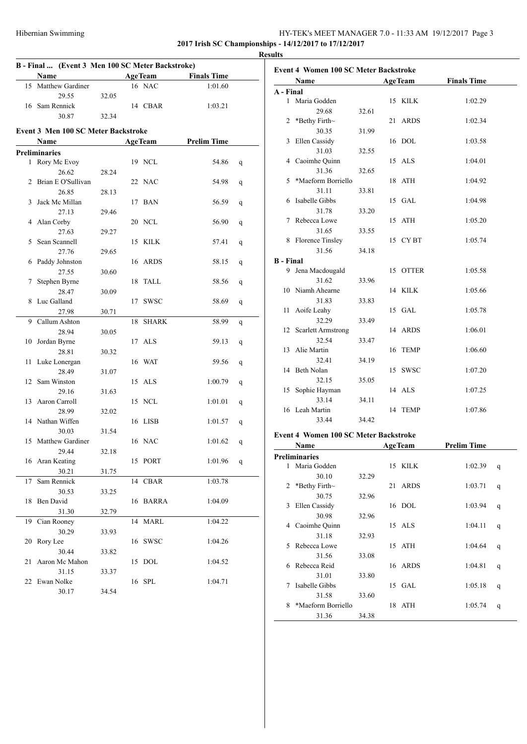**2017 Irish SC Championships - 14/12/2017 to 17/12/2017**

**Results**

### B - Final ... (Event 3 Men 100 SC Meter Backstroke)

| | Name | Age | Team | Finals Time | Splits |
|---|---|---|---|---|---|
| 15 | Matthew Gardiner | 16 | NAC | 1:01.60 | 29.55, 32.05 |
| 16 | Sam Rennick | 14 | CBAR | 1:03.21 | 30.87, 32.34 |

### Event 3 Men 100 SC Meter Backstroke

**Preliminaries**

| | Name | Age | Team | Prelim Time | | Splits |
|---|---|---|---|---|---|---|
| 1 | Rory Mc Evoy | 19 | NCL | 54.86 | q | 26.62, 28.24 |
| 2 | Brian E O'Sullivan | 22 | NAC | 54.98 | q | 26.85, 28.13 |
| 3 | Jack Mc Millan | 17 | BAN | 56.59 | q | 27.13, 29.46 |
| 4 | Alan Corby | 20 | NCL | 56.90 | q | 27.63, 29.27 |
| 5 | Sean Scannell | 15 | KILK | 57.41 | q | 27.76, 29.65 |
| 6 | Paddy Johnston | 16 | ARDS | 58.15 | q | 27.55, 30.60 |
| 7 | Stephen Byrne | 18 | TALL | 58.56 | q | 28.47, 30.09 |
| 8 | Luc Galland | 17 | SWSC | 58.69 | q | 27.98, 30.71 |
| 9 | Callum Ashton | 18 | SHARK | 58.99 | q | 28.94, 30.05 |
| 10 | Jordan Byrne | 17 | ALS | 59.13 | q | 28.81, 30.32 |
| 11 | Luke Lonergan | 16 | WAT | 59.56 | q | 28.49, 31.07 |
| 12 | Sam Winston | 15 | ALS | 1:00.79 | q | 29.16, 31.63 |
| 13 | Aaron Carroll | 15 | NCL | 1:01.01 | q | 28.99, 32.02 |
| 14 | Nathan Wiffen | 16 | LISB | 1:01.57 | q | 30.03, 31.54 |
| 15 | Matthew Gardiner | 16 | NAC | 1:01.62 | q | 29.44, 32.18 |
| 16 | Aran Keating | 15 | PORT | 1:01.96 | q | 30.21, 31.75 |
| 17 | Sam Rennick | 14 | CBAR | 1:03.78 | | 30.53, 33.25 |
| 18 | Ben David | 16 | BARRA | 1:04.09 | | 31.30, 32.79 |
| 19 | Cian Rooney | 14 | MARL | 1:04.22 | | 30.29, 33.93 |
| 20 | Rory Lee | 16 | SWSC | 1:04.26 | | 30.44, 33.82 |
| 21 | Aaron Mc Mahon | 15 | DOL | 1:04.52 | | 31.15, 33.37 |
| 22 | Ewan Nolke | 16 | SPL | 1:04.71 | | 30.17, 34.54 |

### Event 4 Women 100 SC Meter Backstroke

**A - Final**

| | Name | Age | Team | Finals Time | Splits |
|---|---|---|---|---|---|
| 1 | Maria Godden | 15 | KILK | 1:02.29 | 29.68, 32.61 |
| 2 | *Bethy Firth~ | 21 | ARDS | 1:02.34 | 30.35, 31.99 |
| 3 | Ellen Cassidy | 16 | DOL | 1:03.58 | 31.03, 32.55 |
| 4 | Caoimhe Quinn | 15 | ALS | 1:04.01 | 31.36, 32.65 |
| 5 | *Maeform Borriello | 18 | ATH | 1:04.92 | 31.11, 33.81 |
| 6 | Isabelle Gibbs | 15 | GAL | 1:04.98 | 31.78, 33.20 |
| 7 | Rebecca Lowe | 15 | ATH | 1:05.20 | 31.65, 33.55 |
| 8 | Florence Tinsley | 15 | CY BT | 1:05.74 | 31.56, 34.18 |

**B - Final**

| | Name | Age | Team | Finals Time | Splits |
|---|---|---|---|---|---|
| 9 | Jena Macdougald | 15 | OTTER | 1:05.58 | 31.62, 33.96 |
| 10 | Niamh Ahearne | 14 | KILK | 1:05.66 | 31.83, 33.83 |
| 11 | Aoife Leahy | 15 | GAL | 1:05.78 | 32.29, 33.49 |
| 12 | Scarlett Armstrong | 14 | ARDS | 1:06.01 | 32.54, 33.47 |
| 13 | Alie Martin | 16 | TEMP | 1:06.60 | 32.41, 34.19 |
| 14 | Beth Nolan | 15 | SWSC | 1:07.20 | 32.15, 35.05 |
| 15 | Sophie Hayman | 14 | ALS | 1:07.25 | 33.14, 34.11 |
| 16 | Leah Martin | 14 | TEMP | 1:07.86 | 33.44, 34.42 |

### Event 4 Women 100 SC Meter Backstroke

**Preliminaries**

| | Name | Age | Team | Prelim Time | | Splits |
|---|---|---|---|---|---|---|
| 1 | Maria Godden | 15 | KILK | 1:02.39 | q | 30.10, 32.29 |
| 2 | *Bethy Firth~ | 21 | ARDS | 1:03.71 | q | 30.75, 32.96 |
| 3 | Ellen Cassidy | 16 | DOL | 1:03.94 | q | 30.98, 32.96 |
| 4 | Caoimhe Quinn | 15 | ALS | 1:04.11 | q | 31.18, 32.93 |
| 5 | Rebecca Lowe | 15 | ATH | 1:04.64 | q | 31.56, 33.08 |
| 6 | Rebecca Reid | 16 | ARDS | 1:04.81 | q | 31.01, 33.80 |
| 7 | Isabelle Gibbs | 15 | GAL | 1:05.18 | q | 31.58, 33.60 |
| 8 | *Maeform Borriello | 18 | ATH | 1:05.74 | q | 31.36, 34.38 |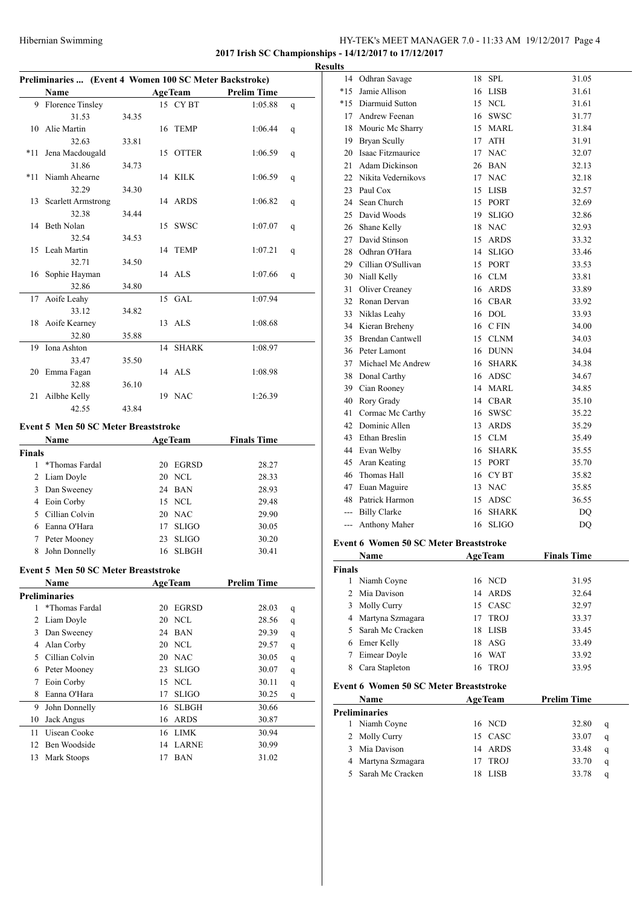**2017 Irish SC Championships - 14/12/2017 to 17/12/2017**

**Results**

## Preliminaries ... (Event 4 Women 100 SC Meter Backstroke)

| | Name | | Age | Team | Prelim Time | |
|---|---|---|---|---|---|---|
| 9 | Florence Tinsley | | 15 | CY BT | 1:05.88 | q |
| | 31.53 | 34.35 | | | | |
| 10 | Alie Martin | | 16 | TEMP | 1:06.44 | q |
| | 32.63 | 33.81 | | | | |
| *11 | Jena Macdougald | | 15 | OTTER | 1:06.59 | q |
| | 31.86 | 34.73 | | | | |
| *11 | Niamh Ahearne | | 14 | KILK | 1:06.59 | q |
| | 32.29 | 34.30 | | | | |
| 13 | Scarlett Armstrong | | 14 | ARDS | 1:06.82 | q |
| | 32.38 | 34.44 | | | | |
| 14 | Beth Nolan | | 15 | SWSC | 1:07.07 | q |
| | 32.54 | 34.53 | | | | |
| 15 | Leah Martin | | 14 | TEMP | 1:07.21 | q |
| | 32.71 | 34.50 | | | | |
| 16 | Sophie Hayman | | 14 | ALS | 1:07.66 | q |
| | 32.86 | 34.80 | | | | |
| 17 | Aoife Leahy | | 15 | GAL | 1:07.94 | |
| | 33.12 | 34.82 | | | | |
| 18 | Aoife Kearney | | 13 | ALS | 1:08.68 | |
| | 32.80 | 35.88 | | | | |
| 19 | Iona Ashton | | 14 | SHARK | 1:08.97 | |
| | 33.47 | 35.50 | | | | |
| 20 | Emma Fagan | | 14 | ALS | 1:08.98 | |
| | 32.88 | 36.10 | | | | |
| 21 | Ailbhe Kelly | | 19 | NAC | 1:26.39 | |
| | 42.55 | 43.84 | | | | |

## Event 5 Men 50 SC Meter Breaststroke

| | Name | Age | Team | Finals Time |
|---|---|---|---|---|
| **Finals** | | | | |
| 1 | *Thomas Fardal | 20 | EGRSD | 28.27 |
| 2 | Liam Doyle | 20 | NCL | 28.33 |
| 3 | Dan Sweeney | 24 | BAN | 28.93 |
| 4 | Eoin Corby | 15 | NCL | 29.48 |
| 5 | Cillian Colvin | 20 | NAC | 29.90 |
| 6 | Eanna O'Hara | 17 | SLIGO | 30.05 |
| 7 | Peter Mooney | 23 | SLIGO | 30.20 |
| 8 | John Donnelly | 16 | SLBGH | 30.41 |

## Event 5 Men 50 SC Meter Breaststroke

| | Name | Age | Team | Prelim Time | |
|---|---|---|---|---|---|
| **Preliminaries** | | | | | |
| 1 | *Thomas Fardal | 20 | EGRSD | 28.03 | q |
| 2 | Liam Doyle | 20 | NCL | 28.56 | q |
| 3 | Dan Sweeney | 24 | BAN | 29.39 | q |
| 4 | Alan Corby | 20 | NCL | 29.57 | q |
| 5 | Cillian Colvin | 20 | NAC | 30.05 | q |
| 6 | Peter Mooney | 23 | SLIGO | 30.07 | q |
| 7 | Eoin Corby | 15 | NCL | 30.11 | q |
| 8 | Eanna O'Hara | 17 | SLIGO | 30.25 | q |
| 9 | John Donnelly | 16 | SLBGH | 30.66 | |
| 10 | Jack Angus | 16 | ARDS | 30.87 | |
| 11 | Uisean Cooke | 16 | LIMK | 30.94 | |
| 12 | Ben Woodside | 14 | LARNE | 30.99 | |
| 13 | Mark Stoops | 17 | BAN | 31.02 | |
| 14 | Odhran Savage | 18 | SPL | 31.05 | |
| *15 | Jamie Allison | 16 | LISB | 31.61 | |
| *15 | Diarmuid Sutton | 15 | NCL | 31.61 | |
| 17 | Andrew Feenan | 16 | SWSC | 31.77 | |
| 18 | Mouric Mc Sharry | 15 | MARL | 31.84 | |
| 19 | Bryan Scully | 17 | ATH | 31.91 | |
| 20 | Isaac Fitzmaurice | 17 | NAC | 32.07 | |
| 21 | Adam Dickinson | 26 | BAN | 32.13 | |
| 22 | Nikita Vedernikovs | 17 | NAC | 32.18 | |
| 23 | Paul Cox | 15 | LISB | 32.57 | |
| 24 | Sean Church | 15 | PORT | 32.69 | |
| 25 | David Woods | 19 | SLIGO | 32.86 | |
| 26 | Shane Kelly | 18 | NAC | 32.93 | |
| 27 | David Stinson | 15 | ARDS | 33.32 | |
| 28 | Odhran O'Hara | 14 | SLIGO | 33.46 | |
| 29 | Cillian O'Sullivan | 15 | PORT | 33.53 | |
| 30 | Niall Kelly | 16 | CLM | 33.81 | |
| 31 | Oliver Creaney | 16 | ARDS | 33.89 | |
| 32 | Ronan Dervan | 16 | CBAR | 33.92 | |
| 33 | Niklas Leahy | 16 | DOL | 33.93 | |
| 34 | Kieran Breheny | 16 | C FIN | 34.00 | |
| 35 | Brendan Cantwell | 15 | CLNM | 34.03 | |
| 36 | Peter Lamont | 16 | DUNN | 34.04 | |
| 37 | Michael Mc Andrew | 16 | SHARK | 34.38 | |
| 38 | Donal Carthy | 16 | ADSC | 34.67 | |
| 39 | Cian Rooney | 14 | MARL | 34.85 | |
| 40 | Rory Grady | 14 | CBAR | 35.10 | |
| 41 | Cormac Mc Carthy | 16 | SWSC | 35.22 | |
| 42 | Dominic Allen | 13 | ARDS | 35.29 | |
| 43 | Ethan Breslin | 15 | CLM | 35.49 | |
| 44 | Evan Welby | 16 | SHARK | 35.55 | |
| 45 | Aran Keating | 15 | PORT | 35.70 | |
| 46 | Thomas Hall | 16 | CY BT | 35.82 | |
| 47 | Euan Maguire | 13 | NAC | 35.85 | |
| 48 | Patrick Harmon | 15 | ADSC | 36.55 | |
| --- | Billy Clarke | 16 | SHARK | DQ | |
| --- | Anthony Maher | 16 | SLIGO | DQ | |

## Event 6 Women 50 SC Meter Breaststroke

| | Name | Age | Team | Finals Time |
|---|---|---|---|---|
| **Finals** | | | | |
| 1 | Niamh Coyne | 16 | NCD | 31.95 |
| 2 | Mia Davison | 14 | ARDS | 32.64 |
| 3 | Molly Curry | 15 | CASC | 32.97 |
| 4 | Martyna Szmagara | 17 | TROJ | 33.37 |
| 5 | Sarah Mc Cracken | 18 | LISB | 33.45 |
| 6 | Emer Kelly | 18 | ASG | 33.49 |
| 7 | Eimear Doyle | 16 | WAT | 33.92 |
| 8 | Cara Stapleton | 16 | TROJ | 33.95 |

## Event 6 Women 50 SC Meter Breaststroke

| | Name | Age | Team | Prelim Time | |
|---|---|---|---|---|---|
| **Preliminaries** | | | | | |
| 1 | Niamh Coyne | 16 | NCD | 32.80 | q |
| 2 | Molly Curry | 15 | CASC | 33.07 | q |
| 3 | Mia Davison | 14 | ARDS | 33.48 | q |
| 4 | Martyna Szmagara | 17 | TROJ | 33.70 | q |
| 5 | Sarah Mc Cracken | 18 | LISB | 33.78 | q |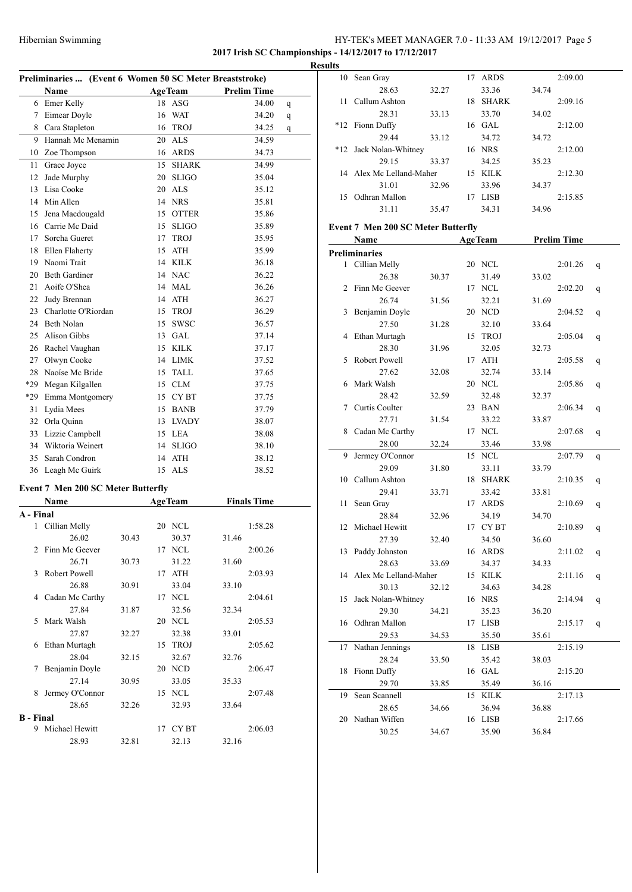**2017 Irish SC Championships - 14/12/2017 to 17/12/2017**

**Results**

### Preliminaries ... (Event 6 Women 50 SC Meter Breaststroke)

| | Name | Age | Team | Prelim Time | |
|---|---|---|---|---|---|
| 6 | Emer Kelly | 18 | ASG | 34.00 | q |
| 7 | Eimear Doyle | 16 | WAT | 34.20 | q |
| 8 | Cara Stapleton | 16 | TROJ | 34.25 | q |
| 9 | Hannah Mc Menamin | 20 | ALS | 34.59 | |
| 10 | Zoe Thompson | 16 | ARDS | 34.73 | |
| 11 | Grace Joyce | 15 | SHARK | 34.99 | |
| 12 | Jade Murphy | 20 | SLIGO | 35.04 | |
| 13 | Lisa Cooke | 20 | ALS | 35.12 | |
| 14 | Min Allen | 14 | NRS | 35.81 | |
| 15 | Jena Macdougald | 15 | OTTER | 35.86 | |
| 16 | Carrie Mc Daid | 15 | SLIGO | 35.89 | |
| 17 | Sorcha Gueret | 17 | TROJ | 35.95 | |
| 18 | Ellen Flaherty | 15 | ATH | 35.99 | |
| 19 | Naomi Trait | 14 | KILK | 36.18 | |
| 20 | Beth Gardiner | 14 | NAC | 36.22 | |
| 21 | Aoife O'Shea | 14 | MAL | 36.26 | |
| 22 | Judy Brennan | 14 | ATH | 36.27 | |
| 23 | Charlotte O'Riordan | 15 | TROJ | 36.29 | |
| 24 | Beth Nolan | 15 | SWSC | 36.57 | |
| 25 | Alison Gibbs | 13 | GAL | 37.14 | |
| 26 | Rachel Vaughan | 15 | KILK | 37.17 | |
| 27 | Olwyn Cooke | 14 | LIMK | 37.52 | |
| 28 | Naoíse Mc Bride | 15 | TALL | 37.65 | |
| *29 | Megan Kilgallen | 15 | CLM | 37.75 | |
| *29 | Emma Montgomery | 15 | CY BT | 37.75 | |
| 31 | Lydia Mees | 15 | BANB | 37.79 | |
| 32 | Orla Quinn | 13 | LVADY | 38.07 | |
| 33 | Lizzie Campbell | 15 | LEA | 38.08 | |
| 34 | Wiktoria Weinert | 14 | SLIGO | 38.10 | |
| 35 | Sarah Condron | 14 | ATH | 38.12 | |
| 36 | Leagh Mc Guirk | 15 | ALS | 38.52 | |

### Event 7 Men 200 SC Meter Butterfly

| | Name | Age | Team | Finals Time |
|---|---|---|---|---|
| **A - Final** | | | | |
| 1 | Cillian Melly | 20 | NCL | 1:58.28 |
| | 26.02 / 30.43 | | 30.37 / 31.46 | |
| 2 | Finn Mc Geever | 17 | NCL | 2:00.26 |
| | 26.71 / 30.73 | | 31.22 / 31.60 | |
| 3 | Robert Powell | 17 | ATH | 2:03.93 |
| | 26.88 / 30.91 | | 33.04 / 33.10 | |
| 4 | Cadan Mc Carthy | 17 | NCL | 2:04.61 |
| | 27.84 / 31.87 | | 32.56 / 32.34 | |
| 5 | Mark Walsh | 20 | NCL | 2:05.53 |
| | 27.87 / 32.27 | | 32.38 / 33.01 | |
| 6 | Ethan Murtagh | 15 | TROJ | 2:05.62 |
| | 28.04 / 32.15 | | 32.67 / 32.76 | |
| 7 | Benjamin Doyle | 20 | NCD | 2:06.47 |
| | 27.14 / 30.95 | | 33.05 / 35.33 | |
| 8 | Jermey O'Connor | 15 | NCL | 2:07.48 |
| | 28.65 / 32.26 | | 32.93 / 33.64 | |
| **B - Final** | | | | |
| 9 | Michael Hewitt | 17 | CY BT | 2:06.03 |
| | 28.93 / 32.81 | | 32.13 / 32.16 | |
| 10 | Sean Gray | 17 | ARDS | 2:09.00 |
| | 28.63 / 32.27 | | 33.36 / 34.74 | |
| 11 | Callum Ashton | 18 | SHARK | 2:09.16 |
| | 28.31 / 33.13 | | 33.70 / 34.02 | |
| *12 | Fionn Duffy | 16 | GAL | 2:12.00 |
| | 29.44 / 33.12 | | 34.72 / 34.72 | |
| *12 | Jack Nolan-Whitney | 16 | NRS | 2:12.00 |
| | 29.15 / 33.37 | | 34.25 / 35.23 | |
| 14 | Alex Mc Lelland-Maher | 15 | KILK | 2:12.30 |
| | 31.01 / 32.96 | | 33.96 / 34.37 | |
| 15 | Odhran Mallon | 17 | LISB | 2:15.85 |
| | 31.11 / 35.47 | | 34.31 / 34.96 | |

### Event 7 Men 200 SC Meter Butterfly

| | Name | Age | Team | Prelim Time | |
|---|---|---|---|---|---|
| **Preliminaries** | | | | | |
| 1 | Cillian Melly | 20 | NCL | 2:01.26 | q |
| | 26.38 / 30.37 | | 31.49 / 33.02 | | |
| 2 | Finn Mc Geever | 17 | NCL | 2:02.20 | q |
| | 26.74 / 31.56 | | 32.21 / 31.69 | | |
| 3 | Benjamin Doyle | 20 | NCD | 2:04.52 | q |
| | 27.50 / 31.28 | | 32.10 / 33.64 | | |
| 4 | Ethan Murtagh | 15 | TROJ | 2:05.04 | q |
| | 28.30 / 31.96 | | 32.05 / 32.73 | | |
| 5 | Robert Powell | 17 | ATH | 2:05.58 | q |
| | 27.62 / 32.08 | | 32.74 / 33.14 | | |
| 6 | Mark Walsh | 20 | NCL | 2:05.86 | q |
| | 28.42 / 32.59 | | 32.48 / 32.37 | | |
| 7 | Curtis Coulter | 23 | BAN | 2:06.34 | q |
| | 27.71 / 31.54 | | 33.22 / 33.87 | | |
| 8 | Cadan Mc Carthy | 17 | NCL | 2:07.68 | q |
| | 28.00 / 32.24 | | 33.46 / 33.98 | | |
| 9 | Jermey O'Connor | 15 | NCL | 2:07.79 | q |
| | 29.09 / 31.80 | | 33.11 / 33.79 | | |
| 10 | Callum Ashton | 18 | SHARK | 2:10.35 | q |
| | 29.41 / 33.71 | | 33.42 / 33.81 | | |
| 11 | Sean Gray | 17 | ARDS | 2:10.69 | q |
| | 28.84 / 32.96 | | 34.19 / 34.70 | | |
| 12 | Michael Hewitt | 17 | CY BT | 2:10.89 | q |
| | 27.39 / 32.40 | | 34.50 / 36.60 | | |
| 13 | Paddy Johnston | 16 | ARDS | 2:11.02 | q |
| | 28.63 / 33.69 | | 34.37 / 34.33 | | |
| 14 | Alex Mc Lelland-Maher | 15 | KILK | 2:11.16 | q |
| | 30.13 / 32.12 | | 34.63 / 34.28 | | |
| 15 | Jack Nolan-Whitney | 16 | NRS | 2:14.94 | q |
| | 29.30 / 34.21 | | 35.23 / 36.20 | | |
| 16 | Odhran Mallon | 17 | LISB | 2:15.17 | q |
| | 29.53 / 34.53 | | 35.50 / 35.61 | | |
| 17 | Nathan Jennings | 18 | LISB | 2:15.19 | |
| | 28.24 / 33.50 | | 35.42 / 38.03 | | |
| 18 | Fionn Duffy | 16 | GAL | 2:15.20 | |
| | 29.70 / 33.85 | | 35.49 / 36.16 | | |
| 19 | Sean Scannell | 15 | KILK | 2:17.13 | |
| | 28.65 / 34.66 | | 36.94 / 36.88 | | |
| 20 | Nathan Wiffen | 16 | LISB | 2:17.66 | |
| | 30.25 / 34.67 | | 35.90 / 36.84 | | |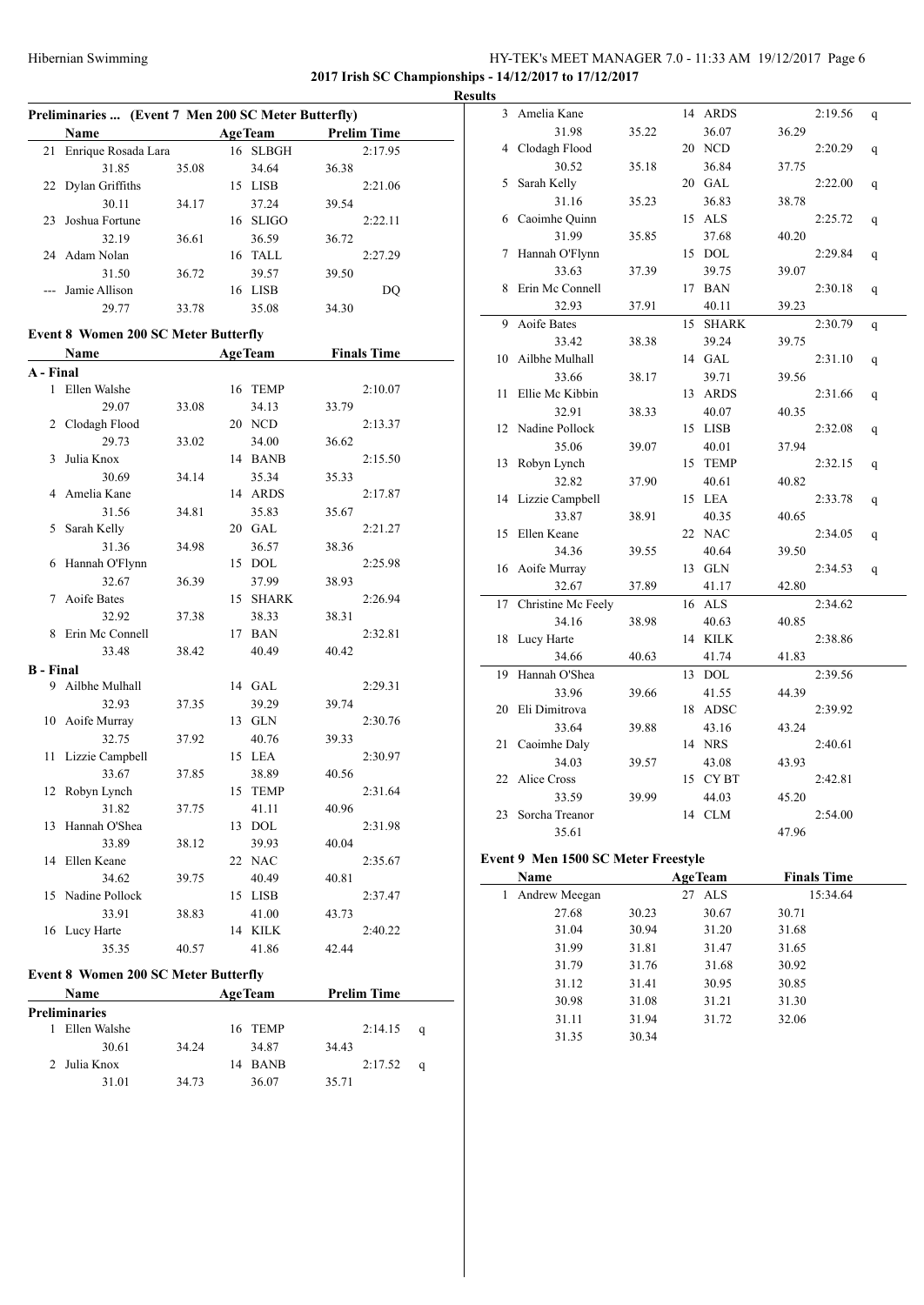**2017 Irish SC Championships - 14/12/2017 to 17/12/2017**

**Results**

## Preliminaries ... (Event 7 Men 200 SC Meter Butterfly)

| | Name | | Age | Team | | Prelim Time |
|---|---|---|---|---|---|---|
| 21 | Enrique Rosada Lara | | 16 | SLBGH | | 2:17.95 |
| | 31.85 | 35.08 | | 34.64 | 36.38 | |
| 22 | Dylan Griffiths | | 15 | LISB | | 2:21.06 |
| | 30.11 | 34.17 | | 37.24 | 39.54 | |
| 23 | Joshua Fortune | | 16 | SLIGO | | 2:22.11 |
| | 32.19 | 36.61 | | 36.59 | 36.72 | |
| 24 | Adam Nolan | | 16 | TALL | | 2:27.29 |
| | 31.50 | 36.72 | | 39.57 | 39.50 | |
| --- | Jamie Allison | | 16 | LISB | | DQ |
| | 29.77 | 33.78 | | 35.08 | 34.30 | |

## Event 8 Women 200 SC Meter Butterfly

| | Name | | Age | Team | | Finals Time |
|---|---|---|---|---|---|---|
| **A - Final** | | | | | | |
| 1 | Ellen Walshe | | 16 | TEMP | | 2:10.07 |
| | 29.07 | 33.08 | | 34.13 | 33.79 | |
| 2 | Clodagh Flood | | 20 | NCD | | 2:13.37 |
| | 29.73 | 33.02 | | 34.00 | 36.62 | |
| 3 | Julia Knox | | 14 | BANB | | 2:15.50 |
| | 30.69 | 34.14 | | 35.34 | 35.33 | |
| 4 | Amelia Kane | | 14 | ARDS | | 2:17.87 |
| | 31.56 | 34.81 | | 35.83 | 35.67 | |
| 5 | Sarah Kelly | | 20 | GAL | | 2:21.27 |
| | 31.36 | 34.98 | | 36.57 | 38.36 | |
| 6 | Hannah O'Flynn | | 15 | DOL | | 2:25.98 |
| | 32.67 | 36.39 | | 37.99 | 38.93 | |
| 7 | Aoife Bates | | 15 | SHARK | | 2:26.94 |
| | 32.92 | 37.38 | | 38.33 | 38.31 | |
| 8 | Erin Mc Connell | | 17 | BAN | | 2:32.81 |
| | 33.48 | 38.42 | | 40.49 | 40.42 | |
| **B - Final** | | | | | | |
| 9 | Ailbhe Mulhall | | 14 | GAL | | 2:29.31 |
| | 32.93 | 37.35 | | 39.29 | 39.74 | |
| 10 | Aoife Murray | | 13 | GLN | | 2:30.76 |
| | 32.75 | 37.92 | | 40.76 | 39.33 | |
| 11 | Lizzie Campbell | | 15 | LEA | | 2:30.97 |
| | 33.67 | 37.85 | | 38.89 | 40.56 | |
| 12 | Robyn Lynch | | 15 | TEMP | | 2:31.64 |
| | 31.82 | 37.75 | | 41.11 | 40.96 | |
| 13 | Hannah O'Shea | | 13 | DOL | | 2:31.98 |
| | 33.89 | 38.12 | | 39.93 | 40.04 | |
| 14 | Ellen Keane | | 22 | NAC | | 2:35.67 |
| | 34.62 | 39.75 | | 40.49 | 40.81 | |
| 15 | Nadine Pollock | | 15 | LISB | | 2:37.47 |
| | 33.91 | 38.83 | | 41.00 | 43.73 | |
| 16 | Lucy Harte | | 14 | KILK | | 2:40.22 |
| | 35.35 | 40.57 | | 41.86 | 42.44 | |

## Event 8 Women 200 SC Meter Butterfly

| | Name | | Age | Team | | Prelim Time | |
|---|---|---|---|---|---|---|---|
| **Preliminaries** | | | | | | | |
| 1 | Ellen Walshe | | 16 | TEMP | | 2:14.15 | q |
| | 30.61 | 34.24 | | 34.87 | 34.43 | | |
| 2 | Julia Knox | | 14 | BANB | | 2:17.52 | q |
| | 31.01 | 34.73 | | 36.07 | 35.71 | | |
| 3 | Amelia Kane | | 14 | ARDS | | 2:19.56 | q |
| | 31.98 | 35.22 | | 36.07 | 36.29 | | |
| 4 | Clodagh Flood | | 20 | NCD | | 2:20.29 | q |
| | 30.52 | 35.18 | | 36.84 | 37.75 | | |
| 5 | Sarah Kelly | | 20 | GAL | | 2:22.00 | q |
| | 31.16 | 35.23 | | 36.83 | 38.78 | | |
| 6 | Caoimhe Quinn | | 15 | ALS | | 2:25.72 | q |
| | 31.99 | 35.85 | | 37.68 | 40.20 | | |
| 7 | Hannah O'Flynn | | 15 | DOL | | 2:29.84 | q |
| | 33.63 | 37.39 | | 39.75 | 39.07 | | |
| 8 | Erin Mc Connell | | 17 | BAN | | 2:30.18 | q |
| | 32.93 | 37.91 | | 40.11 | 39.23 | | |
| 9 | Aoife Bates | | 15 | SHARK | | 2:30.79 | q |
| | 33.42 | 38.38 | | 39.24 | 39.75 | | |
| 10 | Ailbhe Mulhall | | 14 | GAL | | 2:31.10 | q |
| | 33.66 | 38.17 | | 39.71 | 39.56 | | |
| 11 | Ellie Mc Kibbin | | 13 | ARDS | | 2:31.66 | q |
| | 32.91 | 38.33 | | 40.07 | 40.35 | | |
| 12 | Nadine Pollock | | 15 | LISB | | 2:32.08 | q |
| | 35.06 | 39.07 | | 40.01 | 37.94 | | |
| 13 | Robyn Lynch | | 15 | TEMP | | 2:32.15 | q |
| | 32.82 | 37.90 | | 40.61 | 40.82 | | |
| 14 | Lizzie Campbell | | 15 | LEA | | 2:33.78 | q |
| | 33.87 | 38.91 | | 40.35 | 40.65 | | |
| 15 | Ellen Keane | | 22 | NAC | | 2:34.05 | q |
| | 34.36 | 39.55 | | 40.64 | 39.50 | | |
| 16 | Aoife Murray | | 13 | GLN | | 2:34.53 | q |
| | 32.67 | 37.89 | | 41.17 | 42.80 | | |
| 17 | Christine Mc Feely | | 16 | ALS | | 2:34.62 | |
| | 34.16 | 38.98 | | 40.63 | 40.85 | | |
| 18 | Lucy Harte | | 14 | KILK | | 2:38.86 | |
| | 34.66 | 40.63 | | 41.74 | 41.83 | | |
| 19 | Hannah O'Shea | | 13 | DOL | | 2:39.56 | |
| | 33.96 | 39.66 | | 41.55 | 44.39 | | |
| 20 | Eli Dimitrova | | 18 | ADSC | | 2:39.92 | |
| | 33.64 | 39.88 | | 43.16 | 43.24 | | |
| 21 | Caoimhe Daly | | 14 | NRS | | 2:40.61 | |
| | 34.03 | 39.57 | | 43.08 | 43.93 | | |
| 22 | Alice Cross | | 15 | CY BT | | 2:42.81 | |
| | 33.59 | 39.99 | | 44.03 | 45.20 | | |
| 23 | Sorcha Treanor | | 14 | CLM | | 2:54.00 | |
| | 35.61 | | | | 47.96 | | |

## Event 9 Men 1500 SC Meter Freestyle

| | Name | | Age | Team | | Finals Time |
|---|---|---|---|---|---|---|
| 1 | Andrew Meegan | | 27 | ALS | | 15:34.64 |
| | 27.68 | 30.23 | | 30.67 | 30.71 | |
| | 31.04 | 30.94 | | 31.20 | 31.68 | |
| | 31.99 | 31.81 | | 31.47 | 31.65 | |
| | 31.79 | 31.76 | | 31.68 | 30.92 | |
| | 31.12 | 31.41 | | 30.95 | 30.85 | |
| | 30.98 | 31.08 | | 31.21 | 31.30 | |
| | 31.11 | 31.94 | | 31.72 | 32.06 | |
| | 31.35 | 30.34 | | | | |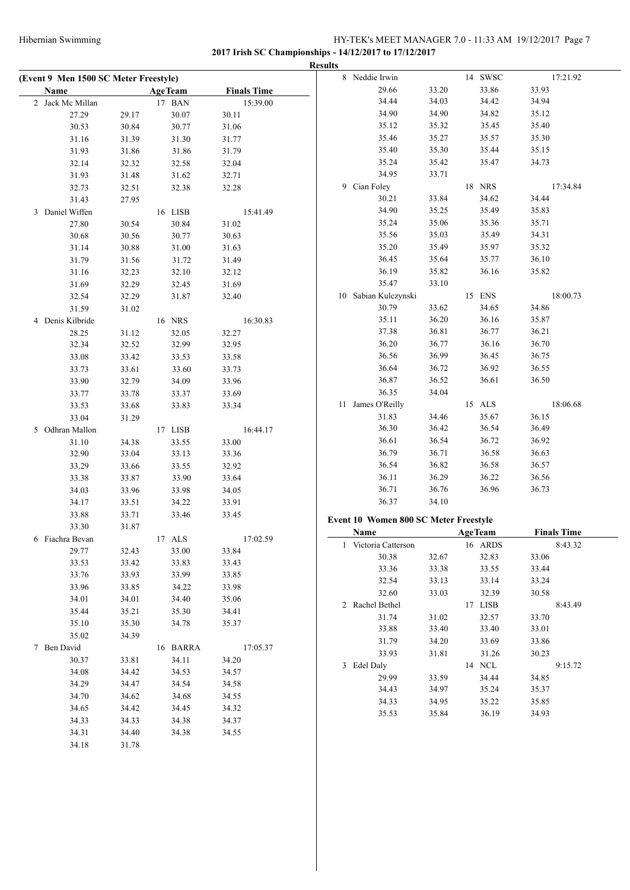**2017 Irish SC Championships - 14/12/2017 to 17/12/2017**

**Results**

### (Event 9 Men 1500 SC Meter Freestyle)

| Name | | AgeTeam | Finals Time |
|---|---|---|---|
| 2 Jack Mc Millan | | 17 BAN | 15:39.00 |
| 27.29 | 29.17 | 30.07 | 30.11 |
| 30.53 | 30.84 | 30.77 | 31.06 |
| 31.16 | 31.39 | 31.30 | 31.77 |
| 31.93 | 31.86 | 31.86 | 31.79 |
| 32.14 | 32.32 | 32.58 | 32.04 |
| 31.93 | 31.48 | 31.62 | 32.71 |
| 32.73 | 32.51 | 32.38 | 32.28 |
| 31.43 | 27.95 | | |
| 3 Daniel Wiffen | | 16 LISB | 15:41.49 |
| 27.80 | 30.54 | 30.84 | 31.02 |
| 30.68 | 30.56 | 30.77 | 30.63 |
| 31.14 | 30.88 | 31.00 | 31.63 |
| 31.79 | 31.56 | 31.72 | 31.49 |
| 31.16 | 32.23 | 32.10 | 32.12 |
| 31.69 | 32.29 | 32.45 | 31.69 |
| 32.54 | 32.29 | 31.87 | 32.40 |
| 31.59 | 31.02 | | |
| 4 Denis Kilbride | | 16 NRS | 16:30.83 |
| 28.25 | 31.12 | 32.05 | 32.27 |
| 32.34 | 32.52 | 32.99 | 32.95 |
| 33.08 | 33.42 | 33.53 | 33.58 |
| 33.73 | 33.61 | 33.60 | 33.73 |
| 33.90 | 32.79 | 34.09 | 33.96 |
| 33.77 | 33.78 | 33.37 | 33.69 |
| 33.53 | 33.68 | 33.83 | 33.34 |
| 33.04 | 31.29 | | |
| 5 Odhran Mallon | | 17 LISB | 16:44.17 |
| 31.10 | 34.38 | 33.55 | 33.00 |
| 32.90 | 33.04 | 33.13 | 33.36 |
| 33.29 | 33.66 | 33.55 | 32.92 |
| 33.38 | 33.87 | 33.90 | 33.64 |
| 34.03 | 33.96 | 33.98 | 34.05 |
| 34.17 | 33.51 | 34.22 | 33.91 |
| 33.88 | 33.71 | 33.46 | 33.45 |
| 33.30 | 31.87 | | |
| 6 Fiachra Bevan | | 17 ALS | 17:02.59 |
| 29.77 | 32.43 | 33.00 | 33.84 |
| 33.53 | 33.42 | 33.83 | 33.43 |
| 33.76 | 33.93 | 33.99 | 33.85 |
| 33.96 | 33.85 | 34.22 | 33.98 |
| 34.01 | 34.01 | 34.40 | 35.06 |
| 35.44 | 35.21 | 35.30 | 34.41 |
| 35.10 | 35.30 | 34.78 | 35.37 |
| 35.02 | 34.39 | | |
| 7 Ben David | | 16 BARRA | 17:05.37 |
| 30.37 | 33.81 | 34.11 | 34.20 |
| 34.08 | 34.42 | 34.53 | 34.57 |
| 34.29 | 34.47 | 34.54 | 34.58 |
| 34.70 | 34.62 | 34.68 | 34.55 |
| 34.65 | 34.42 | 34.45 | 34.32 |
| 34.33 | 34.33 | 34.38 | 34.37 |
| 34.31 | 34.40 | 34.38 | 34.55 |
| 34.18 | 31.78 | | |
| 8 Neddie Irwin | | 14 SWSC | 17:21.92 |
| 29.66 | 33.20 | 33.86 | 33.93 |
| 34.44 | 34.03 | 34.42 | 34.94 |
| 34.90 | 34.90 | 34.82 | 35.12 |
| 35.12 | 35.32 | 35.45 | 35.40 |
| 35.46 | 35.27 | 35.57 | 35.30 |
| 35.40 | 35.30 | 35.44 | 35.15 |
| 35.24 | 35.42 | 35.47 | 34.73 |
| 34.95 | 33.71 | | |
| 9 Cian Foley | | 18 NRS | 17:34.84 |
| 30.21 | 33.84 | 34.62 | 34.44 |
| 34.90 | 35.25 | 35.49 | 35.83 |
| 35.24 | 35.06 | 35.36 | 35.71 |
| 35.56 | 35.03 | 35.49 | 34.31 |
| 35.20 | 35.49 | 35.97 | 35.32 |
| 36.45 | 35.64 | 35.77 | 36.10 |
| 36.19 | 35.82 | 36.16 | 35.82 |
| 35.47 | 33.10 | | |
| 10 Sabian Kulczynski | | 15 ENS | 18:00.73 |
| 30.79 | 33.62 | 34.65 | 34.86 |
| 35.11 | 36.20 | 36.16 | 35.87 |
| 37.38 | 36.81 | 36.77 | 36.21 |
| 36.20 | 36.77 | 36.16 | 36.70 |
| 36.56 | 36.99 | 36.45 | 36.75 |
| 36.64 | 36.72 | 36.92 | 36.55 |
| 36.87 | 36.52 | 36.61 | 36.50 |
| 36.35 | 34.04 | | |
| 11 James O'Reilly | | 15 ALS | 18:06.68 |
| 31.83 | 34.46 | 35.67 | 36.15 |
| 36.30 | 36.42 | 36.54 | 36.49 |
| 36.61 | 36.54 | 36.72 | 36.92 |
| 36.79 | 36.71 | 36.58 | 36.63 |
| 36.54 | 36.82 | 36.58 | 36.57 |
| 36.11 | 36.29 | 36.22 | 36.56 |
| 36.71 | 36.76 | 36.96 | 36.73 |
| 36.37 | 34.10 | | |

### Event 10 Women 800 SC Meter Freestyle

| Name | | AgeTeam | Finals Time |
|---|---|---|---|
| 1 Victoria Catterson | | 16 ARDS | 8:43.32 |
| 30.38 | 32.67 | 32.83 | 33.06 |
| 33.36 | 33.38 | 33.55 | 33.44 |
| 32.54 | 33.13 | 33.14 | 33.24 |
| 32.60 | 33.03 | 32.39 | 30.58 |
| 2 Rachel Bethel | | 17 LISB | 8:43.49 |
| 31.74 | 31.02 | 32.57 | 33.70 |
| 33.88 | 33.40 | 33.40 | 33.01 |
| 31.79 | 34.20 | 33.69 | 33.86 |
| 33.93 | 31.81 | 31.26 | 30.23 |
| 3 Edel Daly | | 14 NCL | 9:15.72 |
| 29.99 | 33.59 | 34.44 | 34.85 |
| 34.43 | 34.97 | 35.24 | 35.37 |
| 34.33 | 34.95 | 35.22 | 35.85 |
| 35.53 | 35.84 | 36.19 | 34.93 |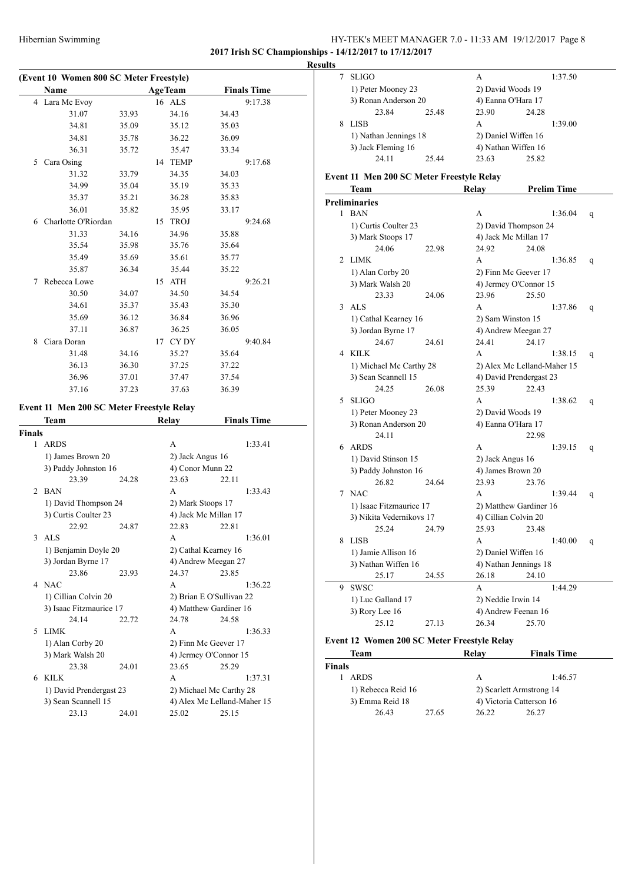**2017 Irish SC Championships - 14/12/2017 to 17/12/2017**

**Results**

### (Event 10 Women 800 SC Meter Freestyle)

| | Name | Age | Team | Finals Time |
|---|---|---|---|---|
| 4 | Lara Mc Evoy | 16 | ALS | 9:17.38 |
| | 31.07 33.93 34.16 34.43 | | | |
| | 34.81 35.09 35.12 35.03 | | | |
| | 34.81 35.78 36.22 36.09 | | | |
| | 36.31 35.72 35.47 33.34 | | | |
| 5 | Cara Osing | 14 | TEMP | 9:17.68 |
| | 31.32 33.79 34.35 34.03 | | | |
| | 34.99 35.04 35.19 35.33 | | | |
| | 35.37 35.21 36.28 35.83 | | | |
| | 36.01 35.82 35.95 33.17 | | | |
| 6 | Charlotte O'Riordan | 15 | TROJ | 9:24.68 |
| | 31.33 34.16 34.96 35.88 | | | |
| | 35.54 35.98 35.76 35.64 | | | |
| | 35.49 35.69 35.61 35.77 | | | |
| | 35.87 36.34 35.44 35.22 | | | |
| 7 | Rebecca Lowe | 15 | ATH | 9:26.21 |
| | 30.50 34.07 34.50 34.54 | | | |
| | 34.61 35.37 35.43 35.30 | | | |
| | 35.69 36.12 36.84 36.96 | | | |
| | 37.11 36.87 36.25 36.05 | | | |
| 8 | Ciara Doran | 17 | CY DY | 9:40.84 |
| | 31.48 34.16 35.27 35.64 | | | |
| | 36.13 36.30 37.25 37.22 | | | |
| | 36.96 37.01 37.47 37.54 | | | |
| | 37.16 37.23 37.63 36.39 | | | |

### Event 11 Men 200 SC Meter Freestyle Relay

| | Team | Relay | Finals Time |
|---|---|---|---|
| **Finals** | | | |
| 1 | ARDS | A | 1:33.41 |
| | 1) James Brown 20; 2) Jack Angus 16; 3) Paddy Johnston 16; 4) Conor Munn 22 | | |
| | 23.39 24.28 23.63 22.11 | | |
| 2 | BAN | A | 1:33.43 |
| | 1) David Thompson 24; 2) Mark Stoops 17; 3) Curtis Coulter 23; 4) Jack Mc Millan 17 | | |
| | 22.92 24.87 22.83 22.81 | | |
| 3 | ALS | A | 1:36.01 |
| | 1) Benjamin Doyle 20; 2) Cathal Kearney 16; 3) Jordan Byrne 17; 4) Andrew Meegan 27 | | |
| | 23.86 23.93 24.37 23.85 | | |
| 4 | NAC | A | 1:36.22 |
| | 1) Cillian Colvin 20; 2) Brian E O'Sullivan 22; 3) Isaac Fitzmaurice 17; 4) Matthew Gardiner 16 | | |
| | 24.14 22.72 24.78 24.58 | | |
| 5 | LIMK | A | 1:36.33 |
| | 1) Alan Corby 20; 2) Finn Mc Geever 17; 3) Mark Walsh 20; 4) Jermey O'Connor 15 | | |
| | 23.38 24.01 23.65 25.29 | | |
| 6 | KILK | A | 1:37.31 |
| | 1) David Prendergast 23; 2) Michael Mc Carthy 28; 3) Sean Scannell 15; 4) Alex Mc Lelland-Maher 15 | | |
| | 23.13 24.01 25.02 25.15 | | |
| 7 | SLIGO | A | 1:37.50 |
| | 1) Peter Mooney 23; 2) David Woods 19; 3) Ronan Anderson 20; 4) Eanna O'Hara 17 | | |
| | 23.84 25.48 23.90 24.28 | | |
| 8 | LISB | A | 1:39.00 |
| | 1) Nathan Jennings 18; 2) Daniel Wiffen 16; 3) Jack Fleming 16; 4) Nathan Wiffen 16 | | |
| | 24.11 25.44 23.63 25.82 | | |

### Event 11 Men 200 SC Meter Freestyle Relay

| | Team | Relay | Prelim Time | |
|---|---|---|---|---|
| **Preliminaries** | | | | |
| 1 | BAN | A | 1:36.04 | q |
| | 1) Curtis Coulter 23; 2) David Thompson 24; 3) Mark Stoops 17; 4) Jack Mc Millan 17 | | | |
| | 24.06 22.98 24.92 24.08 | | | |
| 2 | LIMK | A | 1:36.85 | q |
| | 1) Alan Corby 20; 2) Finn Mc Geever 17; 3) Mark Walsh 20; 4) Jermey O'Connor 15 | | | |
| | 23.33 24.06 23.96 25.50 | | | |
| 3 | ALS | A | 1:37.86 | q |
| | 1) Cathal Kearney 16; 2) Sam Winston 15; 3) Jordan Byrne 17; 4) Andrew Meegan 27 | | | |
| | 24.67 24.61 24.41 24.17 | | | |
| 4 | KILK | A | 1:38.15 | q |
| | 1) Michael Mc Carthy 28; 2) Alex Mc Lelland-Maher 15; 3) Sean Scannell 15; 4) David Prendergast 23 | | | |
| | 24.25 26.08 25.39 22.43 | | | |
| 5 | SLIGO | A | 1:38.62 | q |
| | 1) Peter Mooney 23; 2) David Woods 19; 3) Ronan Anderson 20; 4) Eanna O'Hara 17 | | | |
| | 24.11 22.98 | | | |
| 6 | ARDS | A | 1:39.15 | q |
| | 1) David Stinson 15; 2) Jack Angus 16; 3) Paddy Johnston 16; 4) James Brown 20 | | | |
| | 26.82 24.64 23.93 23.76 | | | |
| 7 | NAC | A | 1:39.44 | q |
| | 1) Isaac Fitzmaurice 17; 2) Matthew Gardiner 16; 3) Nikita Vedernikovs 17; 4) Cillian Colvin 20 | | | |
| | 25.24 24.79 25.93 23.48 | | | |
| 8 | LISB | A | 1:40.00 | q |
| | 1) Jamie Allison 16; 2) Daniel Wiffen 16; 3) Nathan Wiffen 16; 4) Nathan Jennings 18 | | | |
| | 25.17 24.55 26.18 24.10 | | | |
| 9 | SWSC | A | 1:44.29 | |
| | 1) Luc Galland 17; 2) Neddie Irwin 14; 3) Rory Lee 16; 4) Andrew Feenan 16 | | | |
| | 25.12 27.13 26.34 25.70 | | | |

### Event 12 Women 200 SC Meter Freestyle Relay

| | Team | Relay | Finals Time |
|---|---|---|---|
| **Finals** | | | |
| 1 | ARDS | A | 1:46.57 |
| | 1) Rebecca Reid 16; 2) Scarlett Armstrong 14; 3) Emma Reid 18; 4) Victoria Catterson 16 | | |
| | 26.43 27.65 26.22 26.27 | | |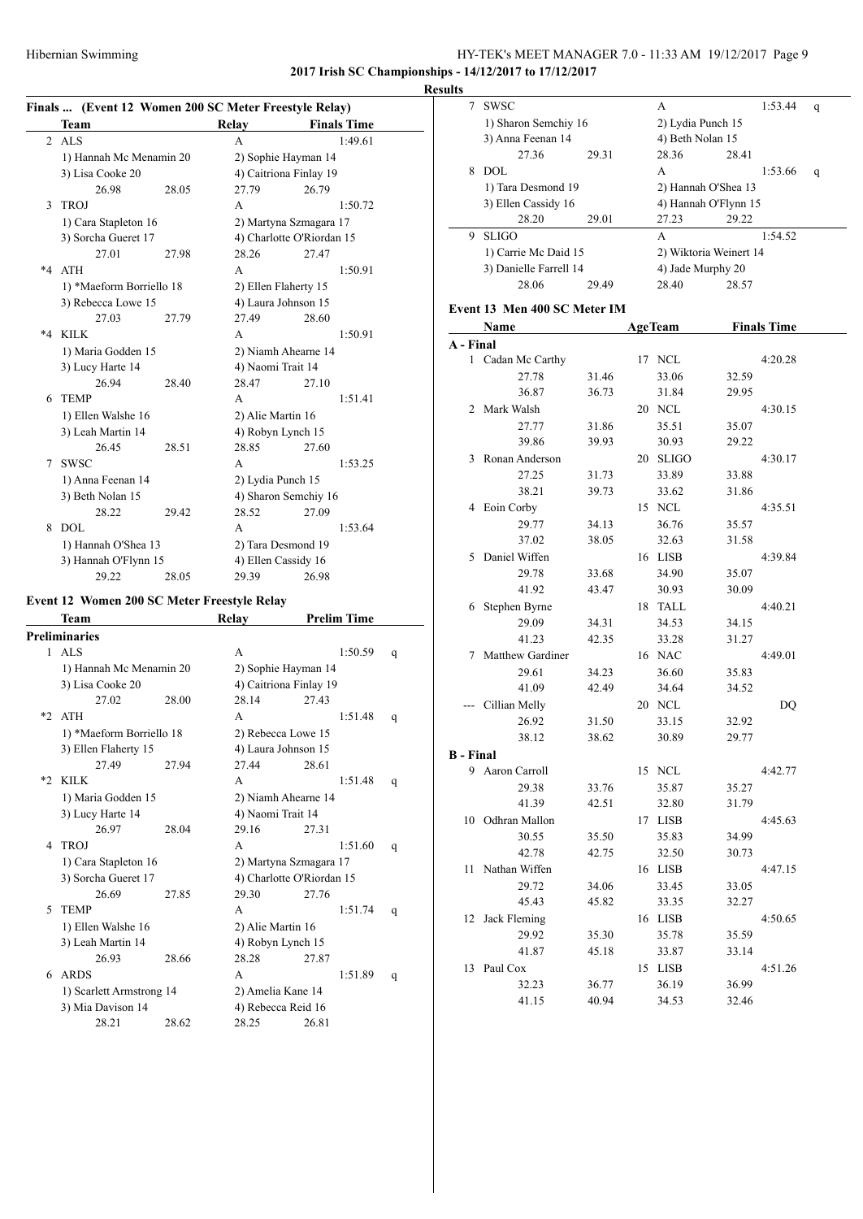## Finals ... (Event 12 Women 200 SC Meter Freestyle Relay)

| | Team | Relay | Finals Time |
|---|---|---|---|
| 2 | ALS | A | 1:49.61 |
| | 1) Hannah Mc Menamin 20 | 2) Sophie Hayman 14 | |
| | 3) Lisa Cooke 20 | 4) Caitriona Finlay 19 | |
| | 26.98 28.05 | 27.79 26.79 | |
| 3 | TROJ | A | 1:50.72 |
| | 1) Cara Stapleton 16 | 2) Martyna Szmagara 17 | |
| | 3) Sorcha Gueret 17 | 4) Charlotte O'Riordan 15 | |
| | 27.01 27.98 | 28.26 27.47 | |
| *4 | ATH | A | 1:50.91 |
| | 1) *Maeform Borriello 18 | 2) Ellen Flaherty 15 | |
| | 3) Rebecca Lowe 15 | 4) Laura Johnson 15 | |
| | 27.03 27.79 | 27.49 28.60 | |
| *4 | KILK | A | 1:50.91 |
| | 1) Maria Godden 15 | 2) Niamh Ahearne 14 | |
| | 3) Lucy Harte 14 | 4) Naomi Trait 14 | |
| | 26.94 28.40 | 28.47 27.10 | |
| 6 | TEMP | A | 1:51.41 |
| | 1) Ellen Walshe 16 | 2) Alie Martin 16 | |
| | 3) Leah Martin 14 | 4) Robyn Lynch 15 | |
| | 26.45 28.51 | 28.85 27.60 | |
| 7 | SWSC | A | 1:53.25 |
| | 1) Anna Feenan 14 | 2) Lydia Punch 15 | |
| | 3) Beth Nolan 15 | 4) Sharon Semchiy 16 | |
| | 28.22 29.42 | 28.52 27.09 | |
| 8 | DOL | A | 1:53.64 |
| | 1) Hannah O'Shea 13 | 2) Tara Desmond 19 | |
| | 3) Hannah O'Flynn 15 | 4) Ellen Cassidy 16 | |
| | 29.22 28.05 | 29.39 26.98 | |

## Event 12 Women 200 SC Meter Freestyle Relay

| | Team | Relay | Prelim Time | |
|---|---|---|---|---|
| **Preliminaries** | | | | |
| 1 | ALS | A | 1:50.59 | q |
| | 1) Hannah Mc Menamin 20 | 2) Sophie Hayman 14 | | |
| | 3) Lisa Cooke 20 | 4) Caitriona Finlay 19 | | |
| | 27.02 28.00 | 28.14 27.43 | | |
| *2 | ATH | A | 1:51.48 | q |
| | 1) *Maeform Borriello 18 | 2) Rebecca Lowe 15 | | |
| | 3) Ellen Flaherty 15 | 4) Laura Johnson 15 | | |
| | 27.49 27.94 | 27.44 28.61 | | |
| *2 | KILK | A | 1:51.48 | q |
| | 1) Maria Godden 15 | 2) Niamh Ahearne 14 | | |
| | 3) Lucy Harte 14 | 4) Naomi Trait 14 | | |
| | 26.97 28.04 | 29.16 27.31 | | |
| 4 | TROJ | A | 1:51.60 | q |
| | 1) Cara Stapleton 16 | 2) Martyna Szmagara 17 | | |
| | 3) Sorcha Gueret 17 | 4) Charlotte O'Riordan 15 | | |
| | 26.69 27.85 | 29.30 27.76 | | |
| 5 | TEMP | A | 1:51.74 | q |
| | 1) Ellen Walshe 16 | 2) Alie Martin 16 | | |
| | 3) Leah Martin 14 | 4) Robyn Lynch 15 | | |
| | 26.93 28.66 | 28.28 27.87 | | |
| 6 | ARDS | A | 1:51.89 | q |
| | 1) Scarlett Armstrong 14 | 2) Amelia Kane 14 | | |
| | 3) Mia Davison 14 | 4) Rebecca Reid 16 | | |
| | 28.21 28.62 | 28.25 26.81 | | |
| 7 | SWSC | A | 1:53.44 | q |
| | 1) Sharon Semchiy 16 | 2) Lydia Punch 15 | | |
| | 3) Anna Feenan 14 | 4) Beth Nolan 15 | | |
| | 27.36 29.31 | 28.36 28.41 | | |
| 8 | DOL | A | 1:53.66 | q |
| | 1) Tara Desmond 19 | 2) Hannah O'Shea 13 | | |
| | 3) Ellen Cassidy 16 | 4) Hannah O'Flynn 15 | | |
| | 28.20 29.01 | 27.23 29.22 | | |
| 9 | SLIGO | A | 1:54.52 | |
| | 1) Carrie Mc Daid 15 | 2) Wiktoria Weinert 14 | | |
| | 3) Danielle Farrell 14 | 4) Jade Murphy 20 | | |
| | 28.06 29.49 | 28.40 28.57 | | |

## Event 13 Men 400 SC Meter IM

| | Name | Age | Team | Finals Time |
|---|---|---|---|---|
| **A - Final** | | | | |
| 1 | Cadan Mc Carthy | 17 | NCL | 4:20.28 |
| | 27.78 31.46 33.06 32.59 | | | |
| | 36.87 36.73 31.84 29.95 | | | |
| 2 | Mark Walsh | 20 | NCL | 4:30.15 |
| | 27.77 31.86 35.51 35.07 | | | |
| | 39.86 39.93 30.93 29.22 | | | |
| 3 | Ronan Anderson | 20 | SLIGO | 4:30.17 |
| | 27.25 31.73 33.89 33.88 | | | |
| | 38.21 39.73 33.62 31.86 | | | |
| 4 | Eoin Corby | 15 | NCL | 4:35.51 |
| | 29.77 34.13 36.76 35.57 | | | |
| | 37.02 38.05 32.63 31.58 | | | |
| 5 | Daniel Wiffen | 16 | LISB | 4:39.84 |
| | 29.78 33.68 34.90 35.07 | | | |
| | 41.92 43.47 30.93 30.09 | | | |
| 6 | Stephen Byrne | 18 | TALL | 4:40.21 |
| | 29.09 34.31 34.53 34.15 | | | |
| | 41.23 42.35 33.28 31.27 | | | |
| 7 | Matthew Gardiner | 16 | NAC | 4:49.01 |
| | 29.61 34.23 36.60 35.83 | | | |
| | 41.09 42.49 34.64 34.52 | | | |
| --- | Cillian Melly | 20 | NCL | DQ |
| | 26.92 31.50 33.15 32.92 | | | |
| | 38.12 38.62 30.89 29.77 | | | |
| **B - Final** | | | | |
| 9 | Aaron Carroll | 15 | NCL | 4:42.77 |
| | 29.38 33.76 35.87 35.27 | | | |
| | 41.39 42.51 32.80 31.79 | | | |
| 10 | Odhran Mallon | 17 | LISB | 4:45.63 |
| | 30.55 35.50 35.83 34.99 | | | |
| | 42.78 42.75 32.50 30.73 | | | |
| 11 | Nathan Wiffen | 16 | LISB | 4:47.15 |
| | 29.72 34.06 33.45 33.05 | | | |
| | 45.43 45.82 33.35 32.27 | | | |
| 12 | Jack Fleming | 16 | LISB | 4:50.65 |
| | 29.92 35.30 35.78 35.59 | | | |
| | 41.87 45.18 33.87 33.14 | | | |
| 13 | Paul Cox | 15 | LISB | 4:51.26 |
| | 32.23 36.77 36.19 36.99 | | | |
| | 41.15 40.94 34.53 32.46 | | | |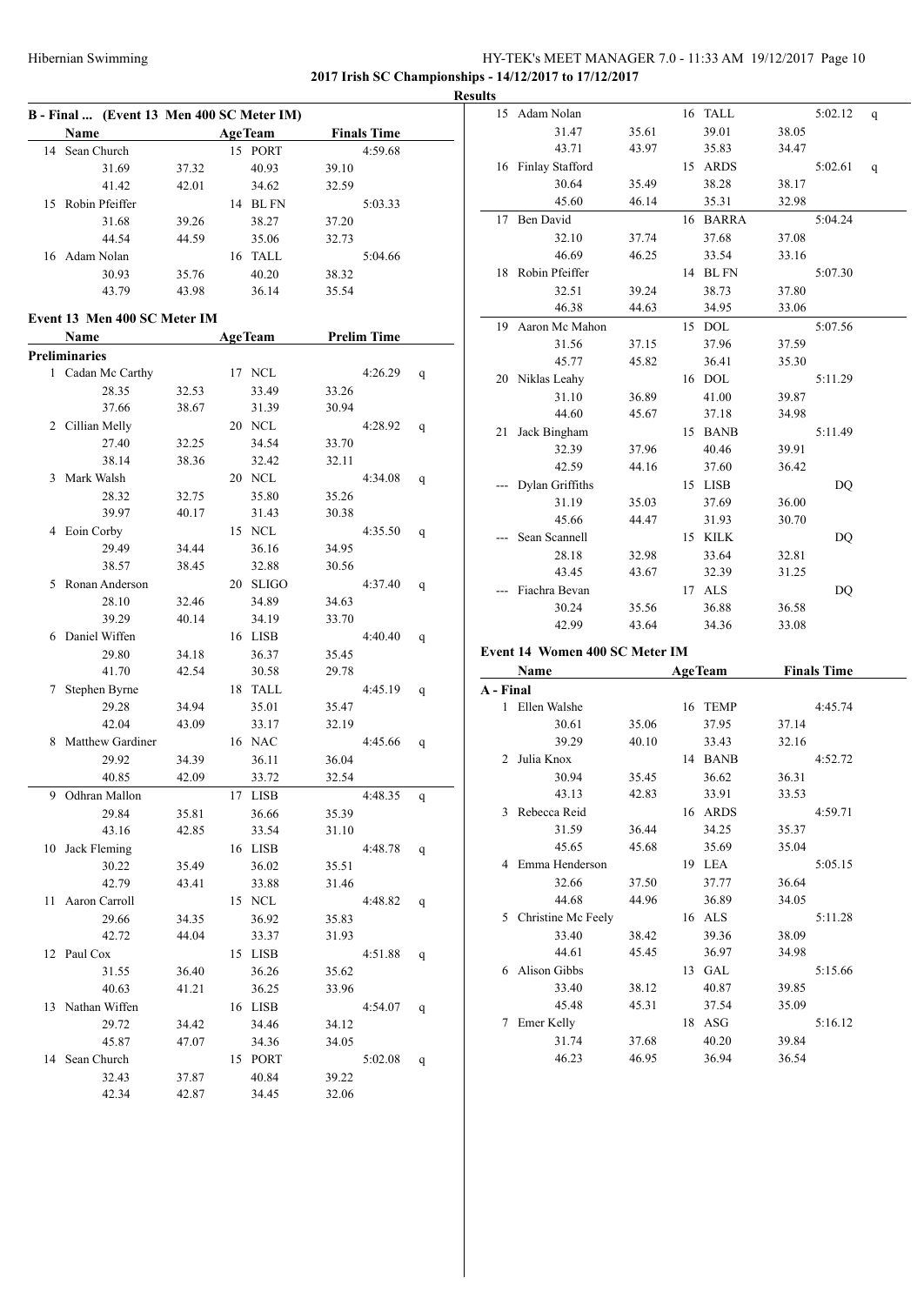**2017 Irish SC Championships - 14/12/2017 to 17/12/2017**

**Results**

## B - Final ... (Event 13 Men 400 SC Meter IM)

| | Name | Age | Team | Finals Time |
|---|---|---|---|---|
| 14 | Sean Church | 15 | PORT | 4:59.68 |
| | 31.69 37.32 40.93 39.10 | | | |
| | 41.42 42.01 34.62 32.59 | | | |
| 15 | Robin Pfeiffer | 14 | BL FN | 5:03.33 |
| | 31.68 39.26 38.27 37.20 | | | |
| | 44.54 44.59 35.06 32.73 | | | |
| 16 | Adam Nolan | 16 | TALL | 5:04.66 |
| | 30.93 35.76 40.20 38.32 | | | |
| | 43.79 43.98 36.14 35.54 | | | |

## Event 13 Men 400 SC Meter IM

| | Name | Age | Team | Prelim Time | |
|---|---|---|---|---|---|
| **Preliminaries** | | | | | |
| 1 | Cadan Mc Carthy | 17 | NCL | 4:26.29 | q |
| | 28.35 32.53 33.49 33.26 | | | | |
| | 37.66 38.67 31.39 30.94 | | | | |
| 2 | Cillian Melly | 20 | NCL | 4:28.92 | q |
| | 27.40 32.25 34.54 33.70 | | | | |
| | 38.14 38.36 32.42 32.11 | | | | |
| 3 | Mark Walsh | 20 | NCL | 4:34.08 | q |
| | 28.32 32.75 35.80 35.26 | | | | |
| | 39.97 40.17 31.43 30.38 | | | | |
| 4 | Eoin Corby | 15 | NCL | 4:35.50 | q |
| | 29.49 34.44 36.16 34.95 | | | | |
| | 38.57 38.45 32.88 30.56 | | | | |
| 5 | Ronan Anderson | 20 | SLIGO | 4:37.40 | q |
| | 28.10 32.46 34.89 34.63 | | | | |
| | 39.29 40.14 34.19 33.70 | | | | |
| 6 | Daniel Wiffen | 16 | LISB | 4:40.40 | q |
| | 29.80 34.18 36.37 35.45 | | | | |
| | 41.70 42.54 30.58 29.78 | | | | |
| 7 | Stephen Byrne | 18 | TALL | 4:45.19 | q |
| | 29.28 34.94 35.01 35.47 | | | | |
| | 42.04 43.09 33.17 32.19 | | | | |
| 8 | Matthew Gardiner | 16 | NAC | 4:45.66 | q |
| | 29.92 34.39 36.11 36.04 | | | | |
| | 40.85 42.09 33.72 32.54 | | | | |
| 9 | Odhran Mallon | 17 | LISB | 4:48.35 | q |
| | 29.84 35.81 36.66 35.39 | | | | |
| | 43.16 42.85 33.54 31.10 | | | | |
| 10 | Jack Fleming | 16 | LISB | 4:48.78 | q |
| | 30.22 35.49 36.02 35.51 | | | | |
| | 42.79 43.41 33.88 31.46 | | | | |
| 11 | Aaron Carroll | 15 | NCL | 4:48.82 | q |
| | 29.66 34.35 36.92 35.83 | | | | |
| | 42.72 44.04 33.37 31.93 | | | | |
| 12 | Paul Cox | 15 | LISB | 4:51.88 | q |
| | 31.55 36.40 36.26 35.62 | | | | |
| | 40.63 41.21 36.25 33.96 | | | | |
| 13 | Nathan Wiffen | 16 | LISB | 4:54.07 | q |
| | 29.72 34.42 34.46 34.12 | | | | |
| | 45.87 47.07 34.36 34.05 | | | | |
| 14 | Sean Church | 15 | PORT | 5:02.08 | q |
| | 32.43 37.87 40.84 39.22 | | | | |
| | 42.34 42.87 34.45 32.06 | | | | |
| 15 | Adam Nolan | 16 | TALL | 5:02.12 | q |
| | 31.47 35.61 39.01 38.05 | | | | |
| | 43.71 43.97 35.83 34.47 | | | | |
| 16 | Finlay Stafford | 15 | ARDS | 5:02.61 | q |
| | 30.64 35.49 38.28 38.17 | | | | |
| | 45.60 46.14 35.31 32.98 | | | | |
| 17 | Ben David | 16 | BARRA | 5:04.24 | |
| | 32.10 37.74 37.68 37.08 | | | | |
| | 46.69 46.25 33.54 33.16 | | | | |
| 18 | Robin Pfeiffer | 14 | BL FN | 5:07.30 | |
| | 32.51 39.24 38.73 37.80 | | | | |
| | 46.38 44.63 34.95 33.06 | | | | |
| 19 | Aaron Mc Mahon | 15 | DOL | 5:07.56 | |
| | 31.56 37.15 37.96 37.59 | | | | |
| | 45.77 45.82 36.41 35.30 | | | | |
| 20 | Niklas Leahy | 16 | DOL | 5:11.29 | |
| | 31.10 36.89 41.00 39.87 | | | | |
| | 44.60 45.67 37.18 34.98 | | | | |
| 21 | Jack Bingham | 15 | BANB | 5:11.49 | |
| | 32.39 37.96 40.46 39.91 | | | | |
| | 42.59 44.16 37.60 36.42 | | | | |
| --- | Dylan Griffiths | 15 | LISB | DQ | |
| | 31.19 35.03 37.69 36.00 | | | | |
| | 45.66 44.47 31.93 30.70 | | | | |
| --- | Sean Scannell | 15 | KILK | DQ | |
| | 28.18 32.98 33.64 32.81 | | | | |
| | 43.45 43.67 32.39 31.25 | | | | |
| --- | Fiachra Bevan | 17 | ALS | DQ | |
| | 30.24 35.56 36.88 36.58 | | | | |
| | 42.99 43.64 34.36 33.08 | | | | |

## Event 14 Women 400 SC Meter IM

| | Name | Age | Team | Finals Time |
|---|---|---|---|---|
| **A - Final** | | | | |
| 1 | Ellen Walshe | 16 | TEMP | 4:45.74 |
| | 30.61 35.06 37.95 37.14 | | | |
| | 39.29 40.10 33.43 32.16 | | | |
| 2 | Julia Knox | 14 | BANB | 4:52.72 |
| | 30.94 35.45 36.62 36.31 | | | |
| | 43.13 42.83 33.91 33.53 | | | |
| 3 | Rebecca Reid | 16 | ARDS | 4:59.71 |
| | 31.59 36.44 34.25 35.37 | | | |
| | 45.65 45.68 35.69 35.04 | | | |
| 4 | Emma Henderson | 19 | LEA | 5:05.15 |
| | 32.66 37.50 37.77 36.64 | | | |
| | 44.68 44.96 36.89 34.05 | | | |
| 5 | Christine Mc Feely | 16 | ALS | 5:11.28 |
| | 33.40 38.42 39.36 38.09 | | | |
| | 44.61 45.45 36.97 34.98 | | | |
| 6 | Alison Gibbs | 13 | GAL | 5:15.66 |
| | 33.40 38.12 40.87 39.85 | | | |
| | 45.48 45.31 37.54 35.09 | | | |
| 7 | Emer Kelly | 18 | ASG | 5:16.12 |
| | 31.74 37.68 40.20 39.84 | | | |
| | 46.23 46.95 36.94 36.54 | | | |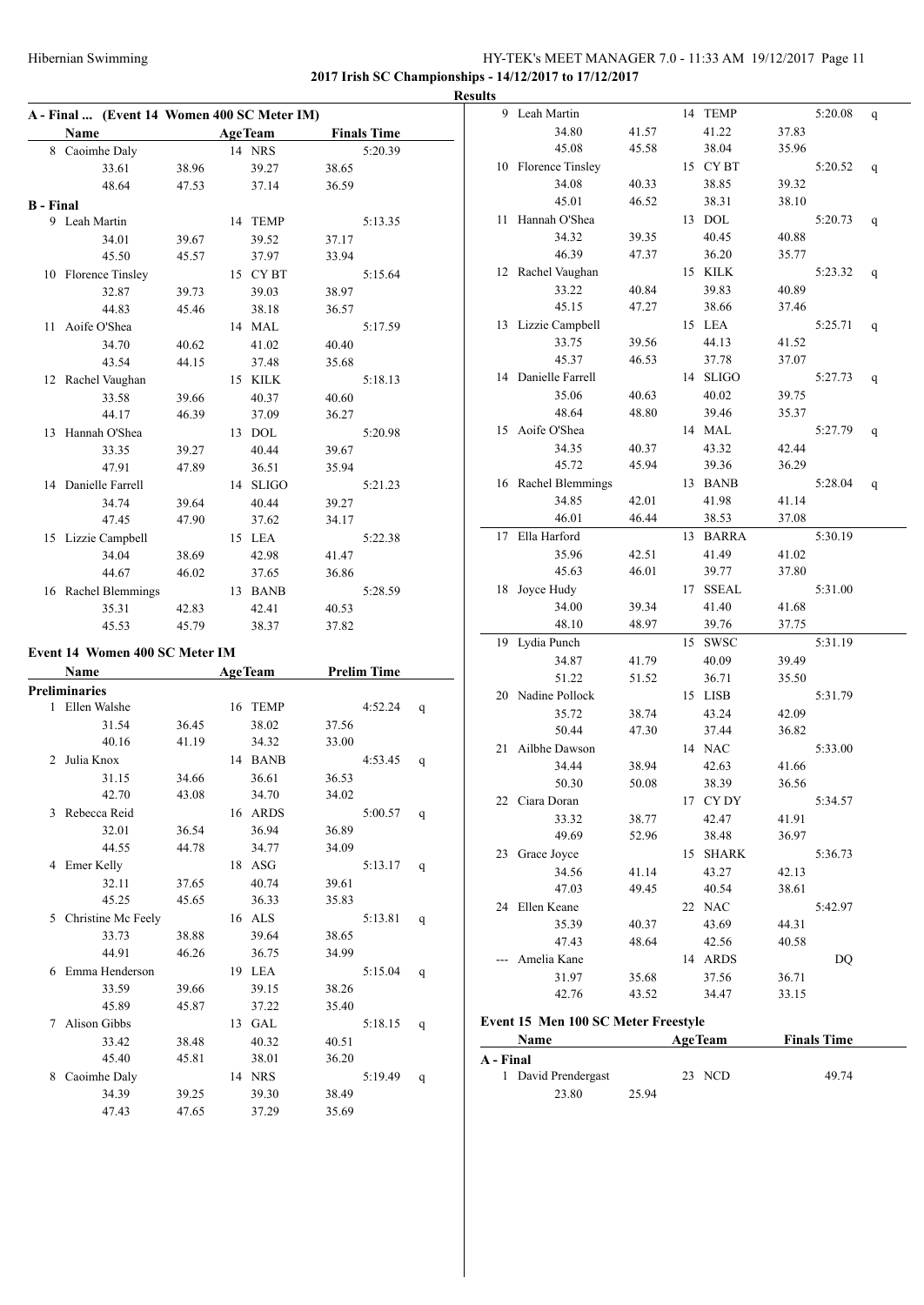**2017 Irish SC Championships - 14/12/2017 to 17/12/2017**

**Results**

### A - Final ... (Event 14 Women 400 SC Meter IM)

| Name | | AgeTeam | | Finals Time |
|---|---|---|---|---|
| 8 Caoimhe Daly | | 14 NRS | | 5:20.39 |
| 33.61 | 38.96 | 39.27 | 38.65 | |
| 48.64 | 47.53 | 37.14 | 36.59 | |

**B - Final**

| Name | | AgeTeam | | Finals Time |
|---|---|---|---|---|
| 9 Leah Martin | | 14 TEMP | | 5:13.35 |
| 34.01 | 39.67 | 39.52 | 37.17 | |
| 45.50 | 45.57 | 37.97 | 33.94 | |
| 10 Florence Tinsley | | 15 CY BT | | 5:15.64 |
| 32.87 | 39.73 | 39.03 | 38.97 | |
| 44.83 | 45.46 | 38.18 | 36.57 | |
| 11 Aoife O'Shea | | 14 MAL | | 5:17.59 |
| 34.70 | 40.62 | 41.02 | 40.40 | |
| 43.54 | 44.15 | 37.48 | 35.68 | |
| 12 Rachel Vaughan | | 15 KILK | | 5:18.13 |
| 33.58 | 39.66 | 40.37 | 40.60 | |
| 44.17 | 46.39 | 37.09 | 36.27 | |
| 13 Hannah O'Shea | | 13 DOL | | 5:20.98 |
| 33.35 | 39.27 | 40.44 | 39.67 | |
| 47.91 | 47.89 | 36.51 | 35.94 | |
| 14 Danielle Farrell | | 14 SLIGO | | 5:21.23 |
| 34.74 | 39.64 | 40.44 | 39.27 | |
| 47.45 | 47.90 | 37.62 | 34.17 | |
| 15 Lizzie Campbell | | 15 LEA | | 5:22.38 |
| 34.04 | 38.69 | 42.98 | 41.47 | |
| 44.67 | 46.02 | 37.65 | 36.86 | |
| 16 Rachel Blemmings | | 13 BANB | | 5:28.59 |
| 35.31 | 42.83 | 42.41 | 40.53 | |
| 45.53 | 45.79 | 38.37 | 37.82 | |

### Event 14 Women 400 SC Meter IM

**Preliminaries**

| Name | | AgeTeam | | Prelim Time | |
|---|---|---|---|---|---|
| 1 Ellen Walshe | | 16 TEMP | | 4:52.24 | q |
| 31.54 | 36.45 | 38.02 | 37.56 | | |
| 40.16 | 41.19 | 34.32 | 33.00 | | |
| 2 Julia Knox | | 14 BANB | | 4:53.45 | q |
| 31.15 | 34.66 | 36.61 | 36.53 | | |
| 42.70 | 43.08 | 34.70 | 34.02 | | |
| 3 Rebecca Reid | | 16 ARDS | | 5:00.57 | q |
| 32.01 | 36.54 | 36.94 | 36.89 | | |
| 44.55 | 44.78 | 34.77 | 34.09 | | |
| 4 Emer Kelly | | 18 ASG | | 5:13.17 | q |
| 32.11 | 37.65 | 40.74 | 39.61 | | |
| 45.25 | 45.65 | 36.33 | 35.83 | | |
| 5 Christine Mc Feely | | 16 ALS | | 5:13.81 | q |
| 33.73 | 38.88 | 39.64 | 38.65 | | |
| 44.91 | 46.26 | 36.75 | 34.99 | | |
| 6 Emma Henderson | | 19 LEA | | 5:15.04 | q |
| 33.59 | 39.66 | 39.15 | 38.26 | | |
| 45.89 | 45.87 | 37.22 | 35.40 | | |
| 7 Alison Gibbs | | 13 GAL | | 5:18.15 | q |
| 33.42 | 38.48 | 40.32 | 40.51 | | |
| 45.40 | 45.81 | 38.01 | 36.20 | | |
| 8 Caoimhe Daly | | 14 NRS | | 5:19.49 | q |
| 34.39 | 39.25 | 39.30 | 38.49 | | |
| 47.43 | 47.65 | 37.29 | 35.69 | | |
| 9 Leah Martin | | 14 TEMP | | 5:20.08 | q |
| 34.80 | 41.57 | 41.22 | 37.83 | | |
| 45.08 | 45.58 | 38.04 | 35.96 | | |
| 10 Florence Tinsley | | 15 CY BT | | 5:20.52 | q |
| 34.08 | 40.33 | 38.85 | 39.32 | | |
| 45.01 | 46.52 | 38.31 | 38.10 | | |
| 11 Hannah O'Shea | | 13 DOL | | 5:20.73 | q |
| 34.32 | 39.35 | 40.45 | 40.88 | | |
| 46.39 | 47.37 | 36.20 | 35.77 | | |
| 12 Rachel Vaughan | | 15 KILK | | 5:23.32 | q |
| 33.22 | 40.84 | 39.83 | 40.89 | | |
| 45.15 | 47.27 | 38.66 | 37.46 | | |
| 13 Lizzie Campbell | | 15 LEA | | 5:25.71 | q |
| 33.75 | 39.56 | 44.13 | 41.52 | | |
| 45.37 | 46.53 | 37.78 | 37.07 | | |
| 14 Danielle Farrell | | 14 SLIGO | | 5:27.73 | q |
| 35.06 | 40.63 | 40.02 | 39.75 | | |
| 48.64 | 48.80 | 39.46 | 35.37 | | |
| 15 Aoife O'Shea | | 14 MAL | | 5:27.79 | q |
| 34.35 | 40.37 | 43.32 | 42.44 | | |
| 45.72 | 45.94 | 39.36 | 36.29 | | |
| 16 Rachel Blemmings | | 13 BANB | | 5:28.04 | q |
| 34.85 | 42.01 | 41.98 | 41.14 | | |
| 46.01 | 46.44 | 38.53 | 37.08 | | |
| 17 Ella Harford | | 13 BARRA | | 5:30.19 | |
| 35.96 | 42.51 | 41.49 | 41.02 | | |
| 45.63 | 46.01 | 39.77 | 37.80 | | |
| 18 Joyce Hudy | | 17 SSEAL | | 5:31.00 | |
| 34.00 | 39.34 | 41.40 | 41.68 | | |
| 48.10 | 48.97 | 39.76 | 37.75 | | |
| 19 Lydia Punch | | 15 SWSC | | 5:31.19 | |
| 34.87 | 41.79 | 40.09 | 39.49 | | |
| 51.22 | 51.52 | 36.71 | 35.50 | | |
| 20 Nadine Pollock | | 15 LISB | | 5:31.79 | |
| 35.72 | 38.74 | 43.24 | 42.09 | | |
| 50.44 | 47.30 | 37.44 | 36.82 | | |
| 21 Ailbhe Dawson | | 14 NAC | | 5:33.00 | |
| 34.44 | 38.94 | 42.63 | 41.66 | | |
| 50.30 | 50.08 | 38.39 | 36.56 | | |
| 22 Ciara Doran | | 17 CY DY | | 5:34.57 | |
| 33.32 | 38.77 | 42.47 | 41.91 | | |
| 49.69 | 52.96 | 38.48 | 36.97 | | |
| 23 Grace Joyce | | 15 SHARK | | 5:36.73 | |
| 34.56 | 41.14 | 43.27 | 42.13 | | |
| 47.03 | 49.45 | 40.54 | 38.61 | | |
| 24 Ellen Keane | | 22 NAC | | 5:42.97 | |
| 35.39 | 40.37 | 43.69 | 44.31 | | |
| 47.43 | 48.64 | 42.56 | 40.58 | | |
| --- Amelia Kane | | 14 ARDS | | DQ | |
| 31.97 | 35.68 | 37.56 | 36.71 | | |
| 42.76 | 43.52 | 34.47 | 33.15 | | |

### Event 15 Men 100 SC Meter Freestyle

**A - Final**

| Name | | AgeTeam | Finals Time |
|---|---|---|---|
| 1 David Prendergast | | 23 NCD | 49.74 |
| 23.80 | 25.94 | | |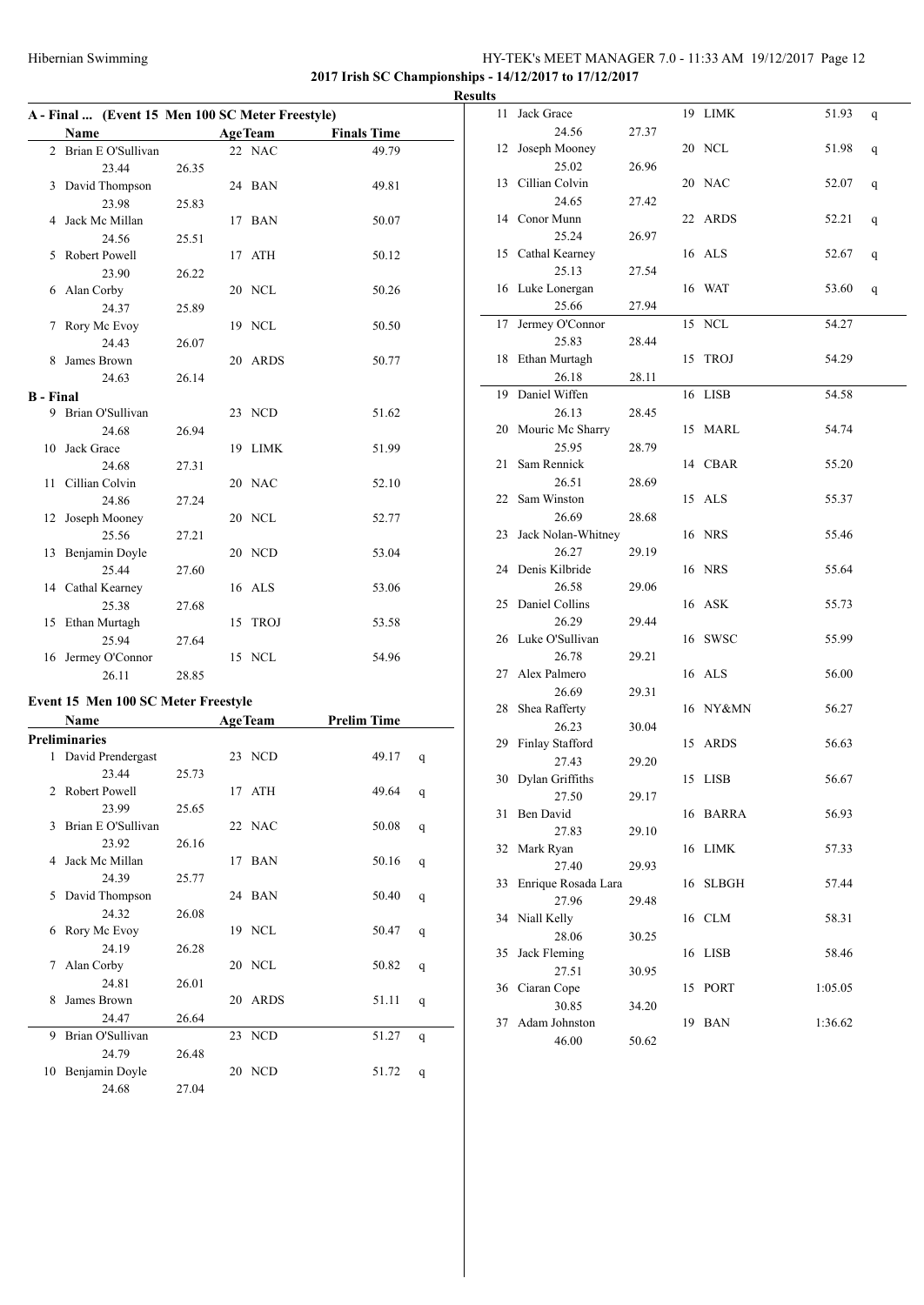**2017 Irish SC Championships - 14/12/2017 to 17/12/2017**

**Results**

## A - Final ... (Event 15 Men 100 SC Meter Freestyle)

| | Name | | Age | Team | Finals Time |
|---|---|---|---|---|---|
| 2 | Brian E O'Sullivan | | 22 | NAC | 49.79 |
| | 23.44 | 26.35 | | | |
| 3 | David Thompson | | 24 | BAN | 49.81 |
| | 23.98 | 25.83 | | | |
| 4 | Jack Mc Millan | | 17 | BAN | 50.07 |
| | 24.56 | 25.51 | | | |
| 5 | Robert Powell | | 17 | ATH | 50.12 |
| | 23.90 | 26.22 | | | |
| 6 | Alan Corby | | 20 | NCL | 50.26 |
| | 24.37 | 25.89 | | | |
| 7 | Rory Mc Evoy | | 19 | NCL | 50.50 |
| | 24.43 | 26.07 | | | |
| 8 | James Brown | | 20 | ARDS | 50.77 |
| | 24.63 | 26.14 | | | |

## B - Final

| | Name | | Age | Team | Finals Time |
|---|---|---|---|---|---|
| 9 | Brian O'Sullivan | | 23 | NCD | 51.62 |
| | 24.68 | 26.94 | | | |
| 10 | Jack Grace | | 19 | LIMK | 51.99 |
| | 24.68 | 27.31 | | | |
| 11 | Cillian Colvin | | 20 | NAC | 52.10 |
| | 24.86 | 27.24 | | | |
| 12 | Joseph Mooney | | 20 | NCL | 52.77 |
| | 25.56 | 27.21 | | | |
| 13 | Benjamin Doyle | | 20 | NCD | 53.04 |
| | 25.44 | 27.60 | | | |
| 14 | Cathal Kearney | | 16 | ALS | 53.06 |
| | 25.38 | 27.68 | | | |
| 15 | Ethan Murtagh | | 15 | TROJ | 53.58 |
| | 25.94 | 27.64 | | | |
| 16 | Jermey O'Connor | | 15 | NCL | 54.96 |
| | 26.11 | 28.85 | | | |

## Event 15 Men 100 SC Meter Freestyle

### Preliminaries

| | Name | | Age | Team | Prelim Time | |
|---|---|---|---|---|---|---|
| 1 | David Prendergast | | 23 | NCD | 49.17 | q |
| | 23.44 | 25.73 | | | | |
| 2 | Robert Powell | | 17 | ATH | 49.64 | q |
| | 23.99 | 25.65 | | | | |
| 3 | Brian E O'Sullivan | | 22 | NAC | 50.08 | q |
| | 23.92 | 26.16 | | | | |
| 4 | Jack Mc Millan | | 17 | BAN | 50.16 | q |
| | 24.39 | 25.77 | | | | |
| 5 | David Thompson | | 24 | BAN | 50.40 | q |
| | 24.32 | 26.08 | | | | |
| 6 | Rory Mc Evoy | | 19 | NCL | 50.47 | q |
| | 24.19 | 26.28 | | | | |
| 7 | Alan Corby | | 20 | NCL | 50.82 | q |
| | 24.81 | 26.01 | | | | |
| 8 | James Brown | | 20 | ARDS | 51.11 | q |
| | 24.47 | 26.64 | | | | |
| 9 | Brian O'Sullivan | | 23 | NCD | 51.27 | q |
| | 24.79 | 26.48 | | | | |
| 10 | Benjamin Doyle | | 20 | NCD | 51.72 | q |
| | 24.68 | 27.04 | | | | |
| 11 | Jack Grace | | 19 | LIMK | 51.93 | q |
| | 24.56 | 27.37 | | | | |
| 12 | Joseph Mooney | | 20 | NCL | 51.98 | q |
| | 25.02 | 26.96 | | | | |
| 13 | Cillian Colvin | | 20 | NAC | 52.07 | q |
| | 24.65 | 27.42 | | | | |
| 14 | Conor Munn | | 22 | ARDS | 52.21 | q |
| | 25.24 | 26.97 | | | | |
| 15 | Cathal Kearney | | 16 | ALS | 52.67 | q |
| | 25.13 | 27.54 | | | | |
| 16 | Luke Lonergan | | 16 | WAT | 53.60 | q |
| | 25.66 | 27.94 | | | | |
| 17 | Jermey O'Connor | | 15 | NCL | 54.27 | |
| | 25.83 | 28.44 | | | | |
| 18 | Ethan Murtagh | | 15 | TROJ | 54.29 | |
| | 26.18 | 28.11 | | | | |
| 19 | Daniel Wiffen | | 16 | LISB | 54.58 | |
| | 26.13 | 28.45 | | | | |
| 20 | Mouric Mc Sharry | | 15 | MARL | 54.74 | |
| | 25.95 | 28.79 | | | | |
| 21 | Sam Rennick | | 14 | CBAR | 55.20 | |
| | 26.51 | 28.69 | | | | |
| 22 | Sam Winston | | 15 | ALS | 55.37 | |
| | 26.69 | 28.68 | | | | |
| 23 | Jack Nolan-Whitney | | 16 | NRS | 55.46 | |
| | 26.27 | 29.19 | | | | |
| 24 | Denis Kilbride | | 16 | NRS | 55.64 | |
| | 26.58 | 29.06 | | | | |
| 25 | Daniel Collins | | 16 | ASK | 55.73 | |
| | 26.29 | 29.44 | | | | |
| 26 | Luke O'Sullivan | | 16 | SWSC | 55.99 | |
| | 26.78 | 29.21 | | | | |
| 27 | Alex Palmero | | 16 | ALS | 56.00 | |
| | 26.69 | 29.31 | | | | |
| 28 | Shea Rafferty | | 16 | NY&MN | 56.27 | |
| | 26.23 | 30.04 | | | | |
| 29 | Finlay Stafford | | 15 | ARDS | 56.63 | |
| | 27.43 | 29.20 | | | | |
| 30 | Dylan Griffiths | | 15 | LISB | 56.67 | |
| | 27.50 | 29.17 | | | | |
| 31 | Ben David | | 16 | BARRA | 56.93 | |
| | 27.83 | 29.10 | | | | |
| 32 | Mark Ryan | | 16 | LIMK | 57.33 | |
| | 27.40 | 29.93 | | | | |
| 33 | Enrique Rosada Lara | | 16 | SLBGH | 57.44 | |
| | 27.96 | 29.48 | | | | |
| 34 | Niall Kelly | | 16 | CLM | 58.31 | |
| | 28.06 | 30.25 | | | | |
| 35 | Jack Fleming | | 16 | LISB | 58.46 | |
| | 27.51 | 30.95 | | | | |
| 36 | Ciaran Cope | | 15 | PORT | 1:05.05 | |
| | 30.85 | 34.20 | | | | |
| 37 | Adam Johnston | | 19 | BAN | 1:36.62 | |
| | 46.00 | 50.62 | | | | |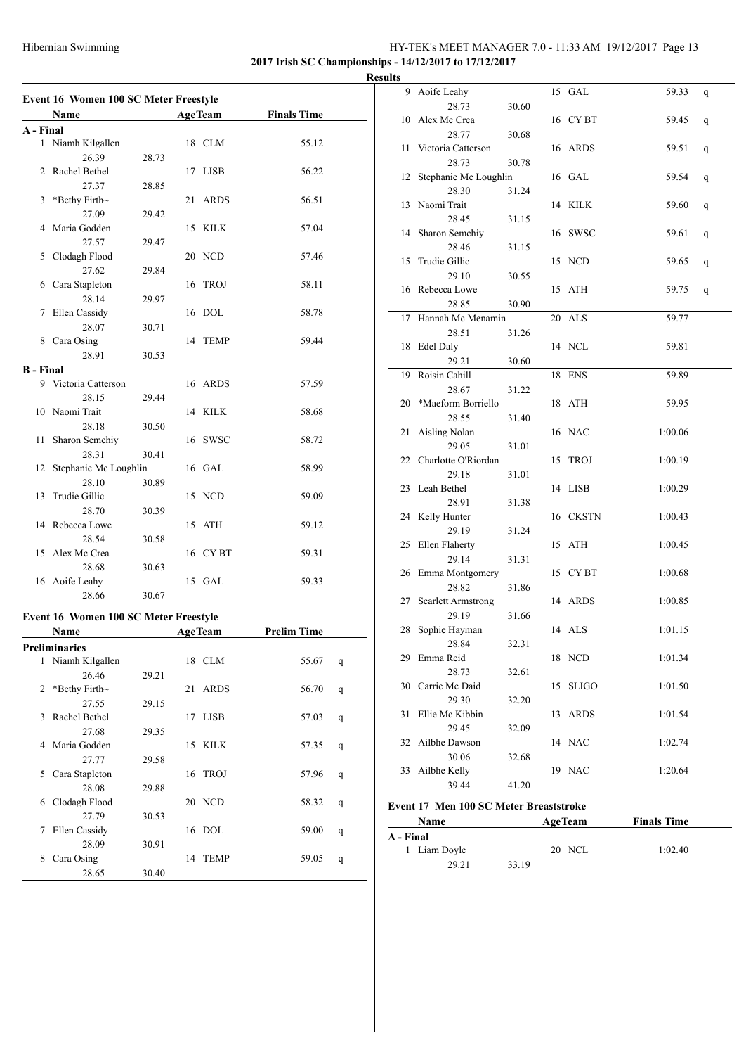**2017 Irish SC Championships - 14/12/2017 to 17/12/2017**

**Results**

### Event 16 Women 100 SC Meter Freestyle

| | Name | | Age | Team | Finals Time |
|---|---|---|---|---|---|
| **A - Final** | | | | | |
| 1 | Niamh Kilgallen | | 18 | CLM | 55.12 |
| | 26.39 | 28.73 | | | |
| 2 | Rachel Bethel | | 17 | LISB | 56.22 |
| | 27.37 | 28.85 | | | |
| 3 | *Bethy Firth~ | | 21 | ARDS | 56.51 |
| | 27.09 | 29.42 | | | |
| 4 | Maria Godden | | 15 | KILK | 57.04 |
| | 27.57 | 29.47 | | | |
| 5 | Clodagh Flood | | 20 | NCD | 57.46 |
| | 27.62 | 29.84 | | | |
| 6 | Cara Stapleton | | 16 | TROJ | 58.11 |
| | 28.14 | 29.97 | | | |
| 7 | Ellen Cassidy | | 16 | DOL | 58.78 |
| | 28.07 | 30.71 | | | |
| 8 | Cara Osing | | 14 | TEMP | 59.44 |
| | 28.91 | 30.53 | | | |
| **B - Final** | | | | | |
| 9 | Victoria Catterson | | 16 | ARDS | 57.59 |
| | 28.15 | 29.44 | | | |
| 10 | Naomi Trait | | 14 | KILK | 58.68 |
| | 28.18 | 30.50 | | | |
| 11 | Sharon Semchiy | | 16 | SWSC | 58.72 |
| | 28.31 | 30.41 | | | |
| 12 | Stephanie Mc Loughlin | | 16 | GAL | 58.99 |
| | 28.10 | 30.89 | | | |
| 13 | Trudie Gillic | | 15 | NCD | 59.09 |
| | 28.70 | 30.39 | | | |
| 14 | Rebecca Lowe | | 15 | ATH | 59.12 |
| | 28.54 | 30.58 | | | |
| 15 | Alex Mc Crea | | 16 | CY BT | 59.31 |
| | 28.68 | 30.63 | | | |
| 16 | Aoife Leahy | | 15 | GAL | 59.33 |
| | 28.66 | 30.67 | | | |

### Event 16 Women 100 SC Meter Freestyle

| | Name | | Age | Team | Prelim Time | |
|---|---|---|---|---|---|---|
| **Preliminaries** | | | | | | |
| 1 | Niamh Kilgallen | | 18 | CLM | 55.67 | q |
| | 26.46 | 29.21 | | | | |
| 2 | *Bethy Firth~ | | 21 | ARDS | 56.70 | q |
| | 27.55 | 29.15 | | | | |
| 3 | Rachel Bethel | | 17 | LISB | 57.03 | q |
| | 27.68 | 29.35 | | | | |
| 4 | Maria Godden | | 15 | KILK | 57.35 | q |
| | 27.77 | 29.58 | | | | |
| 5 | Cara Stapleton | | 16 | TROJ | 57.96 | q |
| | 28.08 | 29.88 | | | | |
| 6 | Clodagh Flood | | 20 | NCD | 58.32 | q |
| | 27.79 | 30.53 | | | | |
| 7 | Ellen Cassidy | | 16 | DOL | 59.00 | q |
| | 28.09 | 30.91 | | | | |
| 8 | Cara Osing | | 14 | TEMP | 59.05 | q |
| | 28.65 | 30.40 | | | | |
| 9 | Aoife Leahy | | 15 | GAL | 59.33 | q |
| | 28.73 | 30.60 | | | | |
| 10 | Alex Mc Crea | | 16 | CY BT | 59.45 | q |
| | 28.77 | 30.68 | | | | |
| 11 | Victoria Catterson | | 16 | ARDS | 59.51 | q |
| | 28.73 | 30.78 | | | | |
| 12 | Stephanie Mc Loughlin | | 16 | GAL | 59.54 | q |
| | 28.30 | 31.24 | | | | |
| 13 | Naomi Trait | | 14 | KILK | 59.60 | q |
| | 28.45 | 31.15 | | | | |
| 14 | Sharon Semchiy | | 16 | SWSC | 59.61 | q |
| | 28.46 | 31.15 | | | | |
| 15 | Trudie Gillic | | 15 | NCD | 59.65 | q |
| | 29.10 | 30.55 | | | | |
| 16 | Rebecca Lowe | | 15 | ATH | 59.75 | q |
| | 28.85 | 30.90 | | | | |
| 17 | Hannah Mc Menamin | | 20 | ALS | 59.77 | |
| | 28.51 | 31.26 | | | | |
| 18 | Edel Daly | | 14 | NCL | 59.81 | |
| | 29.21 | 30.60 | | | | |
| 19 | Roisin Cahill | | 18 | ENS | 59.89 | |
| | 28.67 | 31.22 | | | | |
| 20 | *Maeform Borriello | | 18 | ATH | 59.95 | |
| | 28.55 | 31.40 | | | | |
| 21 | Aisling Nolan | | 16 | NAC | 1:00.06 | |
| | 29.05 | 31.01 | | | | |
| 22 | Charlotte O'Riordan | | 15 | TROJ | 1:00.19 | |
| | 29.18 | 31.01 | | | | |
| 23 | Leah Bethel | | 14 | LISB | 1:00.29 | |
| | 28.91 | 31.38 | | | | |
| 24 | Kelly Hunter | | 16 | CKSTN | 1:00.43 | |
| | 29.19 | 31.24 | | | | |
| 25 | Ellen Flaherty | | 15 | ATH | 1:00.45 | |
| | 29.14 | 31.31 | | | | |
| 26 | Emma Montgomery | | 15 | CY BT | 1:00.68 | |
| | 28.82 | 31.86 | | | | |
| 27 | Scarlett Armstrong | | 14 | ARDS | 1:00.85 | |
| | 29.19 | 31.66 | | | | |
| 28 | Sophie Hayman | | 14 | ALS | 1:01.15 | |
| | 28.84 | 32.31 | | | | |
| 29 | Emma Reid | | 18 | NCD | 1:01.34 | |
| | 28.73 | 32.61 | | | | |
| 30 | Carrie Mc Daid | | 15 | SLIGO | 1:01.50 | |
| | 29.30 | 32.20 | | | | |
| 31 | Ellie Mc Kibbin | | 13 | ARDS | 1:01.54 | |
| | 29.45 | 32.09 | | | | |
| 32 | Ailbhe Dawson | | 14 | NAC | 1:02.74 | |
| | 30.06 | 32.68 | | | | |
| 33 | Ailbhe Kelly | | 19 | NAC | 1:20.64 | |
| | 39.44 | 41.20 | | | | |

### Event 17 Men 100 SC Meter Breaststroke

| | Name | | Age | Team | Finals Time |
|---|---|---|---|---|---|
| **A - Final** | | | | | |
| 1 | Liam Doyle | | 20 | NCL | 1:02.40 |
| | 29.21 | 33.19 | | | |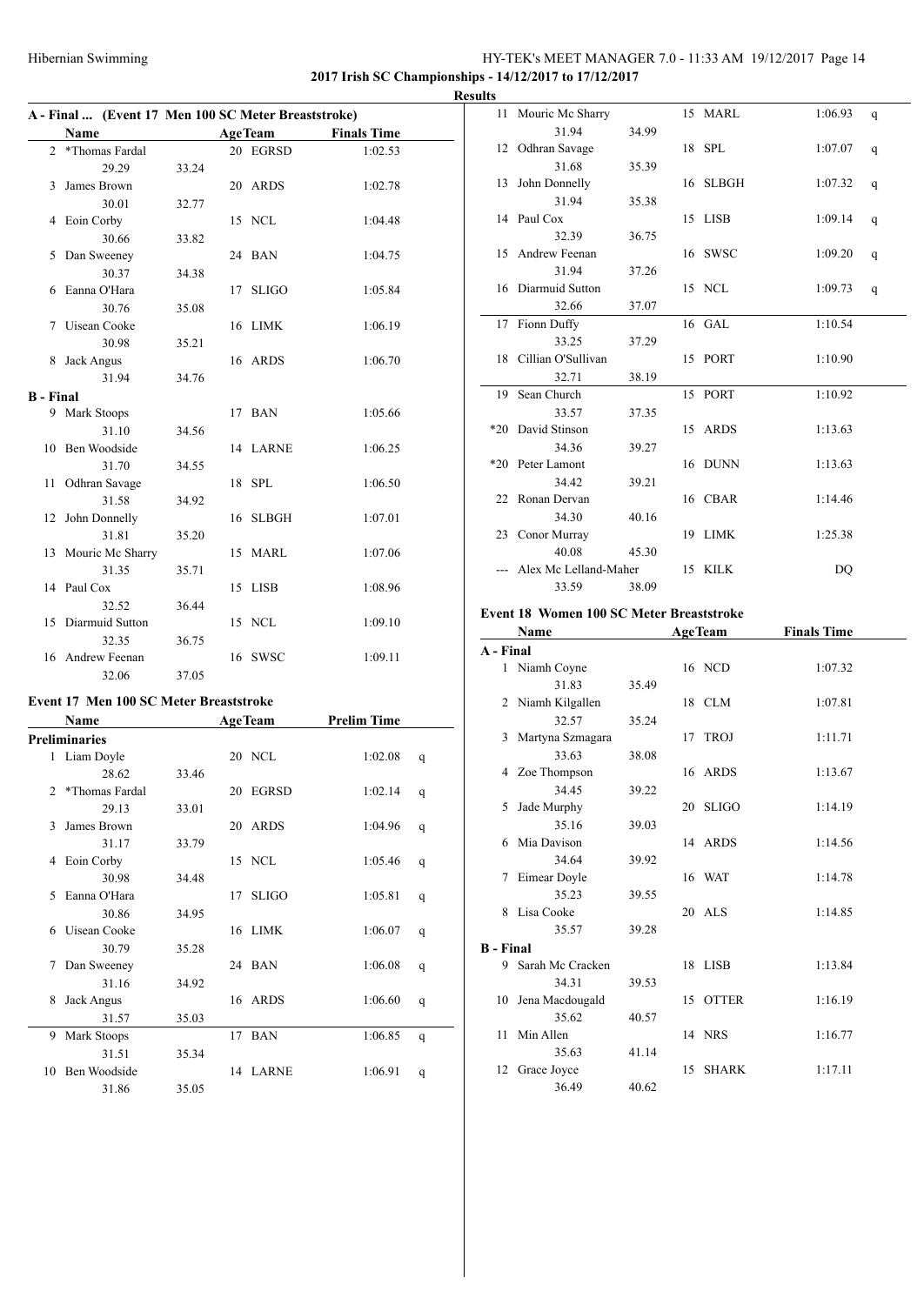**2017 Irish SC Championships - 14/12/2017 to 17/12/2017**

**Results**

### A - Final ... (Event 17 Men 100 SC Meter Breaststroke)

| | Name | Splits | | Age | Team | Finals Time |
|---|---|---|---|---|---|---|
| 2 | *Thomas Fardal | 29.29 | 33.24 | 20 | EGRSD | 1:02.53 |
| 3 | James Brown | 30.01 | 32.77 | 20 | ARDS | 1:02.78 |
| 4 | Eoin Corby | 30.66 | 33.82 | 15 | NCL | 1:04.48 |
| 5 | Dan Sweeney | 30.37 | 34.38 | 24 | BAN | 1:04.75 |
| 6 | Eanna O'Hara | 30.76 | 35.08 | 17 | SLIGO | 1:05.84 |
| 7 | Uisean Cooke | 30.98 | 35.21 | 16 | LIMK | 1:06.19 |
| 8 | Jack Angus | 31.94 | 34.76 | 16 | ARDS | 1:06.70 |
| **B - Final** | | | | | | |
| 9 | Mark Stoops | 31.10 | 34.56 | 17 | BAN | 1:05.66 |
| 10 | Ben Woodside | 31.70 | 34.55 | 14 | LARNE | 1:06.25 |
| 11 | Odhran Savage | 31.58 | 34.92 | 18 | SPL | 1:06.50 |
| 12 | John Donnelly | 31.81 | 35.20 | 16 | SLBGH | 1:07.01 |
| 13 | Mouric Mc Sharry | 31.35 | 35.71 | 15 | MARL | 1:07.06 |
| 14 | Paul Cox | 32.52 | 36.44 | 15 | LISB | 1:08.96 |
| 15 | Diarmuid Sutton | 32.35 | 36.75 | 15 | NCL | 1:09.10 |
| 16 | Andrew Feenan | 32.06 | 37.05 | 16 | SWSC | 1:09.11 |

### Event 17 Men 100 SC Meter Breaststroke

| | Name | Splits | | Age | Team | Prelim Time | |
|---|---|---|---|---|---|---|---|
| **Preliminaries** | | | | | | | |
| 1 | Liam Doyle | 28.62 | 33.46 | 20 | NCL | 1:02.08 | q |
| 2 | *Thomas Fardal | 29.13 | 33.01 | 20 | EGRSD | 1:02.14 | q |
| 3 | James Brown | 31.17 | 33.79 | 20 | ARDS | 1:04.96 | q |
| 4 | Eoin Corby | 30.98 | 34.48 | 15 | NCL | 1:05.46 | q |
| 5 | Eanna O'Hara | 30.86 | 34.95 | 17 | SLIGO | 1:05.81 | q |
| 6 | Uisean Cooke | 30.79 | 35.28 | 16 | LIMK | 1:06.07 | q |
| 7 | Dan Sweeney | 31.16 | 34.92 | 24 | BAN | 1:06.08 | q |
| 8 | Jack Angus | 31.57 | 35.03 | 16 | ARDS | 1:06.60 | q |
| 9 | Mark Stoops | 31.51 | 35.34 | 17 | BAN | 1:06.85 | q |
| 10 | Ben Woodside | 31.86 | 35.05 | 14 | LARNE | 1:06.91 | q |
| 11 | Mouric Mc Sharry | 31.94 | 34.99 | 15 | MARL | 1:06.93 | q |
| 12 | Odhran Savage | 31.68 | 35.39 | 18 | SPL | 1:07.07 | q |
| 13 | John Donnelly | 31.94 | 35.38 | 16 | SLBGH | 1:07.32 | q |
| 14 | Paul Cox | 32.39 | 36.75 | 15 | LISB | 1:09.14 | q |
| 15 | Andrew Feenan | 31.94 | 37.26 | 16 | SWSC | 1:09.20 | q |
| 16 | Diarmuid Sutton | 32.66 | 37.07 | 15 | NCL | 1:09.73 | q |
| 17 | Fionn Duffy | 33.25 | 37.29 | 16 | GAL | 1:10.54 | |
| 18 | Cillian O'Sullivan | 32.71 | 38.19 | 15 | PORT | 1:10.90 | |
| 19 | Sean Church | 33.57 | 37.35 | 15 | PORT | 1:10.92 | |
| *20 | David Stinson | 34.36 | 39.27 | 15 | ARDS | 1:13.63 | |
| *20 | Peter Lamont | 34.42 | 39.21 | 16 | DUNN | 1:13.63 | |
| 22 | Ronan Dervan | 34.30 | 40.16 | 16 | CBAR | 1:14.46 | |
| 23 | Conor Murray | 40.08 | 45.30 | 19 | LIMK | 1:25.38 | |
| --- | Alex Mc Lelland-Maher | 33.59 | 38.09 | 15 | KILK | DQ | |

### Event 18 Women 100 SC Meter Breaststroke

| | Name | Splits | | Age | Team | Finals Time |
|---|---|---|---|---|---|---|
| **A - Final** | | | | | | |
| 1 | Niamh Coyne | 31.83 | 35.49 | 16 | NCD | 1:07.32 |
| 2 | Niamh Kilgallen | 32.57 | 35.24 | 18 | CLM | 1:07.81 |
| 3 | Martyna Szmagara | 33.63 | 38.08 | 17 | TROJ | 1:11.71 |
| 4 | Zoe Thompson | 34.45 | 39.22 | 16 | ARDS | 1:13.67 |
| 5 | Jade Murphy | 35.16 | 39.03 | 20 | SLIGO | 1:14.19 |
| 6 | Mia Davison | 34.64 | 39.92 | 14 | ARDS | 1:14.56 |
| 7 | Eimear Doyle | 35.23 | 39.55 | 16 | WAT | 1:14.78 |
| 8 | Lisa Cooke | 35.57 | 39.28 | 20 | ALS | 1:14.85 |
| **B - Final** | | | | | | |
| 9 | Sarah Mc Cracken | 34.31 | 39.53 | 18 | LISB | 1:13.84 |
| 10 | Jena Macdougald | 35.62 | 40.57 | 15 | OTTER | 1:16.19 |
| 11 | Min Allen | 35.63 | 41.14 | 14 | NRS | 1:16.77 |
| 12 | Grace Joyce | 36.49 | 40.62 | 15 | SHARK | 1:17.11 |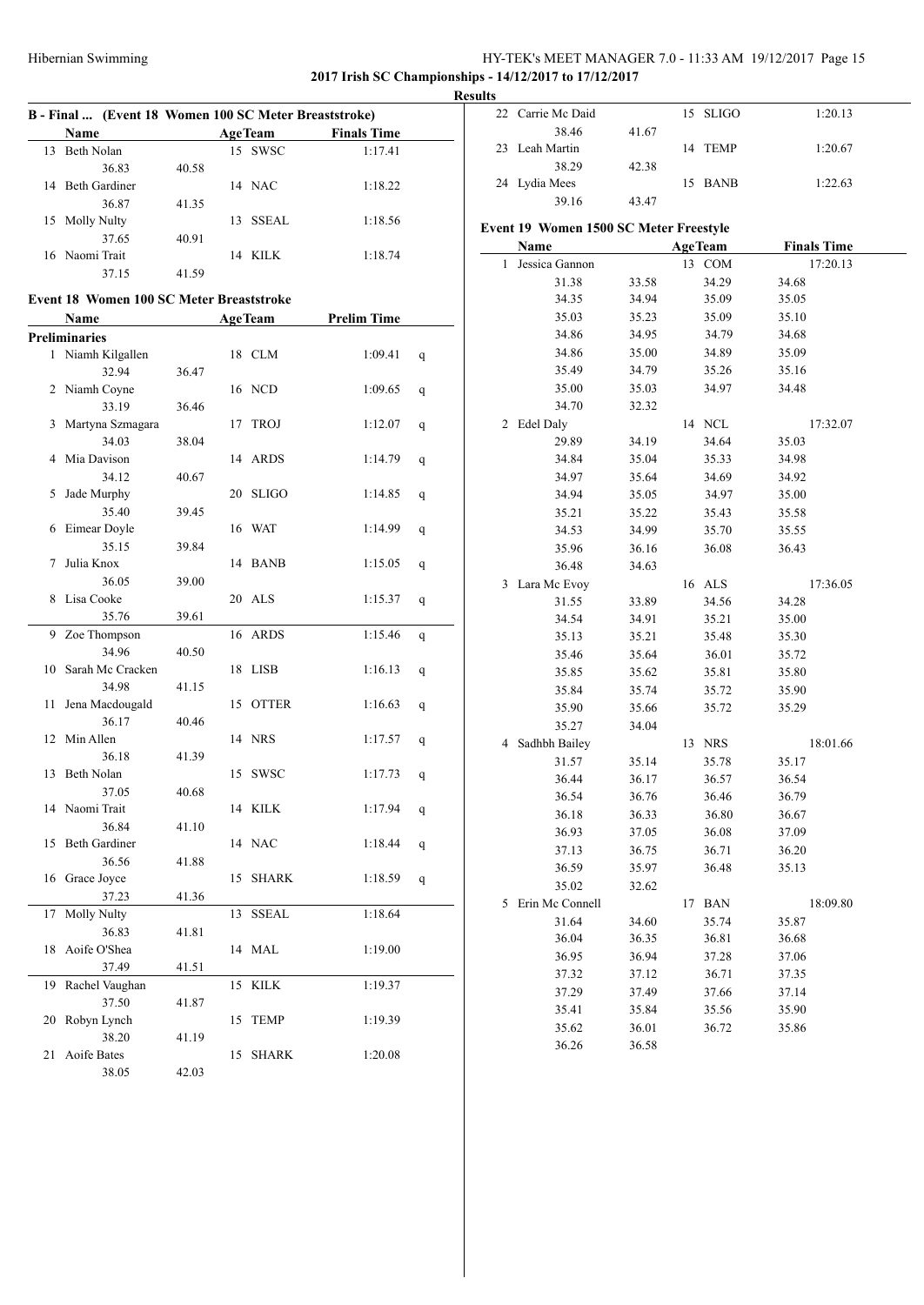2017 Irish SC Championships - 14/12/2017 to 17/12/2017

**Results**

### B - Final ... (Event 18 Women 100 SC Meter Breaststroke)

| | Name | AgeTeam | | Finals Time |
|---|---|---|---|---|
| 13 | Beth Nolan | 15 | SWSC | 1:17.41 |
| | 36.83 | 40.58 | | |
| 14 | Beth Gardiner | 14 | NAC | 1:18.22 |
| | 36.87 | 41.35 | | |
| 15 | Molly Nulty | 13 | SSEAL | 1:18.56 |
| | 37.65 | 40.91 | | |
| 16 | Naomi Trait | 14 | KILK | 1:18.74 |
| | 37.15 | 41.59 | | |

### Event 18 Women 100 SC Meter Breaststroke

| | Name | AgeTeam | | Prelim Time | |
|---|---|---|---|---|---|
| **Preliminaries** | | | | | |
| 1 | Niamh Kilgallen | 18 | CLM | 1:09.41 | q |
| | 32.94 | 36.47 | | | |
| 2 | Niamh Coyne | 16 | NCD | 1:09.65 | q |
| | 33.19 | 36.46 | | | |
| 3 | Martyna Szmagara | 17 | TROJ | 1:12.07 | q |
| | 34.03 | 38.04 | | | |
| 4 | Mia Davison | 14 | ARDS | 1:14.79 | q |
| | 34.12 | 40.67 | | | |
| 5 | Jade Murphy | 20 | SLIGO | 1:14.85 | q |
| | 35.40 | 39.45 | | | |
| 6 | Eimear Doyle | 16 | WAT | 1:14.99 | q |
| | 35.15 | 39.84 | | | |
| 7 | Julia Knox | 14 | BANB | 1:15.05 | q |
| | 36.05 | 39.00 | | | |
| 8 | Lisa Cooke | 20 | ALS | 1:15.37 | q |
| | 35.76 | 39.61 | | | |
| 9 | Zoe Thompson | 16 | ARDS | 1:15.46 | q |
| | 34.96 | 40.50 | | | |
| 10 | Sarah Mc Cracken | 18 | LISB | 1:16.13 | q |
| | 34.98 | 41.15 | | | |
| 11 | Jena Macdougald | 15 | OTTER | 1:16.63 | q |
| | 36.17 | 40.46 | | | |
| 12 | Min Allen | 14 | NRS | 1:17.57 | q |
| | 36.18 | 41.39 | | | |
| 13 | Beth Nolan | 15 | SWSC | 1:17.73 | q |
| | 37.05 | 40.68 | | | |
| 14 | Naomi Trait | 14 | KILK | 1:17.94 | q |
| | 36.84 | 41.10 | | | |
| 15 | Beth Gardiner | 14 | NAC | 1:18.44 | q |
| | 36.56 | 41.88 | | | |
| 16 | Grace Joyce | 15 | SHARK | 1:18.59 | q |
| | 37.23 | 41.36 | | | |
| 17 | Molly Nulty | 13 | SSEAL | 1:18.64 | |
| | 36.83 | 41.81 | | | |
| 18 | Aoife O'Shea | 14 | MAL | 1:19.00 | |
| | 37.49 | 41.51 | | | |
| 19 | Rachel Vaughan | 15 | KILK | 1:19.37 | |
| | 37.50 | 41.87 | | | |
| 20 | Robyn Lynch | 15 | TEMP | 1:19.39 | |
| | 38.20 | 41.19 | | | |
| 21 | Aoife Bates | 15 | SHARK | 1:20.08 | |
| | 38.05 | 42.03 | | | |
| 22 | Carrie Mc Daid | 15 | SLIGO | 1:20.13 | |
| | 38.46 | 41.67 | | | |
| 23 | Leah Martin | 14 | TEMP | 1:20.67 | |
| | 38.29 | 42.38 | | | |
| 24 | Lydia Mees | 15 | BANB | 1:22.63 | |
| | 39.16 | 43.47 | | | |

### Event 19 Women 1500 SC Meter Freestyle

| | Name | | AgeTeam | Finals Time |
|---|---|---|---|---|
| 1 | Jessica Gannon | | 13 COM | 17:20.13 |
| | 31.38 | 33.58 | 34.29 | 34.68 |
| | 34.35 | 34.94 | 35.09 | 35.05 |
| | 35.03 | 35.23 | 35.09 | 35.10 |
| | 34.86 | 34.95 | 34.79 | 34.68 |
| | 34.86 | 35.00 | 34.89 | 35.09 |
| | 35.49 | 34.79 | 35.26 | 35.16 |
| | 35.00 | 35.03 | 34.97 | 34.48 |
| | 34.70 | 32.32 | | |
| 2 | Edel Daly | | 14 NCL | 17:32.07 |
| | 29.89 | 34.19 | 34.64 | 35.03 |
| | 34.84 | 35.04 | 35.33 | 34.98 |
| | 34.97 | 35.64 | 34.69 | 34.92 |
| | 34.94 | 35.05 | 34.97 | 35.00 |
| | 35.21 | 35.22 | 35.43 | 35.58 |
| | 34.53 | 34.99 | 35.70 | 35.55 |
| | 35.96 | 36.16 | 36.08 | 36.43 |
| | 36.48 | 34.63 | | |
| 3 | Lara Mc Evoy | | 16 ALS | 17:36.05 |
| | 31.55 | 33.89 | 34.56 | 34.28 |
| | 34.54 | 34.91 | 35.21 | 35.00 |
| | 35.13 | 35.21 | 35.48 | 35.30 |
| | 35.46 | 35.64 | 36.01 | 35.72 |
| | 35.85 | 35.62 | 35.81 | 35.80 |
| | 35.84 | 35.74 | 35.72 | 35.90 |
| | 35.90 | 35.66 | 35.72 | 35.29 |
| | 35.27 | 34.04 | | |
| 4 | Sadhbh Bailey | | 13 NRS | 18:01.66 |
| | 31.57 | 35.14 | 35.78 | 35.17 |
| | 36.44 | 36.17 | 36.57 | 36.54 |
| | 36.54 | 36.76 | 36.46 | 36.79 |
| | 36.18 | 36.33 | 36.80 | 36.67 |
| | 36.93 | 37.05 | 36.08 | 37.09 |
| | 37.13 | 36.75 | 36.71 | 36.20 |
| | 36.59 | 35.97 | 36.48 | 35.13 |
| | 35.02 | 32.62 | | |
| 5 | Erin Mc Connell | | 17 BAN | 18:09.80 |
| | 31.64 | 34.60 | 35.74 | 35.87 |
| | 36.04 | 36.35 | 36.81 | 36.68 |
| | 36.95 | 36.94 | 37.28 | 37.06 |
| | 37.32 | 37.12 | 36.71 | 37.35 |
| | 37.29 | 37.49 | 37.66 | 37.14 |
| | 35.41 | 35.84 | 35.56 | 35.90 |
| | 35.62 | 36.01 | 36.72 | 35.86 |
| | 36.26 | 36.58 | | |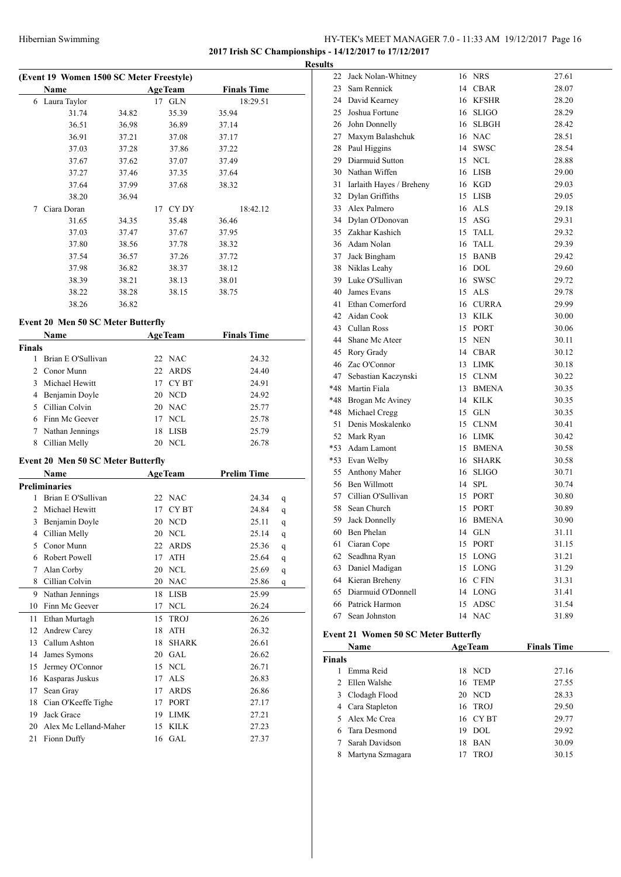**2017 Irish SC Championships - 14/12/2017 to 17/12/2017**

**Results**

### (Event 19 Women 1500 SC Meter Freestyle)

| | Name | Age | Team | Finals Time |
|---|---|---|---|---|
| 6 | Laura Taylor | 17 | GLN | 18:29.51 |
| | 31.74 | 34.82 | 35.39 | 35.94 |
| | 36.51 | 36.98 | 36.89 | 37.14 |
| | 36.91 | 37.21 | 37.08 | 37.17 |
| | 37.03 | 37.28 | 37.86 | 37.22 |
| | 37.67 | 37.62 | 37.07 | 37.49 |
| | 37.27 | 37.46 | 37.35 | 37.64 |
| | 37.64 | 37.99 | 37.68 | 38.32 |
| | 38.20 | 36.94 | | |
| 7 | Ciara Doran | 17 | CY DY | 18:42.12 |
| | 31.65 | 34.35 | 35.48 | 36.46 |
| | 37.03 | 37.47 | 37.67 | 37.95 |
| | 37.80 | 38.56 | 37.78 | 38.32 |
| | 37.54 | 36.57 | 37.26 | 37.72 |
| | 37.98 | 36.82 | 38.37 | 38.12 |
| | 38.39 | 38.21 | 38.13 | 38.01 |
| | 38.22 | 38.28 | 38.15 | 38.75 |
| | 38.26 | 36.82 | | |

### Event 20 Men 50 SC Meter Butterfly

| | Name | Age | Team | Finals Time |
|---|---|---|---|---|
| **Finals** | | | | |
| 1 | Brian E O'Sullivan | 22 | NAC | 24.32 |
| 2 | Conor Munn | 22 | ARDS | 24.40 |
| 3 | Michael Hewitt | 17 | CY BT | 24.91 |
| 4 | Benjamin Doyle | 20 | NCD | 24.92 |
| 5 | Cillian Colvin | 20 | NAC | 25.77 |
| 6 | Finn Mc Geever | 17 | NCL | 25.78 |
| 7 | Nathan Jennings | 18 | LISB | 25.79 |
| 8 | Cillian Melly | 20 | NCL | 26.78 |

### Event 20 Men 50 SC Meter Butterfly

| | Name | Age | Team | Prelim Time | |
|---|---|---|---|---|---|
| **Preliminaries** | | | | | |
| 1 | Brian E O'Sullivan | 22 | NAC | 24.34 | q |
| 2 | Michael Hewitt | 17 | CY BT | 24.84 | q |
| 3 | Benjamin Doyle | 20 | NCD | 25.11 | q |
| 4 | Cillian Melly | 20 | NCL | 25.14 | q |
| 5 | Conor Munn | 22 | ARDS | 25.36 | q |
| 6 | Robert Powell | 17 | ATH | 25.64 | q |
| 7 | Alan Corby | 20 | NCL | 25.69 | q |
| 8 | Cillian Colvin | 20 | NAC | 25.86 | q |
| 9 | Nathan Jennings | 18 | LISB | 25.99 | |
| 10 | Finn Mc Geever | 17 | NCL | 26.24 | |
| 11 | Ethan Murtagh | 15 | TROJ | 26.26 | |
| 12 | Andrew Carey | 18 | ATH | 26.32 | |
| 13 | Callum Ashton | 18 | SHARK | 26.61 | |
| 14 | James Symons | 20 | GAL | 26.62 | |
| 15 | Jermey O'Connor | 15 | NCL | 26.71 | |
| 16 | Kasparas Juskus | 17 | ALS | 26.83 | |
| 17 | Sean Gray | 17 | ARDS | 26.86 | |
| 18 | Cian O'Keeffe Tighe | 17 | PORT | 27.17 | |
| 19 | Jack Grace | 19 | LIMK | 27.21 | |
| 20 | Alex Mc Lelland-Maher | 15 | KILK | 27.23 | |
| 21 | Fionn Duffy | 16 | GAL | 27.37 | |
| 22 | Jack Nolan-Whitney | 16 | NRS | 27.61 | |
| 23 | Sam Rennick | 14 | CBAR | 28.07 | |
| 24 | David Kearney | 16 | KFSHR | 28.20 | |
| 25 | Joshua Fortune | 16 | SLIGO | 28.29 | |
| 26 | John Donnelly | 16 | SLBGH | 28.42 | |
| 27 | Maxym Balashchuk | 16 | NAC | 28.51 | |
| 28 | Paul Higgins | 14 | SWSC | 28.54 | |
| 29 | Diarmuid Sutton | 15 | NCL | 28.88 | |
| 30 | Nathan Wiffen | 16 | LISB | 29.00 | |
| 31 | Iarlaith Hayes / Breheny | 16 | KGD | 29.03 | |
| 32 | Dylan Griffiths | 15 | LISB | 29.05 | |
| 33 | Alex Palmero | 16 | ALS | 29.18 | |
| 34 | Dylan O'Donovan | 15 | ASG | 29.31 | |
| 35 | Zakhar Kashich | 15 | TALL | 29.32 | |
| 36 | Adam Nolan | 16 | TALL | 29.39 | |
| 37 | Jack Bingham | 15 | BANB | 29.42 | |
| 38 | Niklas Leahy | 16 | DOL | 29.60 | |
| 39 | Luke O'Sullivan | 16 | SWSC | 29.72 | |
| 40 | James Evans | 15 | ALS | 29.78 | |
| 41 | Ethan Comerford | 16 | CURRA | 29.99 | |
| 42 | Aidan Cook | 13 | KILK | 30.00 | |
| 43 | Cullan Ross | 15 | PORT | 30.06 | |
| 44 | Shane Mc Ateer | 15 | NEN | 30.11 | |
| 45 | Rory Grady | 14 | CBAR | 30.12 | |
| 46 | Zac O'Connor | 13 | LIMK | 30.18 | |
| 47 | Sebastian Kaczynski | 15 | CLNM | 30.22 | |
| *48 | Martin Fiala | 13 | BMENA | 30.35 | |
| *48 | Brogan Mc Aviney | 14 | KILK | 30.35 | |
| *48 | Michael Cregg | 15 | GLN | 30.35 | |
| 51 | Denis Moskalenko | 15 | CLNM | 30.41 | |
| 52 | Mark Ryan | 16 | LIMK | 30.42 | |
| *53 | Adam Lamont | 15 | BMENA | 30.58 | |
| *53 | Evan Welby | 16 | SHARK | 30.58 | |
| 55 | Anthony Maher | 16 | SLIGO | 30.71 | |
| 56 | Ben Willmott | 14 | SPL | 30.74 | |
| 57 | Cillian O'Sullivan | 15 | PORT | 30.80 | |
| 58 | Sean Church | 15 | PORT | 30.89 | |
| 59 | Jack Donnelly | 16 | BMENA | 30.90 | |
| 60 | Ben Phelan | 14 | GLN | 31.11 | |
| 61 | Ciaran Cope | 15 | PORT | 31.15 | |
| 62 | Seadhna Ryan | 15 | LONG | 31.21 | |
| 63 | Daniel Madigan | 15 | LONG | 31.29 | |
| 64 | Kieran Breheny | 16 | C FIN | 31.31 | |
| 65 | Diarmuid O'Donnell | 14 | LONG | 31.41 | |
| 66 | Patrick Harmon | 15 | ADSC | 31.54 | |
| 67 | Sean Johnston | 14 | NAC | 31.89 | |

### Event 21 Women 50 SC Meter Butterfly

| | Name | Age | Team | Finals Time |
|---|---|---|---|---|
| **Finals** | | | | |
| 1 | Emma Reid | 18 | NCD | 27.16 |
| 2 | Ellen Walshe | 16 | TEMP | 27.55 |
| 3 | Clodagh Flood | 20 | NCD | 28.33 |
| 4 | Cara Stapleton | 16 | TROJ | 29.50 |
| 5 | Alex Mc Crea | 16 | CY BT | 29.77 |
| 6 | Tara Desmond | 19 | DOL | 29.92 |
| 7 | Sarah Davidson | 18 | BAN | 30.09 |
| 8 | Martyna Szmagara | 17 | TROJ | 30.15 |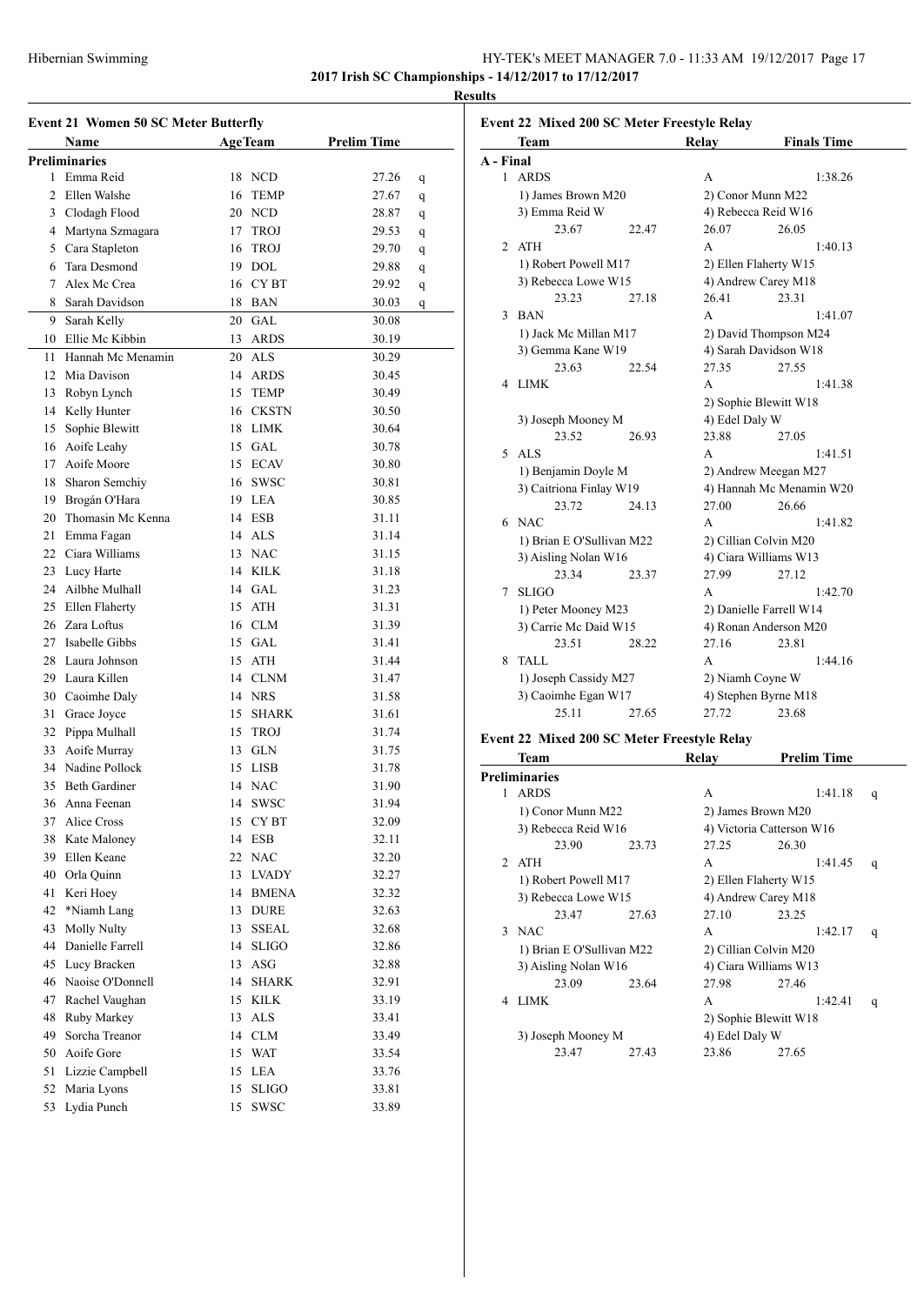**2017 Irish SC Championships - 14/12/2017 to 17/12/2017**

**Results**

### Event 21 Women 50 SC Meter Butterfly

| | Name | Age | Team | Prelim Time | |
|---|---|---|---|---|---|
| **Preliminaries** | | | | | |
| 1 | Emma Reid | 18 | NCD | 27.26 | q |
| 2 | Ellen Walshe | 16 | TEMP | 27.67 | q |
| 3 | Clodagh Flood | 20 | NCD | 28.87 | q |
| 4 | Martyna Szmagara | 17 | TROJ | 29.53 | q |
| 5 | Cara Stapleton | 16 | TROJ | 29.70 | q |
| 6 | Tara Desmond | 19 | DOL | 29.88 | q |
| 7 | Alex Mc Crea | 16 | CY BT | 29.92 | q |
| 8 | Sarah Davidson | 18 | BAN | 30.03 | q |
| 9 | Sarah Kelly | 20 | GAL | 30.08 | |
| 10 | Ellie Mc Kibbin | 13 | ARDS | 30.19 | |
| 11 | Hannah Mc Menamin | 20 | ALS | 30.29 | |
| 12 | Mia Davison | 14 | ARDS | 30.45 | |
| 13 | Robyn Lynch | 15 | TEMP | 30.49 | |
| 14 | Kelly Hunter | 16 | CKSTN | 30.50 | |
| 15 | Sophie Blewitt | 18 | LIMK | 30.64 | |
| 16 | Aoife Leahy | 15 | GAL | 30.78 | |
| 17 | Aoife Moore | 15 | ECAV | 30.80 | |
| 18 | Sharon Semchiy | 16 | SWSC | 30.81 | |
| 19 | Brogán O'Hara | 19 | LEA | 30.85 | |
| 20 | Thomasin Mc Kenna | 14 | ESB | 31.11 | |
| 21 | Emma Fagan | 14 | ALS | 31.14 | |
| 22 | Ciara Williams | 13 | NAC | 31.15 | |
| 23 | Lucy Harte | 14 | KILK | 31.18 | |
| 24 | Ailbhe Mulhall | 14 | GAL | 31.23 | |
| 25 | Ellen Flaherty | 15 | ATH | 31.31 | |
| 26 | Zara Loftus | 16 | CLM | 31.39 | |
| 27 | Isabelle Gibbs | 15 | GAL | 31.41 | |
| 28 | Laura Johnson | 15 | ATH | 31.44 | |
| 29 | Laura Killen | 14 | CLNM | 31.47 | |
| 30 | Caoimhe Daly | 14 | NRS | 31.58 | |
| 31 | Grace Joyce | 15 | SHARK | 31.61 | |
| 32 | Pippa Mulhall | 15 | TROJ | 31.74 | |
| 33 | Aoife Murray | 13 | GLN | 31.75 | |
| 34 | Nadine Pollock | 15 | LISB | 31.78 | |
| 35 | Beth Gardiner | 14 | NAC | 31.90 | |
| 36 | Anna Feenan | 14 | SWSC | 31.94 | |
| 37 | Alice Cross | 15 | CY BT | 32.09 | |
| 38 | Kate Maloney | 14 | ESB | 32.11 | |
| 39 | Ellen Keane | 22 | NAC | 32.20 | |
| 40 | Orla Quinn | 13 | LVADY | 32.27 | |
| 41 | Keri Hoey | 14 | BMENA | 32.32 | |
| 42 | *Niamh Lang | 13 | DURE | 32.63 | |
| 43 | Molly Nulty | 13 | SSEAL | 32.68 | |
| 44 | Danielle Farrell | 14 | SLIGO | 32.86 | |
| 45 | Lucy Bracken | 13 | ASG | 32.88 | |
| 46 | Naoise O'Donnell | 14 | SHARK | 32.91 | |
| 47 | Rachel Vaughan | 15 | KILK | 33.19 | |
| 48 | Ruby Markey | 13 | ALS | 33.41 | |
| 49 | Sorcha Treanor | 14 | CLM | 33.49 | |
| 50 | Aoife Gore | 15 | WAT | 33.54 | |
| 51 | Lizzie Campbell | 15 | LEA | 33.76 | |
| 52 | Maria Lyons | 15 | SLIGO | 33.81 | |
| 53 | Lydia Punch | 15 | SWSC | 33.89 | |

### Event 22 Mixed 200 SC Meter Freestyle Relay

| | Team | Relay | Finals Time |
|---|---|---|---|
| **A - Final** | | | |
| 1 | ARDS | A | 1:38.26 |
| | 1) James Brown M20 | 2) Conor Munn M22 | |
| | 3) Emma Reid W | 4) Rebecca Reid W16 | |
| | 23.67 22.47 | 26.07 26.05 | |
| 2 | ATH | A | 1:40.13 |
| | 1) Robert Powell M17 | 2) Ellen Flaherty W15 | |
| | 3) Rebecca Lowe W15 | 4) Andrew Carey M18 | |
| | 23.23 27.18 | 26.41 23.31 | |
| 3 | BAN | A | 1:41.07 |
| | 1) Jack Mc Millan M17 | 2) David Thompson M24 | |
| | 3) Gemma Kane W19 | 4) Sarah Davidson W18 | |
| | 23.63 22.54 | 27.35 27.55 | |
| 4 | LIMK | A | 1:41.38 |
| | | 2) Sophie Blewitt W18 | |
| | 3) Joseph Mooney M | 4) Edel Daly W | |
| | 23.52 26.93 | 23.88 27.05 | |
| 5 | ALS | A | 1:41.51 |
| | 1) Benjamin Doyle M | 2) Andrew Meegan M27 | |
| | 3) Caitriona Finlay W19 | 4) Hannah Mc Menamin W20 | |
| | 23.72 24.13 | 27.00 26.66 | |
| 6 | NAC | A | 1:41.82 |
| | 1) Brian E O'Sullivan M22 | 2) Cillian Colvin M20 | |
| | 3) Aisling Nolan W16 | 4) Ciara Williams W13 | |
| | 23.34 23.37 | 27.99 27.12 | |
| 7 | SLIGO | A | 1:42.70 |
| | 1) Peter Mooney M23 | 2) Danielle Farrell W14 | |
| | 3) Carrie Mc Daid W15 | 4) Ronan Anderson M20 | |
| | 23.51 28.22 | 27.16 23.81 | |
| 8 | TALL | A | 1:44.16 |
| | 1) Joseph Cassidy M27 | 2) Niamh Coyne W | |
| | 3) Caoimhe Egan W17 | 4) Stephen Byrne M18 | |
| | 25.11 27.65 | 27.72 23.68 | |

### Event 22 Mixed 200 SC Meter Freestyle Relay

| | Team | Relay | Prelim Time | |
|---|---|---|---|---|
| **Preliminaries** | | | | |
| 1 | ARDS | A | 1:41.18 | q |
| | 1) Conor Munn M22 | 2) James Brown M20 | | |
| | 3) Rebecca Reid W16 | 4) Victoria Catterson W16 | | |
| | 23.90 23.73 | 27.25 26.30 | | |
| 2 | ATH | A | 1:41.45 | q |
| | 1) Robert Powell M17 | 2) Ellen Flaherty W15 | | |
| | 3) Rebecca Lowe W15 | 4) Andrew Carey M18 | | |
| | 23.47 27.63 | 27.10 23.25 | | |
| 3 | NAC | A | 1:42.17 | q |
| | 1) Brian E O'Sullivan M22 | 2) Cillian Colvin M20 | | |
| | 3) Aisling Nolan W16 | 4) Ciara Williams W13 | | |
| | 23.09 23.64 | 27.98 27.46 | | |
| 4 | LIMK | A | 1:42.41 | q |
| | | 2) Sophie Blewitt W18 | | |
| | 3) Joseph Mooney M | 4) Edel Daly W | | |
| | 23.47 27.43 | 23.86 27.65 | | |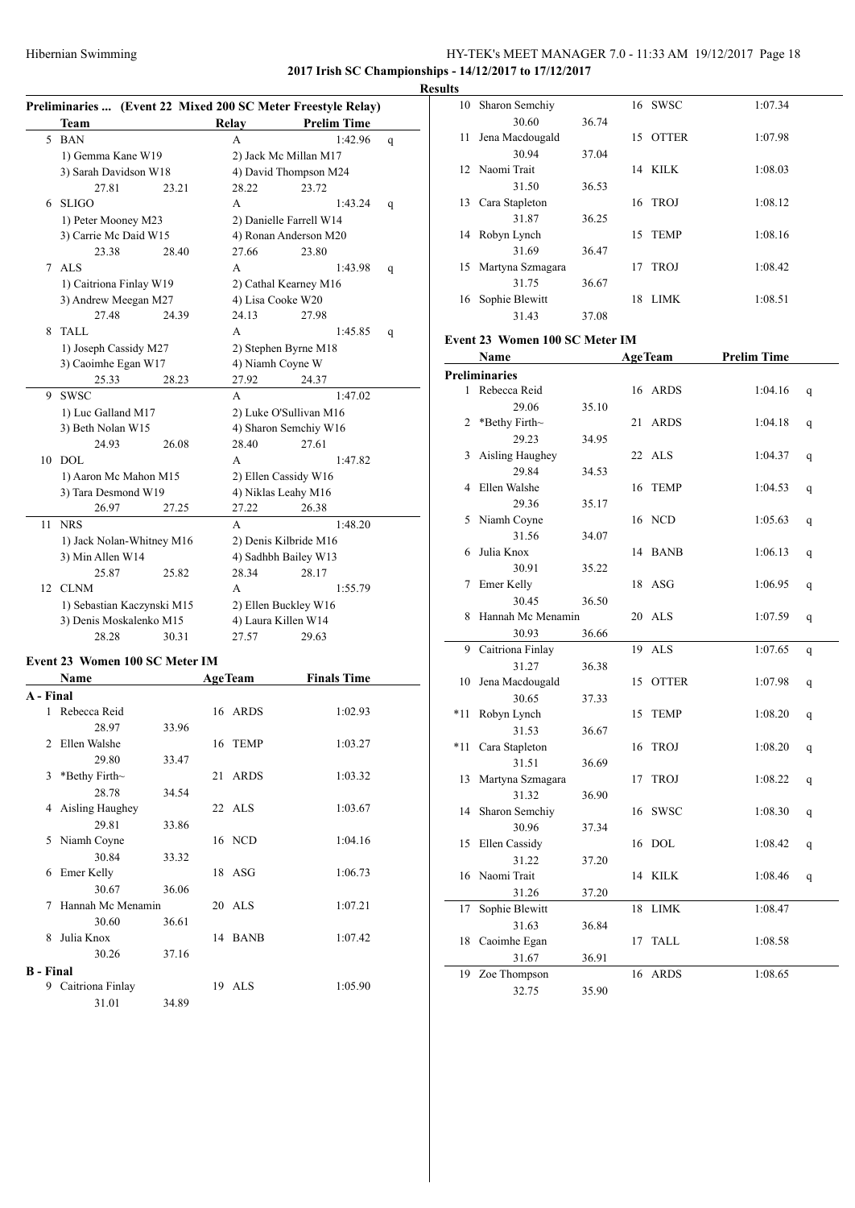**2017 Irish SC Championships - 14/12/2017 to 17/12/2017**

**Results**

## Preliminaries ... (Event 22 Mixed 200 SC Meter Freestyle Relay)

| | Team | Relay | Prelim Time | |
|---|---|---|---|---|
| 5 | BAN | A | 1:42.96 | q |
| | 1) Gemma Kane W19 | 2) Jack Mc Millan M17 | | |
| | 3) Sarah Davidson W18 | 4) David Thompson M24 | | |
| | 27.81 23.21 | 28.22 23.72 | | |
| 6 | SLIGO | A | 1:43.24 | q |
| | 1) Peter Mooney M23 | 2) Danielle Farrell W14 | | |
| | 3) Carrie Mc Daid W15 | 4) Ronan Anderson M20 | | |
| | 23.38 28.40 | 27.66 23.80 | | |
| 7 | ALS | A | 1:43.98 | q |
| | 1) Caitriona Finlay W19 | 2) Cathal Kearney M16 | | |
| | 3) Andrew Meegan M27 | 4) Lisa Cooke W20 | | |
| | 27.48 24.39 | 24.13 27.98 | | |
| 8 | TALL | A | 1:45.85 | q |
| | 1) Joseph Cassidy M27 | 2) Stephen Byrne M18 | | |
| | 3) Caoimhe Egan W17 | 4) Niamh Coyne W | | |
| | 25.33 28.23 | 27.92 24.37 | | |
| 9 | SWSC | A | 1:47.02 | |
| | 1) Luc Galland M17 | 2) Luke O'Sullivan M16 | | |
| | 3) Beth Nolan W15 | 4) Sharon Semchiy W16 | | |
| | 24.93 26.08 | 28.40 27.61 | | |
| 10 | DOL | A | 1:47.82 | |
| | 1) Aaron Mc Mahon M15 | 2) Ellen Cassidy W16 | | |
| | 3) Tara Desmond W19 | 4) Niklas Leahy M16 | | |
| | 26.97 27.25 | 27.22 26.38 | | |
| 11 | NRS | A | 1:48.20 | |
| | 1) Jack Nolan-Whitney M16 | 2) Denis Kilbride M16 | | |
| | 3) Min Allen W14 | 4) Sadhbh Bailey W13 | | |
| | 25.87 25.82 | 28.34 28.17 | | |
| 12 | CLNM | A | 1:55.79 | |
| | 1) Sebastian Kaczynski M15 | 2) Ellen Buckley W16 | | |
| | 3) Denis Moskalenko M15 | 4) Laura Killen W14 | | |
| | 28.28 30.31 | 27.57 29.63 | | |

## Event 23 Women 100 SC Meter IM

| | Name | Age | Team | Finals Time |
|---|---|---|---|---|
| **A - Final** | | | | |
| 1 | Rebecca Reid | 16 | ARDS | 1:02.93 |
| | 28.97 33.96 | | | |
| 2 | Ellen Walshe | 16 | TEMP | 1:03.27 |
| | 29.80 33.47 | | | |
| 3 | *Bethy Firth~ | 21 | ARDS | 1:03.32 |
| | 28.78 34.54 | | | |
| 4 | Aisling Haughey | 22 | ALS | 1:03.67 |
| | 29.81 33.86 | | | |
| 5 | Niamh Coyne | 16 | NCD | 1:04.16 |
| | 30.84 33.32 | | | |
| 6 | Emer Kelly | 18 | ASG | 1:06.73 |
| | 30.67 36.06 | | | |
| 7 | Hannah Mc Menamin | 20 | ALS | 1:07.21 |
| | 30.60 36.61 | | | |
| 8 | Julia Knox | 14 | BANB | 1:07.42 |
| | 30.26 37.16 | | | |
| **B - Final** | | | | |
| 9 | Caitriona Finlay | 19 | ALS | 1:05.90 |
| | 31.01 34.89 | | | |
| 10 | Sharon Semchiy | 16 | SWSC | 1:07.34 |
| | 30.60 36.74 | | | |
| 11 | Jena Macdougald | 15 | OTTER | 1:07.98 |
| | 30.94 37.04 | | | |
| 12 | Naomi Trait | 14 | KILK | 1:08.03 |
| | 31.50 36.53 | | | |
| 13 | Cara Stapleton | 16 | TROJ | 1:08.12 |
| | 31.87 36.25 | | | |
| 14 | Robyn Lynch | 15 | TEMP | 1:08.16 |
| | 31.69 36.47 | | | |
| 15 | Martyna Szmagara | 17 | TROJ | 1:08.42 |
| | 31.75 36.67 | | | |
| 16 | Sophie Blewitt | 18 | LIMK | 1:08.51 |
| | 31.43 37.08 | | | |

## Event 23 Women 100 SC Meter IM

| | Name | Age | Team | Prelim Time | |
|---|---|---|---|---|---|
| **Preliminaries** | | | | | |
| 1 | Rebecca Reid | 16 | ARDS | 1:04.16 | q |
| | 29.06 35.10 | | | | |
| 2 | *Bethy Firth~ | 21 | ARDS | 1:04.18 | q |
| | 29.23 34.95 | | | | |
| 3 | Aisling Haughey | 22 | ALS | 1:04.37 | q |
| | 29.84 34.53 | | | | |
| 4 | Ellen Walshe | 16 | TEMP | 1:04.53 | q |
| | 29.36 35.17 | | | | |
| 5 | Niamh Coyne | 16 | NCD | 1:05.63 | q |
| | 31.56 34.07 | | | | |
| 6 | Julia Knox | 14 | BANB | 1:06.13 | q |
| | 30.91 35.22 | | | | |
| 7 | Emer Kelly | 18 | ASG | 1:06.95 | q |
| | 30.45 36.50 | | | | |
| 8 | Hannah Mc Menamin | 20 | ALS | 1:07.59 | q |
| | 30.93 36.66 | | | | |
| 9 | Caitriona Finlay | 19 | ALS | 1:07.65 | q |
| | 31.27 36.38 | | | | |
| 10 | Jena Macdougald | 15 | OTTER | 1:07.98 | q |
| | 30.65 37.33 | | | | |
| *11 | Robyn Lynch | 15 | TEMP | 1:08.20 | q |
| | 31.53 36.67 | | | | |
| *11 | Cara Stapleton | 16 | TROJ | 1:08.20 | q |
| | 31.51 36.69 | | | | |
| 13 | Martyna Szmagara | 17 | TROJ | 1:08.22 | q |
| | 31.32 36.90 | | | | |
| 14 | Sharon Semchiy | 16 | SWSC | 1:08.30 | q |
| | 30.96 37.34 | | | | |
| 15 | Ellen Cassidy | 16 | DOL | 1:08.42 | q |
| | 31.22 37.20 | | | | |
| 16 | Naomi Trait | 14 | KILK | 1:08.46 | q |
| | 31.26 37.20 | | | | |
| 17 | Sophie Blewitt | 18 | LIMK | 1:08.47 | |
| | 31.63 36.84 | | | | |
| 18 | Caoimhe Egan | 17 | TALL | 1:08.58 | |
| | 31.67 36.91 | | | | |
| 19 | Zoe Thompson | 16 | ARDS | 1:08.65 | |
| | 32.75 35.90 | | | | |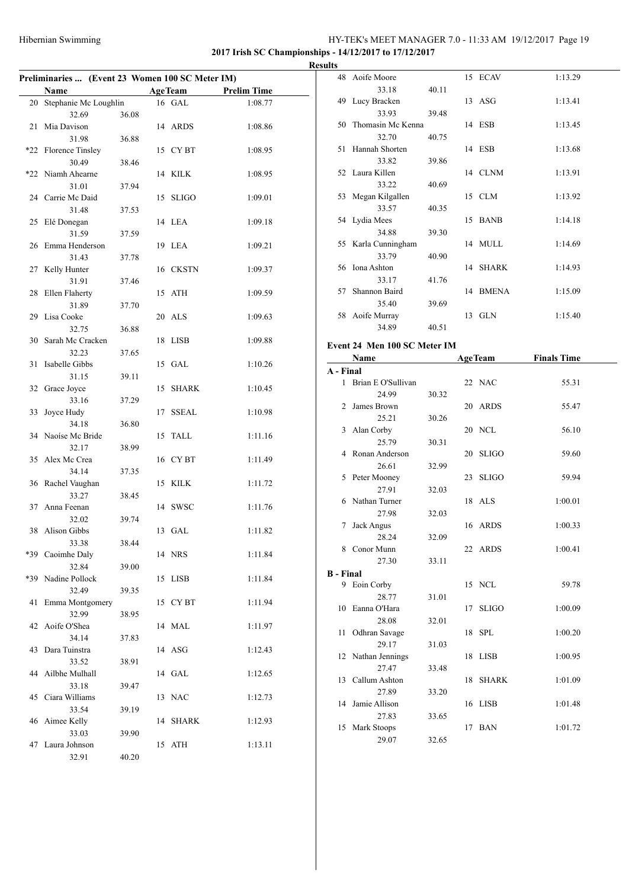**2017 Irish SC Championships - 14/12/2017 to 17/12/2017**

**Results**

### Preliminaries ... (Event 23 Women 100 SC Meter IM)

| | Name | Age | Team | Prelim Time |
|---|---|---|---|---|
| 20 | Stephanie Mc Loughlin | 16 | GAL | 1:08.77 |
| | 32.69 36.08 | | | |
| 21 | Mia Davison | 14 | ARDS | 1:08.86 |
| | 31.98 36.88 | | | |
| *22 | Florence Tinsley | 15 | CY BT | 1:08.95 |
| | 30.49 38.46 | | | |
| *22 | Niamh Ahearne | 14 | KILK | 1:08.95 |
| | 31.01 37.94 | | | |
| 24 | Carrie Mc Daid | 15 | SLIGO | 1:09.01 |
| | 31.48 37.53 | | | |
| 25 | Elé Donegan | 14 | LEA | 1:09.18 |
| | 31.59 37.59 | | | |
| 26 | Emma Henderson | 19 | LEA | 1:09.21 |
| | 31.43 37.78 | | | |
| 27 | Kelly Hunter | 16 | CKSTN | 1:09.37 |
| | 31.91 37.46 | | | |
| 28 | Ellen Flaherty | 15 | ATH | 1:09.59 |
| | 31.89 37.70 | | | |
| 29 | Lisa Cooke | 20 | ALS | 1:09.63 |
| | 32.75 36.88 | | | |
| 30 | Sarah Mc Cracken | 18 | LISB | 1:09.88 |
| | 32.23 37.65 | | | |
| 31 | Isabelle Gibbs | 15 | GAL | 1:10.26 |
| | 31.15 39.11 | | | |
| 32 | Grace Joyce | 15 | SHARK | 1:10.45 |
| | 33.16 37.29 | | | |
| 33 | Joyce Hudy | 17 | SSEAL | 1:10.98 |
| | 34.18 36.80 | | | |
| 34 | Naoíse Mc Bride | 15 | TALL | 1:11.16 |
| | 32.17 38.99 | | | |
| 35 | Alex Mc Crea | 16 | CY BT | 1:11.49 |
| | 34.14 37.35 | | | |
| 36 | Rachel Vaughan | 15 | KILK | 1:11.72 |
| | 33.27 38.45 | | | |
| 37 | Anna Feenan | 14 | SWSC | 1:11.76 |
| | 32.02 39.74 | | | |
| 38 | Alison Gibbs | 13 | GAL | 1:11.82 |
| | 33.38 38.44 | | | |
| *39 | Caoimhe Daly | 14 | NRS | 1:11.84 |
| | 32.84 39.00 | | | |
| *39 | Nadine Pollock | 15 | LISB | 1:11.84 |
| | 32.49 39.35 | | | |
| 41 | Emma Montgomery | 15 | CY BT | 1:11.94 |
| | 32.99 38.95 | | | |
| 42 | Aoife O'Shea | 14 | MAL | 1:11.97 |
| | 34.14 37.83 | | | |
| 43 | Dara Tuinstra | 14 | ASG | 1:12.43 |
| | 33.52 38.91 | | | |
| 44 | Ailbhe Mulhall | 14 | GAL | 1:12.65 |
| | 33.18 39.47 | | | |
| 45 | Ciara Williams | 13 | NAC | 1:12.73 |
| | 33.54 39.19 | | | |
| 46 | Aimee Kelly | 14 | SHARK | 1:12.93 |
| | 33.03 39.90 | | | |
| 47 | Laura Johnson | 15 | ATH | 1:13.11 |
| | 32.91 40.20 | | | |
| 48 | Aoife Moore | 15 | ECAV | 1:13.29 |
| | 33.18 40.11 | | | |
| 49 | Lucy Bracken | 13 | ASG | 1:13.41 |
| | 33.93 39.48 | | | |
| 50 | Thomasin Mc Kenna | 14 | ESB | 1:13.45 |
| | 32.70 40.75 | | | |
| 51 | Hannah Shorten | 14 | ESB | 1:13.68 |
| | 33.82 39.86 | | | |
| 52 | Laura Killen | 14 | CLNM | 1:13.91 |
| | 33.22 40.69 | | | |
| 53 | Megan Kilgallen | 15 | CLM | 1:13.92 |
| | 33.57 40.35 | | | |
| 54 | Lydia Mees | 15 | BANB | 1:14.18 |
| | 34.88 39.30 | | | |
| 55 | Karla Cunningham | 14 | MULL | 1:14.69 |
| | 33.79 40.90 | | | |
| 56 | Iona Ashton | 14 | SHARK | 1:14.93 |
| | 33.17 41.76 | | | |
| 57 | Shannon Baird | 14 | BMENA | 1:15.09 |
| | 35.40 39.69 | | | |
| 58 | Aoife Murray | 13 | GLN | 1:15.40 |
| | 34.89 40.51 | | | |

### Event 24 Men 100 SC Meter IM

| | Name | Age | Team | Finals Time |
|---|---|---|---|---|
| **A - Final** | | | | |
| 1 | Brian E O'Sullivan | 22 | NAC | 55.31 |
| | 24.99 30.32 | | | |
| 2 | James Brown | 20 | ARDS | 55.47 |
| | 25.21 30.26 | | | |
| 3 | Alan Corby | 20 | NCL | 56.10 |
| | 25.79 30.31 | | | |
| 4 | Ronan Anderson | 20 | SLIGO | 59.60 |
| | 26.61 32.99 | | | |
| 5 | Peter Mooney | 23 | SLIGO | 59.94 |
| | 27.91 32.03 | | | |
| 6 | Nathan Turner | 18 | ALS | 1:00.01 |
| | 27.98 32.03 | | | |
| 7 | Jack Angus | 16 | ARDS | 1:00.33 |
| | 28.24 32.09 | | | |
| 8 | Conor Munn | 22 | ARDS | 1:00.41 |
| | 27.30 33.11 | | | |
| **B - Final** | | | | |
| 9 | Eoin Corby | 15 | NCL | 59.78 |
| | 28.77 31.01 | | | |
| 10 | Eanna O'Hara | 17 | SLIGO | 1:00.09 |
| | 28.08 32.01 | | | |
| 11 | Odhran Savage | 18 | SPL | 1:00.20 |
| | 29.17 31.03 | | | |
| 12 | Nathan Jennings | 18 | LISB | 1:00.95 |
| | 27.47 33.48 | | | |
| 13 | Callum Ashton | 18 | SHARK | 1:01.09 |
| | 27.89 33.20 | | | |
| 14 | Jamie Allison | 16 | LISB | 1:01.48 |
| | 27.83 33.65 | | | |
| 15 | Mark Stoops | 17 | BAN | 1:01.72 |
| | 29.07 32.65 | | | |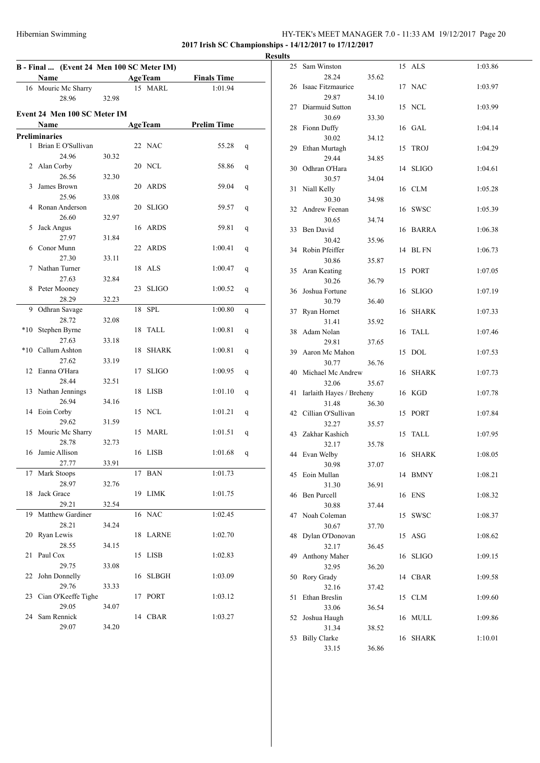**2017 Irish SC Championships - 14/12/2017 to 17/12/2017**

**Results**

### B - Final ... (Event 24 Men 100 SC Meter IM)

| | Name | Split 1 | Split 2 | Age | Team | Finals Time | |
|---|---|---|---|---|---|---|---|
| 16 | Mouric Mc Sharry | 28.96 | 32.98 | 15 | MARL | 1:01.94 | |

### Event 24 Men 100 SC Meter IM

**Preliminaries**

| | Name | Split 1 | Split 2 | Age | Team | Prelim Time | |
|---|---|---|---|---|---|---|---|
| 1 | Brian E O'Sullivan | 24.96 | 30.32 | 22 | NAC | 55.28 | q |
| 2 | Alan Corby | 26.56 | 32.30 | 20 | NCL | 58.86 | q |
| 3 | James Brown | 25.96 | 33.08 | 20 | ARDS | 59.04 | q |
| 4 | Ronan Anderson | 26.60 | 32.97 | 20 | SLIGO | 59.57 | q |
| 5 | Jack Angus | 27.97 | 31.84 | 16 | ARDS | 59.81 | q |
| 6 | Conor Munn | 27.30 | 33.11 | 22 | ARDS | 1:00.41 | q |
| 7 | Nathan Turner | 27.63 | 32.84 | 18 | ALS | 1:00.47 | q |
| 8 | Peter Mooney | 28.29 | 32.23 | 23 | SLIGO | 1:00.52 | q |
| 9 | Odhran Savage | 28.72 | 32.08 | 18 | SPL | 1:00.80 | q |
| *10 | Stephen Byrne | 27.63 | 33.18 | 18 | TALL | 1:00.81 | q |
| *10 | Callum Ashton | 27.62 | 33.19 | 18 | SHARK | 1:00.81 | q |
| 12 | Eanna O'Hara | 28.44 | 32.51 | 17 | SLIGO | 1:00.95 | q |
| 13 | Nathan Jennings | 26.94 | 34.16 | 18 | LISB | 1:01.10 | q |
| 14 | Eoin Corby | 29.62 | 31.59 | 15 | NCL | 1:01.21 | q |
| 15 | Mouric Mc Sharry | 28.78 | 32.73 | 15 | MARL | 1:01.51 | q |
| 16 | Jamie Allison | 27.77 | 33.91 | 16 | LISB | 1:01.68 | q |
| 17 | Mark Stoops | 28.97 | 32.76 | 17 | BAN | 1:01.73 | |
| 18 | Jack Grace | 29.21 | 32.54 | 19 | LIMK | 1:01.75 | |
| 19 | Matthew Gardiner | 28.21 | 34.24 | 16 | NAC | 1:02.45 | |
| 20 | Ryan Lewis | 28.55 | 34.15 | 18 | LARNE | 1:02.70 | |
| 21 | Paul Cox | 29.75 | 33.08 | 15 | LISB | 1:02.83 | |
| 22 | John Donnelly | 29.76 | 33.33 | 16 | SLBGH | 1:03.09 | |
| 23 | Cian O'Keeffe Tighe | 29.05 | 34.07 | 17 | PORT | 1:03.12 | |
| 24 | Sam Rennick | 29.07 | 34.20 | 14 | CBAR | 1:03.27 | |
| 25 | Sam Winston | 28.24 | 35.62 | 15 | ALS | 1:03.86 | |
| 26 | Isaac Fitzmaurice | 29.87 | 34.10 | 17 | NAC | 1:03.97 | |
| 27 | Diarmuid Sutton | 30.69 | 33.30 | 15 | NCL | 1:03.99 | |
| 28 | Fionn Duffy | 30.02 | 34.12 | 16 | GAL | 1:04.14 | |
| 29 | Ethan Murtagh | 29.44 | 34.85 | 15 | TROJ | 1:04.29 | |
| 30 | Odhran O'Hara | 30.57 | 34.04 | 14 | SLIGO | 1:04.61 | |
| 31 | Niall Kelly | 30.30 | 34.98 | 16 | CLM | 1:05.28 | |
| 32 | Andrew Feenan | 30.65 | 34.74 | 16 | SWSC | 1:05.39 | |
| 33 | Ben David | 30.42 | 35.96 | 16 | BARRA | 1:06.38 | |
| 34 | Robin Pfeiffer | 30.86 | 35.87 | 14 | BL FN | 1:06.73 | |
| 35 | Aran Keating | 30.26 | 36.79 | 15 | PORT | 1:07.05 | |
| 36 | Joshua Fortune | 30.79 | 36.40 | 16 | SLIGO | 1:07.19 | |
| 37 | Ryan Hornet | 31.41 | 35.92 | 16 | SHARK | 1:07.33 | |
| 38 | Adam Nolan | 29.81 | 37.65 | 16 | TALL | 1:07.46 | |
| 39 | Aaron Mc Mahon | 30.77 | 36.76 | 15 | DOL | 1:07.53 | |
| 40 | Michael Mc Andrew | 32.06 | 35.67 | 16 | SHARK | 1:07.73 | |
| 41 | Iarlaith Hayes / Breheny | 31.48 | 36.30 | 16 | KGD | 1:07.78 | |
| 42 | Cillian O'Sullivan | 32.27 | 35.57 | 15 | PORT | 1:07.84 | |
| 43 | Zakhar Kashich | 32.17 | 35.78 | 15 | TALL | 1:07.95 | |
| 44 | Evan Welby | 30.98 | 37.07 | 16 | SHARK | 1:08.05 | |
| 45 | Eoin Mullan | 31.30 | 36.91 | 14 | BMNY | 1:08.21 | |
| 46 | Ben Purcell | 30.88 | 37.44 | 16 | ENS | 1:08.32 | |
| 47 | Noah Coleman | 30.67 | 37.70 | 15 | SWSC | 1:08.37 | |
| 48 | Dylan O'Donovan | 32.17 | 36.45 | 15 | ASG | 1:08.62 | |
| 49 | Anthony Maher | 32.95 | 36.20 | 16 | SLIGO | 1:09.15 | |
| 50 | Rory Grady | 32.16 | 37.42 | 14 | CBAR | 1:09.58 | |
| 51 | Ethan Breslin | 33.06 | 36.54 | 15 | CLM | 1:09.60 | |
| 52 | Joshua Haugh | 31.34 | 38.52 | 16 | MULL | 1:09.86 | |
| 53 | Billy Clarke | 33.15 | 36.86 | 16 | SHARK | 1:10.01 | |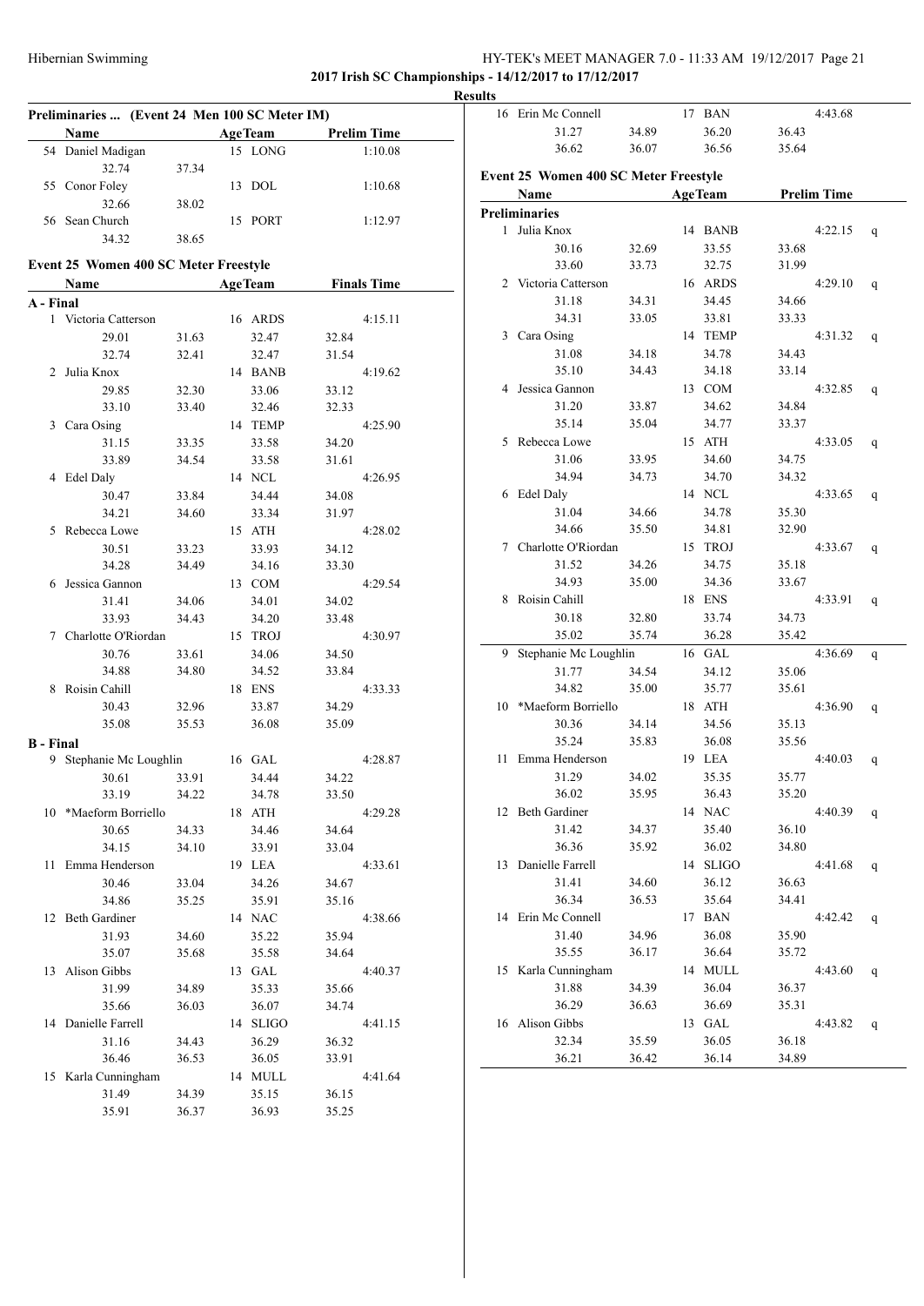## 2017 Irish SC Championships - 14/12/2017 to 17/12/2017

### Results

**Preliminaries ... (Event 24 Men 100 SC Meter IM)**

| | Name | Age | Team | Prelim Time |
|---|---|---|---|---|
| 54 | Daniel Madigan | 15 | LONG | 1:10.08 |
| | 32.74 37.34 | | | |
| 55 | Conor Foley | 13 | DOL | 1:10.68 |
| | 32.66 38.02 | | | |
| 56 | Sean Church | 15 | PORT | 1:12.97 |
| | 34.32 38.65 | | | |

**Event 25 Women 400 SC Meter Freestyle**

| | Name | Age | Team | Finals Time |
|---|---|---|---|---|
| **A - Final** | | | | |
| 1 | Victoria Catterson | 16 | ARDS | 4:15.11 |
| | 29.01 31.63 32.47 32.84 | | | |
| | 32.74 32.41 32.47 31.54 | | | |
| 2 | Julia Knox | 14 | BANB | 4:19.62 |
| | 29.85 32.30 33.06 33.12 | | | |
| | 33.10 33.40 32.46 32.33 | | | |
| 3 | Cara Osing | 14 | TEMP | 4:25.90 |
| | 31.15 33.35 33.58 34.20 | | | |
| | 33.89 34.54 33.58 31.61 | | | |
| 4 | Edel Daly | 14 | NCL | 4:26.95 |
| | 30.47 33.84 34.44 34.08 | | | |
| | 34.21 34.60 33.34 31.97 | | | |
| 5 | Rebecca Lowe | 15 | ATH | 4:28.02 |
| | 30.51 33.23 33.93 34.12 | | | |
| | 34.28 34.49 34.16 33.30 | | | |
| 6 | Jessica Gannon | 13 | COM | 4:29.54 |
| | 31.41 34.06 34.01 34.02 | | | |
| | 33.93 34.43 34.20 33.48 | | | |
| 7 | Charlotte O'Riordan | 15 | TROJ | 4:30.97 |
| | 30.76 33.61 34.06 34.50 | | | |
| | 34.88 34.80 34.52 33.84 | | | |
| 8 | Roisin Cahill | 18 | ENS | 4:33.33 |
| | 30.43 32.96 33.87 34.29 | | | |
| | 35.08 35.53 36.08 35.09 | | | |
| **B - Final** | | | | |
| 9 | Stephanie Mc Loughlin | 16 | GAL | 4:28.87 |
| | 30.61 33.91 34.44 34.22 | | | |
| | 33.19 34.22 34.78 33.50 | | | |
| 10 | *Maeform Borriello | 18 | ATH | 4:29.28 |
| | 30.65 34.33 34.46 34.64 | | | |
| | 34.15 34.10 33.91 33.04 | | | |
| 11 | Emma Henderson | 19 | LEA | 4:33.61 |
| | 30.46 33.04 34.26 34.67 | | | |
| | 34.86 35.25 35.91 35.16 | | | |
| 12 | Beth Gardiner | 14 | NAC | 4:38.66 |
| | 31.93 34.60 35.22 35.94 | | | |
| | 35.07 35.68 35.58 34.64 | | | |
| 13 | Alison Gibbs | 13 | GAL | 4:40.37 |
| | 31.99 34.89 35.33 35.66 | | | |
| | 35.66 36.03 36.07 34.74 | | | |
| 14 | Danielle Farrell | 14 | SLIGO | 4:41.15 |
| | 31.16 34.43 36.29 36.32 | | | |
| | 36.46 36.53 36.05 33.91 | | | |
| 15 | Karla Cunningham | 14 | MULL | 4:41.64 |
| | 31.49 34.39 35.15 36.15 | | | |
| | 35.91 36.37 36.93 35.25 | | | |
| 16 | Erin Mc Connell | 17 | BAN | 4:43.68 |
| | 31.27 34.89 36.20 36.43 | | | |
| | 36.62 36.07 36.56 35.64 | | | |

**Event 25 Women 400 SC Meter Freestyle**

| | Name | Age | Team | Prelim Time | |
|---|---|---|---|---|---|
| **Preliminaries** | | | | | |
| 1 | Julia Knox | 14 | BANB | 4:22.15 | q |
| | 30.16 32.69 33.55 33.68 | | | | |
| | 33.60 33.73 32.75 31.99 | | | | |
| 2 | Victoria Catterson | 16 | ARDS | 4:29.10 | q |
| | 31.18 34.31 34.45 34.66 | | | | |
| | 34.31 33.05 33.81 33.33 | | | | |
| 3 | Cara Osing | 14 | TEMP | 4:31.32 | q |
| | 31.08 34.18 34.78 34.43 | | | | |
| | 35.10 34.43 34.18 33.14 | | | | |
| 4 | Jessica Gannon | 13 | COM | 4:32.85 | q |
| | 31.20 33.87 34.62 34.84 | | | | |
| | 35.14 35.04 34.77 33.37 | | | | |
| 5 | Rebecca Lowe | 15 | ATH | 4:33.05 | q |
| | 31.06 33.95 34.60 34.75 | | | | |
| | 34.94 34.73 34.70 34.32 | | | | |
| 6 | Edel Daly | 14 | NCL | 4:33.65 | q |
| | 31.04 34.66 34.78 35.30 | | | | |
| | 34.66 35.50 34.81 32.90 | | | | |
| 7 | Charlotte O'Riordan | 15 | TROJ | 4:33.67 | q |
| | 31.52 34.26 34.75 35.18 | | | | |
| | 34.93 35.00 34.36 33.67 | | | | |
| 8 | Roisin Cahill | 18 | ENS | 4:33.91 | q |
| | 30.18 32.80 33.74 34.73 | | | | |
| | 35.02 35.74 36.28 35.42 | | | | |
| 9 | Stephanie Mc Loughlin | 16 | GAL | 4:36.69 | q |
| | 31.77 34.54 34.12 35.06 | | | | |
| | 34.82 35.00 35.77 35.61 | | | | |
| 10 | *Maeform Borriello | 18 | ATH | 4:36.90 | q |
| | 30.36 34.14 34.56 35.13 | | | | |
| | 35.24 35.83 36.08 35.56 | | | | |
| 11 | Emma Henderson | 19 | LEA | 4:40.03 | q |
| | 31.29 34.02 35.35 35.77 | | | | |
| | 36.02 35.95 36.43 35.20 | | | | |
| 12 | Beth Gardiner | 14 | NAC | 4:40.39 | q |
| | 31.42 34.37 35.40 36.10 | | | | |
| | 36.36 35.92 36.02 34.80 | | | | |
| 13 | Danielle Farrell | 14 | SLIGO | 4:41.68 | q |
| | 31.41 34.60 36.12 36.63 | | | | |
| | 36.34 36.53 35.64 34.41 | | | | |
| 14 | Erin Mc Connell | 17 | BAN | 4:42.42 | q |
| | 31.40 34.96 36.08 35.90 | | | | |
| | 35.55 36.17 36.64 35.72 | | | | |
| 15 | Karla Cunningham | 14 | MULL | 4:43.60 | q |
| | 31.88 34.39 36.04 36.37 | | | | |
| | 36.29 36.63 36.69 35.31 | | | | |
| 16 | Alison Gibbs | 13 | GAL | 4:43.82 | q |
| | 32.34 35.59 36.05 36.18 | | | | |
| | 36.21 36.42 36.14 34.89 | | | | |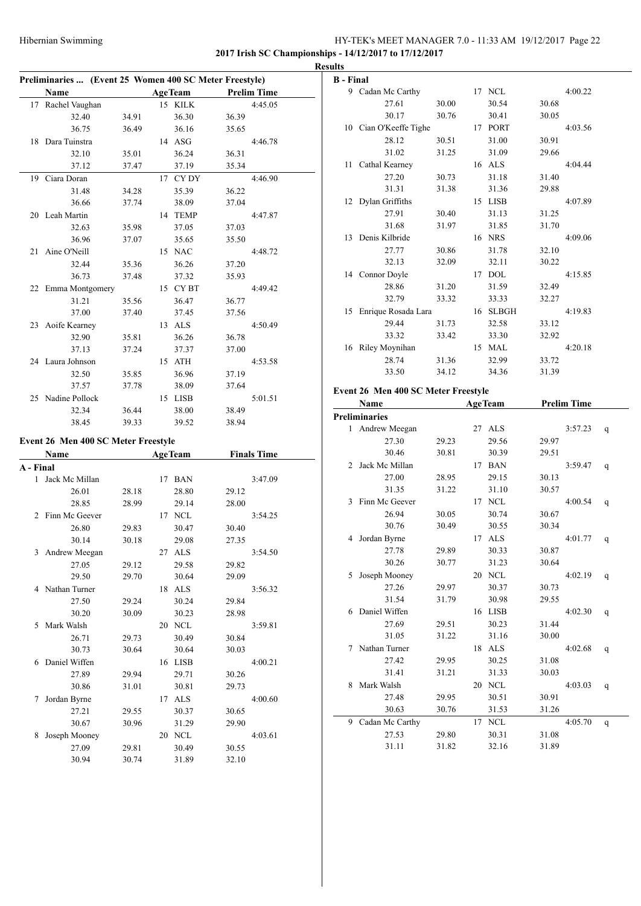Hibernian Swimming — HY-TEK's MEET MANAGER 7.0 - 11:33 AM 19/12/2017

## 2017 Irish SC Championships - 14/12/2017 to 17/12/2017

### Results

#### Preliminaries ... (Event 25 Women 400 SC Meter Freestyle)

| | Name | Age | Team | Prelim Time |
|---|---|---|---|---|
| 17 | Rachel Vaughan | 15 | KILK | 4:45.05 |
| | 32.40 / 34.91 / 36.30 / 36.39 / 36.75 / 36.49 / 36.16 / 35.65 | | | |
| 18 | Dara Tuinstra | 14 | ASG | 4:46.78 |
| | 32.10 / 35.01 / 36.24 / 36.31 / 37.12 / 37.47 / 37.19 / 35.34 | | | |
| 19 | Ciara Doran | 17 | CY DY | 4:46.90 |
| | 31.48 / 34.28 / 35.39 / 36.22 / 36.66 / 37.74 / 38.09 / 37.04 | | | |
| 20 | Leah Martin | 14 | TEMP | 4:47.87 |
| | 32.63 / 35.98 / 37.05 / 37.03 / 36.96 / 37.07 / 35.65 / 35.50 | | | |
| 21 | Aine O'Neill | 15 | NAC | 4:48.72 |
| | 32.44 / 35.36 / 36.26 / 37.20 / 36.73 / 37.48 / 37.32 / 35.93 | | | |
| 22 | Emma Montgomery | 15 | CY BT | 4:49.42 |
| | 31.21 / 35.56 / 36.47 / 36.77 / 37.00 / 37.40 / 37.45 / 37.56 | | | |
| 23 | Aoife Kearney | 13 | ALS | 4:50.49 |
| | 32.90 / 35.81 / 36.26 / 36.78 / 37.13 / 37.24 / 37.37 / 37.00 | | | |
| 24 | Laura Johnson | 15 | ATH | 4:53.58 |
| | 32.50 / 35.85 / 36.96 / 37.19 / 37.57 / 37.78 / 38.09 / 37.64 | | | |
| 25 | Nadine Pollock | 15 | LISB | 5:01.51 |
| | 32.34 / 36.44 / 38.00 / 38.49 / 38.45 / 39.33 / 39.52 / 38.94 | | | |

#### Event 26 Men 400 SC Meter Freestyle

**A - Final**

| | Name | Age | Team | Finals Time |
|---|---|---|---|---|
| 1 | Jack Mc Millan | 17 | BAN | 3:47.09 |
| | 26.01 / 28.18 / 28.80 / 29.12 / 28.85 / 28.99 / 29.14 / 28.00 | | | |
| 2 | Finn Mc Geever | 17 | NCL | 3:54.25 |
| | 26.80 / 29.83 / 30.47 / 30.40 / 30.14 / 30.18 / 29.08 / 27.35 | | | |
| 3 | Andrew Meegan | 27 | ALS | 3:54.50 |
| | 27.05 / 29.12 / 29.58 / 29.82 / 29.50 / 29.70 / 30.64 / 29.09 | | | |
| 4 | Nathan Turner | 18 | ALS | 3:56.32 |
| | 27.50 / 29.24 / 30.24 / 29.84 / 30.20 / 30.09 / 30.23 / 28.98 | | | |
| 5 | Mark Walsh | 20 | NCL | 3:59.81 |
| | 26.71 / 29.73 / 30.49 / 30.84 / 30.73 / 30.64 / 30.64 / 30.03 | | | |
| 6 | Daniel Wiffen | 16 | LISB | 4:00.21 |
| | 27.89 / 29.94 / 29.71 / 30.26 / 30.86 / 31.01 / 30.81 / 29.73 | | | |
| 7 | Jordan Byrne | 17 | ALS | 4:00.60 |
| | 27.21 / 29.55 / 30.37 / 30.65 / 30.67 / 30.96 / 31.29 / 29.90 | | | |
| 8 | Joseph Mooney | 20 | NCL | 4:03.61 |
| | 27.09 / 29.81 / 30.49 / 30.55 / 30.94 / 30.74 / 31.89 / 32.10 | | | |

**B - Final**

| | Name | Age | Team | Finals Time |
|---|---|---|---|---|
| 9 | Cadan Mc Carthy | 17 | NCL | 4:00.22 |
| | 27.61 / 30.00 / 30.54 / 30.68 / 30.17 / 30.76 / 30.41 / 30.05 | | | |
| 10 | Cian O'Keeffe Tighe | 17 | PORT | 4:03.56 |
| | 28.12 / 30.51 / 31.00 / 30.91 / 31.02 / 31.25 / 31.09 / 29.66 | | | |
| 11 | Cathal Kearney | 16 | ALS | 4:04.44 |
| | 27.20 / 30.73 / 31.18 / 31.40 / 31.31 / 31.38 / 31.36 / 29.88 | | | |
| 12 | Dylan Griffiths | 15 | LISB | 4:07.89 |
| | 27.91 / 30.40 / 31.13 / 31.25 / 31.68 / 31.97 / 31.85 / 31.70 | | | |
| 13 | Denis Kilbride | 16 | NRS | 4:09.06 |
| | 27.77 / 30.86 / 31.78 / 32.10 / 32.13 / 32.09 / 32.11 / 30.22 | | | |
| 14 | Connor Doyle | 17 | DOL | 4:15.85 |
| | 28.86 / 31.20 / 31.59 / 32.49 / 32.79 / 33.32 / 33.33 / 32.27 | | | |
| 15 | Enrique Rosada Lara | 16 | SLBGH | 4:19.83 |
| | 29.44 / 31.73 / 32.58 / 33.12 / 33.32 / 33.42 / 33.30 / 32.92 | | | |
| 16 | Riley Moynihan | 15 | MAL | 4:20.18 |
| | 28.74 / 31.36 / 32.99 / 33.72 / 33.50 / 34.12 / 34.36 / 31.39 | | | |

#### Event 26 Men 400 SC Meter Freestyle

**Preliminaries**

| | Name | Age | Team | Prelim Time | |
|---|---|---|---|---|---|
| 1 | Andrew Meegan | 27 | ALS | 3:57.23 | q |
| | 27.30 / 29.23 / 29.56 / 29.97 / 30.46 / 30.81 / 30.39 / 29.51 | | | | |
| 2 | Jack Mc Millan | 17 | BAN | 3:59.47 | q |
| | 27.00 / 28.95 / 29.15 / 30.13 / 31.35 / 31.22 / 31.10 / 30.57 | | | | |
| 3 | Finn Mc Geever | 17 | NCL | 4:00.54 | q |
| | 26.94 / 30.05 / 30.74 / 30.67 / 30.76 / 30.49 / 30.55 / 30.34 | | | | |
| 4 | Jordan Byrne | 17 | ALS | 4:01.77 | q |
| | 27.78 / 29.89 / 30.33 / 30.87 / 30.26 / 30.77 / 31.23 / 30.64 | | | | |
| 5 | Joseph Mooney | 20 | NCL | 4:02.19 | q |
| | 27.26 / 29.97 / 30.37 / 30.73 / 31.54 / 31.79 / 30.98 / 29.55 | | | | |
| 6 | Daniel Wiffen | 16 | LISB | 4:02.30 | q |
| | 27.69 / 29.51 / 30.23 / 31.44 / 31.05 / 31.22 / 31.16 / 30.00 | | | | |
| 7 | Nathan Turner | 18 | ALS | 4:02.68 | q |
| | 27.42 / 29.95 / 30.25 / 31.08 / 31.41 / 31.21 / 31.33 / 30.03 | | | | |
| 8 | Mark Walsh | 20 | NCL | 4:03.03 | q |
| | 27.48 / 29.95 / 30.51 / 30.91 / 30.63 / 30.76 / 31.53 / 31.26 | | | | |
| 9 | Cadan Mc Carthy | 17 | NCL | 4:05.70 | q |
| | 27.53 / 29.80 / 30.31 / 31.08 / 31.11 / 31.82 / 32.16 / 31.89 | | | | |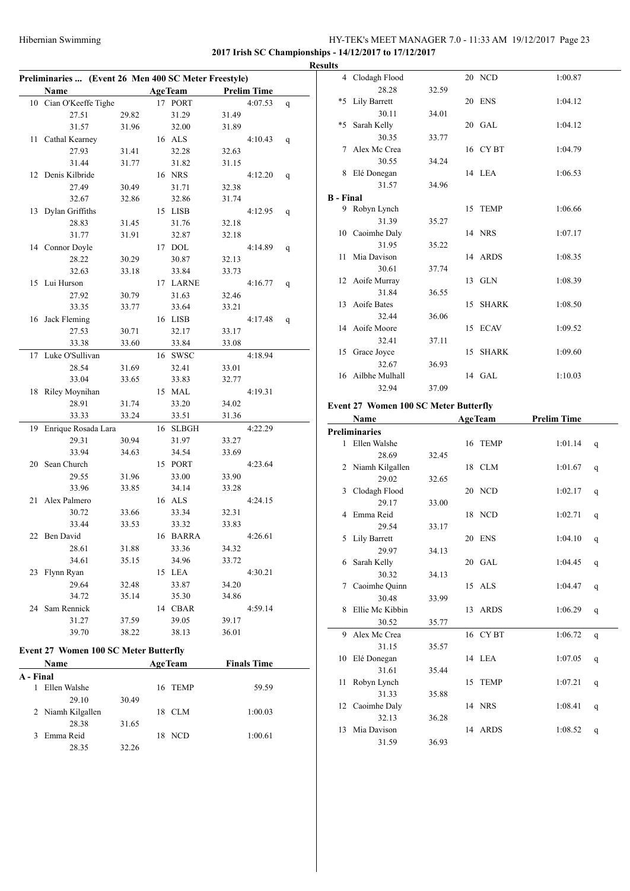**2017 Irish SC Championships - 14/12/2017 to 17/12/2017**

**Results**

### Preliminaries ... (Event 26 Men 400 SC Meter Freestyle)

| | Name | Age | Team | Prelim Time | |
|---|---|---|---|---|---|
| 10 | Cian O'Keeffe Tighe | 17 | PORT | 4:07.53 | q |
| | 27.51 / 29.82 / 31.29 / 31.49 / 31.57 / 31.96 / 32.00 / 31.89 | | | | |
| 11 | Cathal Kearney | 16 | ALS | 4:10.43 | q |
| | 27.93 / 31.41 / 32.28 / 32.63 / 31.44 / 31.77 / 31.82 / 31.15 | | | | |
| 12 | Denis Kilbride | 16 | NRS | 4:12.20 | q |
| | 27.49 / 30.49 / 31.71 / 32.38 / 32.67 / 32.86 / 32.86 / 31.74 | | | | |
| 13 | Dylan Griffiths | 15 | LISB | 4:12.95 | q |
| | 28.83 / 31.45 / 31.76 / 32.18 / 31.77 / 31.91 / 32.87 / 32.18 | | | | |
| 14 | Connor Doyle | 17 | DOL | 4:14.89 | q |
| | 28.22 / 30.29 / 30.87 / 32.13 / 32.63 / 33.18 / 33.84 / 33.73 | | | | |
| 15 | Lui Hurson | 17 | LARNE | 4:16.77 | q |
| | 27.92 / 30.79 / 31.63 / 32.46 / 33.35 / 33.77 / 33.64 / 33.21 | | | | |
| 16 | Jack Fleming | 16 | LISB | 4:17.48 | q |
| | 27.53 / 30.71 / 32.17 / 33.17 / 33.38 / 33.60 / 33.84 / 33.08 | | | | |
| 17 | Luke O'Sullivan | 16 | SWSC | 4:18.94 | |
| | 28.54 / 31.69 / 32.41 / 33.01 / 33.04 / 33.65 / 33.83 / 32.77 | | | | |
| 18 | Riley Moynihan | 15 | MAL | 4:19.31 | |
| | 28.91 / 31.74 / 33.20 / 34.02 / 33.33 / 33.24 / 33.51 / 31.36 | | | | |
| 19 | Enrique Rosada Lara | 16 | SLBGH | 4:22.29 | |
| | 29.31 / 30.94 / 31.97 / 33.27 / 33.94 / 34.63 / 34.54 / 33.69 | | | | |
| 20 | Sean Church | 15 | PORT | 4:23.64 | |
| | 29.55 / 31.96 / 33.00 / 33.90 / 33.96 / 33.85 / 34.14 / 33.28 | | | | |
| 21 | Alex Palmero | 16 | ALS | 4:24.15 | |
| | 30.72 / 33.66 / 33.34 / 32.31 / 33.44 / 33.53 / 33.32 / 33.83 | | | | |
| 22 | Ben David | 16 | BARRA | 4:26.61 | |
| | 28.61 / 31.88 / 33.36 / 34.32 / 34.61 / 35.15 / 34.96 / 33.72 | | | | |
| 23 | Flynn Ryan | 15 | LEA | 4:30.21 | |
| | 29.64 / 32.48 / 33.87 / 34.20 / 34.72 / 35.14 / 35.30 / 34.86 | | | | |
| 24 | Sam Rennick | 14 | CBAR | 4:59.14 | |
| | 31.27 / 37.59 / 39.05 / 39.17 / 39.70 / 38.22 / 38.13 / 36.01 | | | | |

### Event 27 Women 100 SC Meter Butterfly

| | Name | Age | Team | Finals Time |
|---|---|---|---|---|
| **A - Final** | | | | |
| 1 | Ellen Walshe | 16 | TEMP | 59.59 |
| | 29.10 / 30.49 | | | |
| 2 | Niamh Kilgallen | 18 | CLM | 1:00.03 |
| | 28.38 / 31.65 | | | |
| 3 | Emma Reid | 18 | NCD | 1:00.61 |
| | 28.35 / 32.26 | | | |
| 4 | Clodagh Flood | 20 | NCD | 1:00.87 |
| | 28.28 / 32.59 | | | |
| *5 | Lily Barrett | 20 | ENS | 1:04.12 |
| | 30.11 / 34.01 | | | |
| *5 | Sarah Kelly | 20 | GAL | 1:04.12 |
| | 30.35 / 33.77 | | | |
| 7 | Alex Mc Crea | 16 | CY BT | 1:04.79 |
| | 30.55 / 34.24 | | | |
| 8 | Elé Donegan | 14 | LEA | 1:06.53 |
| | 31.57 / 34.96 | | | |
| **B - Final** | | | | |
| 9 | Robyn Lynch | 15 | TEMP | 1:06.66 |
| | 31.39 / 35.27 | | | |
| 10 | Caoimhe Daly | 14 | NRS | 1:07.17 |
| | 31.95 / 35.22 | | | |
| 11 | Mia Davison | 14 | ARDS | 1:08.35 |
| | 30.61 / 37.74 | | | |
| 12 | Aoife Murray | 13 | GLN | 1:08.39 |
| | 31.84 / 36.55 | | | |
| 13 | Aoife Bates | 15 | SHARK | 1:08.50 |
| | 32.44 / 36.06 | | | |
| 14 | Aoife Moore | 15 | ECAV | 1:09.52 |
| | 32.41 / 37.11 | | | |
| 15 | Grace Joyce | 15 | SHARK | 1:09.60 |
| | 32.67 / 36.93 | | | |
| 16 | Ailbhe Mulhall | 14 | GAL | 1:10.03 |
| | 32.94 / 37.09 | | | |

### Event 27 Women 100 SC Meter Butterfly

| | Name | Age | Team | Prelim Time | |
|---|---|---|---|---|---|
| **Preliminaries** | | | | | |
| 1 | Ellen Walshe | 16 | TEMP | 1:01.14 | q |
| | 28.69 / 32.45 | | | | |
| 2 | Niamh Kilgallen | 18 | CLM | 1:01.67 | q |
| | 29.02 / 32.65 | | | | |
| 3 | Clodagh Flood | 20 | NCD | 1:02.17 | q |
| | 29.17 / 33.00 | | | | |
| 4 | Emma Reid | 18 | NCD | 1:02.71 | q |
| | 29.54 / 33.17 | | | | |
| 5 | Lily Barrett | 20 | ENS | 1:04.10 | q |
| | 29.97 / 34.13 | | | | |
| 6 | Sarah Kelly | 20 | GAL | 1:04.45 | q |
| | 30.32 / 34.13 | | | | |
| 7 | Caoimhe Quinn | 15 | ALS | 1:04.47 | q |
| | 30.48 / 33.99 | | | | |
| 8 | Ellie Mc Kibbin | 13 | ARDS | 1:06.29 | q |
| | 30.52 / 35.77 | | | | |
| 9 | Alex Mc Crea | 16 | CY BT | 1:06.72 | q |
| | 31.15 / 35.57 | | | | |
| 10 | Elé Donegan | 14 | LEA | 1:07.05 | q |
| | 31.61 / 35.44 | | | | |
| 11 | Robyn Lynch | 15 | TEMP | 1:07.21 | q |
| | 31.33 / 35.88 | | | | |
| 12 | Caoimhe Daly | 14 | NRS | 1:08.41 | q |
| | 32.13 / 36.28 | | | | |
| 13 | Mia Davison | 14 | ARDS | 1:08.52 | q |
| | 31.59 / 36.93 | | | | |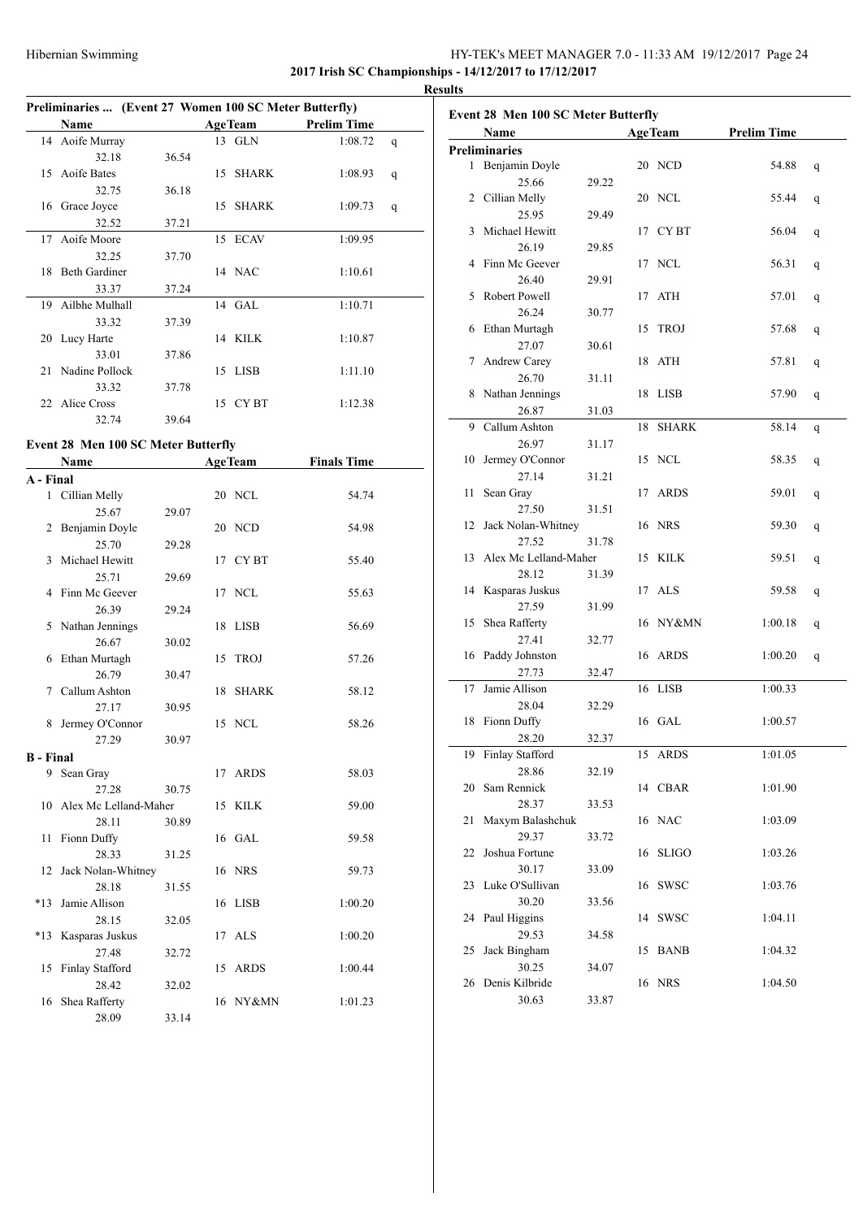Hibernian Swimming

**2017 Irish SC Championships - 14/12/2017 to 17/12/2017**

**Results**

## Preliminaries ... (Event 27 Women 100 SC Meter Butterfly)

| | Name | Age | Team | Prelim Time | |
|---|---|---|---|---|---|
| 14 | Aoife Murray | 13 | GLN | 1:08.72 | q |
| | 32.18 36.54 | | | | |
| 15 | Aoife Bates | 15 | SHARK | 1:08.93 | q |
| | 32.75 36.18 | | | | |
| 16 | Grace Joyce | 15 | SHARK | 1:09.73 | q |
| | 32.52 37.21 | | | | |
| 17 | Aoife Moore | 15 | ECAV | 1:09.95 | |
| | 32.25 37.70 | | | | |
| 18 | Beth Gardiner | 14 | NAC | 1:10.61 | |
| | 33.37 37.24 | | | | |
| 19 | Ailbhe Mulhall | 14 | GAL | 1:10.71 | |
| | 33.32 37.39 | | | | |
| 20 | Lucy Harte | 14 | KILK | 1:10.87 | |
| | 33.01 37.86 | | | | |
| 21 | Nadine Pollock | 15 | LISB | 1:11.10 | |
| | 33.32 37.78 | | | | |
| 22 | Alice Cross | 15 | CY BT | 1:12.38 | |
| | 32.74 39.64 | | | | |

## Event 28 Men 100 SC Meter Butterfly

| | Name | Age | Team | Finals Time |
|---|---|---|---|---|
| **A - Final** | | | | |
| 1 | Cillian Melly | 20 | NCL | 54.74 |
| | 25.67 29.07 | | | |
| 2 | Benjamin Doyle | 20 | NCD | 54.98 |
| | 25.70 29.28 | | | |
| 3 | Michael Hewitt | 17 | CY BT | 55.40 |
| | 25.71 29.69 | | | |
| 4 | Finn Mc Geever | 17 | NCL | 55.63 |
| | 26.39 29.24 | | | |
| 5 | Nathan Jennings | 18 | LISB | 56.69 |
| | 26.67 30.02 | | | |
| 6 | Ethan Murtagh | 15 | TROJ | 57.26 |
| | 26.79 30.47 | | | |
| 7 | Callum Ashton | 18 | SHARK | 58.12 |
| | 27.17 30.95 | | | |
| 8 | Jermey O'Connor | 15 | NCL | 58.26 |
| | 27.29 30.97 | | | |
| **B - Final** | | | | |
| 9 | Sean Gray | 17 | ARDS | 58.03 |
| | 27.28 30.75 | | | |
| 10 | Alex Mc Lelland-Maher | 15 | KILK | 59.00 |
| | 28.11 30.89 | | | |
| 11 | Fionn Duffy | 16 | GAL | 59.58 |
| | 28.33 31.25 | | | |
| 12 | Jack Nolan-Whitney | 16 | NRS | 59.73 |
| | 28.18 31.55 | | | |
| *13 | Jamie Allison | 16 | LISB | 1:00.20 |
| | 28.15 32.05 | | | |
| *13 | Kasparas Juskus | 17 | ALS | 1:00.20 |
| | 27.48 32.72 | | | |
| 15 | Finlay Stafford | 15 | ARDS | 1:00.44 |
| | 28.42 32.02 | | | |
| 16 | Shea Rafferty | 16 | NY&MN | 1:01.23 |
| | 28.09 33.14 | | | |

## Event 28 Men 100 SC Meter Butterfly

| | Name | Age | Team | Prelim Time | |
|---|---|---|---|---|---|
| **Preliminaries** | | | | | |
| 1 | Benjamin Doyle | 20 | NCD | 54.88 | q |
| | 25.66 29.22 | | | | |
| 2 | Cillian Melly | 20 | NCL | 55.44 | q |
| | 25.95 29.49 | | | | |
| 3 | Michael Hewitt | 17 | CY BT | 56.04 | q |
| | 26.19 29.85 | | | | |
| 4 | Finn Mc Geever | 17 | NCL | 56.31 | q |
| | 26.40 29.91 | | | | |
| 5 | Robert Powell | 17 | ATH | 57.01 | q |
| | 26.24 30.77 | | | | |
| 6 | Ethan Murtagh | 15 | TROJ | 57.68 | q |
| | 27.07 30.61 | | | | |
| 7 | Andrew Carey | 18 | ATH | 57.81 | q |
| | 26.70 31.11 | | | | |
| 8 | Nathan Jennings | 18 | LISB | 57.90 | q |
| | 26.87 31.03 | | | | |
| 9 | Callum Ashton | 18 | SHARK | 58.14 | q |
| | 26.97 31.17 | | | | |
| 10 | Jermey O'Connor | 15 | NCL | 58.35 | q |
| | 27.14 31.21 | | | | |
| 11 | Sean Gray | 17 | ARDS | 59.01 | q |
| | 27.50 31.51 | | | | |
| 12 | Jack Nolan-Whitney | 16 | NRS | 59.30 | q |
| | 27.52 31.78 | | | | |
| 13 | Alex Mc Lelland-Maher | 15 | KILK | 59.51 | q |
| | 28.12 31.39 | | | | |
| 14 | Kasparas Juskus | 17 | ALS | 59.58 | q |
| | 27.59 31.99 | | | | |
| 15 | Shea Rafferty | 16 | NY&MN | 1:00.18 | q |
| | 27.41 32.77 | | | | |
| 16 | Paddy Johnston | 16 | ARDS | 1:00.20 | q |
| | 27.73 32.47 | | | | |
| 17 | Jamie Allison | 16 | LISB | 1:00.33 | |
| | 28.04 32.29 | | | | |
| 18 | Fionn Duffy | 16 | GAL | 1:00.57 | |
| | 28.20 32.37 | | | | |
| 19 | Finlay Stafford | 15 | ARDS | 1:01.05 | |
| | 28.86 32.19 | | | | |
| 20 | Sam Rennick | 14 | CBAR | 1:01.90 | |
| | 28.37 33.53 | | | | |
| 21 | Maxym Balashchuk | 16 | NAC | 1:03.09 | |
| | 29.37 33.72 | | | | |
| 22 | Joshua Fortune | 16 | SLIGO | 1:03.26 | |
| | 30.17 33.09 | | | | |
| 23 | Luke O'Sullivan | 16 | SWSC | 1:03.76 | |
| | 30.20 33.56 | | | | |
| 24 | Paul Higgins | 14 | SWSC | 1:04.11 | |
| | 29.53 34.58 | | | | |
| 25 | Jack Bingham | 15 | BANB | 1:04.32 | |
| | 30.25 34.07 | | | | |
| 26 | Denis Kilbride | 16 | NRS | 1:04.50 | |
| | 30.63 33.87 | | | | |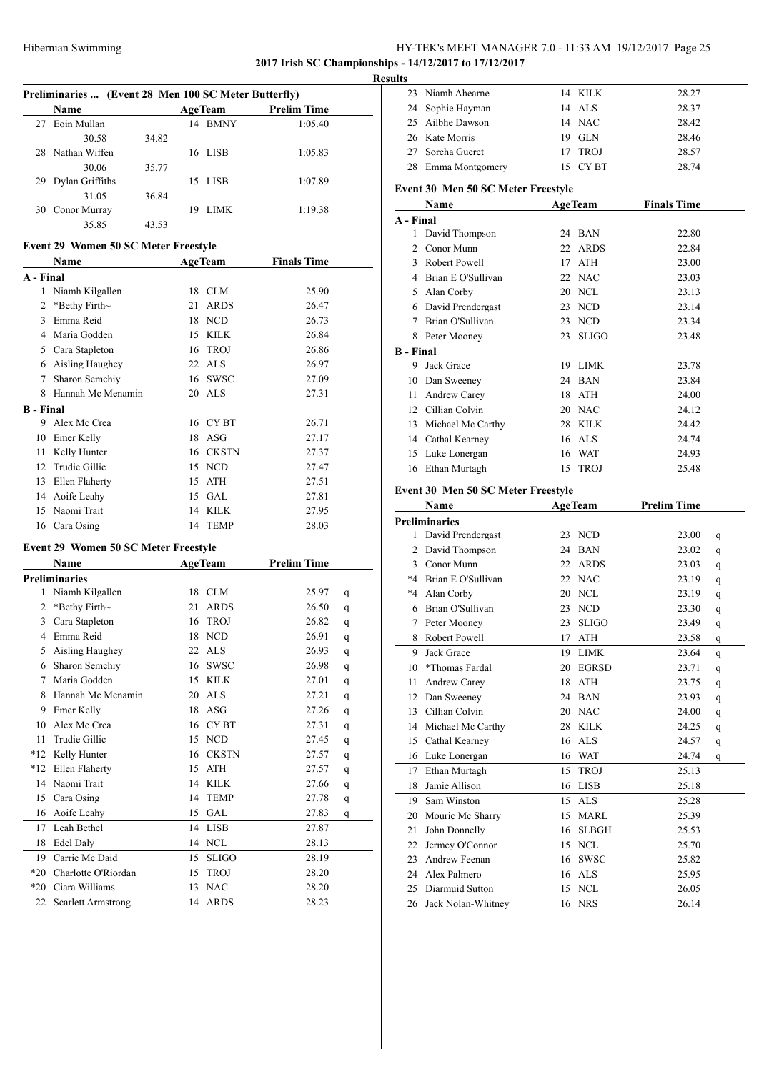**2017 Irish SC Championships - 14/12/2017 to 17/12/2017**

**Results**

### Preliminaries ... (Event 28 Men 100 SC Meter Butterfly)

| | Name | Age | Team | Prelim Time |
|---|---|---|---|---|
| 27 | Eoin Mullan | 14 | BMNY | 1:05.40 |
| | 30.58 | 34.82 | | |
| 28 | Nathan Wiffen | 16 | LISB | 1:05.83 |
| | 30.06 | 35.77 | | |
| 29 | Dylan Griffiths | 15 | LISB | 1:07.89 |
| | 31.05 | 36.84 | | |
| 30 | Conor Murray | 19 | LIMK | 1:19.38 |
| | 35.85 | 43.53 | | |

### Event 29 Women 50 SC Meter Freestyle

| | Name | Age | Team | Finals Time |
|---|---|---|---|---|
| **A - Final** | | | | |
| 1 | Niamh Kilgallen | 18 | CLM | 25.90 |
| 2 | *Bethy Firth~ | 21 | ARDS | 26.47 |
| 3 | Emma Reid | 18 | NCD | 26.73 |
| 4 | Maria Godden | 15 | KILK | 26.84 |
| 5 | Cara Stapleton | 16 | TROJ | 26.86 |
| 6 | Aisling Haughey | 22 | ALS | 26.97 |
| 7 | Sharon Semchiy | 16 | SWSC | 27.09 |
| 8 | Hannah Mc Menamin | 20 | ALS | 27.31 |
| **B - Final** | | | | |
| 9 | Alex Mc Crea | 16 | CY BT | 26.71 |
| 10 | Emer Kelly | 18 | ASG | 27.17 |
| 11 | Kelly Hunter | 16 | CKSTN | 27.37 |
| 12 | Trudie Gillic | 15 | NCD | 27.47 |
| 13 | Ellen Flaherty | 15 | ATH | 27.51 |
| 14 | Aoife Leahy | 15 | GAL | 27.81 |
| 15 | Naomi Trait | 14 | KILK | 27.95 |
| 16 | Cara Osing | 14 | TEMP | 28.03 |

### Event 29 Women 50 SC Meter Freestyle

| | Name | Age | Team | Prelim Time | |
|---|---|---|---|---|---|
| **Preliminaries** | | | | | |
| 1 | Niamh Kilgallen | 18 | CLM | 25.97 | q |
| 2 | *Bethy Firth~ | 21 | ARDS | 26.50 | q |
| 3 | Cara Stapleton | 16 | TROJ | 26.82 | q |
| 4 | Emma Reid | 18 | NCD | 26.91 | q |
| 5 | Aisling Haughey | 22 | ALS | 26.93 | q |
| 6 | Sharon Semchiy | 16 | SWSC | 26.98 | q |
| 7 | Maria Godden | 15 | KILK | 27.01 | q |
| 8 | Hannah Mc Menamin | 20 | ALS | 27.21 | q |
| 9 | Emer Kelly | 18 | ASG | 27.26 | q |
| 10 | Alex Mc Crea | 16 | CY BT | 27.31 | q |
| 11 | Trudie Gillic | 15 | NCD | 27.45 | q |
| *12 | Kelly Hunter | 16 | CKSTN | 27.57 | q |
| *12 | Ellen Flaherty | 15 | ATH | 27.57 | q |
| 14 | Naomi Trait | 14 | KILK | 27.66 | q |
| 15 | Cara Osing | 14 | TEMP | 27.78 | q |
| 16 | Aoife Leahy | 15 | GAL | 27.83 | q |
| 17 | Leah Bethel | 14 | LISB | 27.87 | |
| 18 | Edel Daly | 14 | NCL | 28.13 | |
| 19 | Carrie Mc Daid | 15 | SLIGO | 28.19 | |
| *20 | Charlotte O'Riordan | 15 | TROJ | 28.20 | |
| *20 | Ciara Williams | 13 | NAC | 28.20 | |
| 22 | Scarlett Armstrong | 14 | ARDS | 28.23 | |
| 23 | Niamh Ahearne | 14 | KILK | 28.27 | |
| 24 | Sophie Hayman | 14 | ALS | 28.37 | |
| 25 | Ailbhe Dawson | 14 | NAC | 28.42 | |
| 26 | Kate Morris | 19 | GLN | 28.46 | |
| 27 | Sorcha Gueret | 17 | TROJ | 28.57 | |
| 28 | Emma Montgomery | 15 | CY BT | 28.74 | |

### Event 30 Men 50 SC Meter Freestyle

| | Name | Age | Team | Finals Time |
|---|---|---|---|---|
| **A - Final** | | | | |
| 1 | David Thompson | 24 | BAN | 22.80 |
| 2 | Conor Munn | 22 | ARDS | 22.84 |
| 3 | Robert Powell | 17 | ATH | 23.00 |
| 4 | Brian E O'Sullivan | 22 | NAC | 23.03 |
| 5 | Alan Corby | 20 | NCL | 23.13 |
| 6 | David Prendergast | 23 | NCD | 23.14 |
| 7 | Brian O'Sullivan | 23 | NCD | 23.34 |
| 8 | Peter Mooney | 23 | SLIGO | 23.48 |
| **B - Final** | | | | |
| 9 | Jack Grace | 19 | LIMK | 23.78 |
| 10 | Dan Sweeney | 24 | BAN | 23.84 |
| 11 | Andrew Carey | 18 | ATH | 24.00 |
| 12 | Cillian Colvin | 20 | NAC | 24.12 |
| 13 | Michael Mc Carthy | 28 | KILK | 24.42 |
| 14 | Cathal Kearney | 16 | ALS | 24.74 |
| 15 | Luke Lonergan | 16 | WAT | 24.93 |
| 16 | Ethan Murtagh | 15 | TROJ | 25.48 |

### Event 30 Men 50 SC Meter Freestyle

| | Name | Age | Team | Prelim Time | |
|---|---|---|---|---|---|
| **Preliminaries** | | | | | |
| 1 | David Prendergast | 23 | NCD | 23.00 | q |
| 2 | David Thompson | 24 | BAN | 23.02 | q |
| 3 | Conor Munn | 22 | ARDS | 23.03 | q |
| *4 | Brian E O'Sullivan | 22 | NAC | 23.19 | q |
| *4 | Alan Corby | 20 | NCL | 23.19 | q |
| 6 | Brian O'Sullivan | 23 | NCD | 23.30 | q |
| 7 | Peter Mooney | 23 | SLIGO | 23.49 | q |
| 8 | Robert Powell | 17 | ATH | 23.58 | q |
| 9 | Jack Grace | 19 | LIMK | 23.64 | q |
| 10 | *Thomas Fardal | 20 | EGRSD | 23.71 | q |
| 11 | Andrew Carey | 18 | ATH | 23.75 | q |
| 12 | Dan Sweeney | 24 | BAN | 23.93 | q |
| 13 | Cillian Colvin | 20 | NAC | 24.00 | q |
| 14 | Michael Mc Carthy | 28 | KILK | 24.25 | q |
| 15 | Cathal Kearney | 16 | ALS | 24.57 | q |
| 16 | Luke Lonergan | 16 | WAT | 24.74 | q |
| 17 | Ethan Murtagh | 15 | TROJ | 25.13 | |
| 18 | Jamie Allison | 16 | LISB | 25.18 | |
| 19 | Sam Winston | 15 | ALS | 25.28 | |
| 20 | Mouric Mc Sharry | 15 | MARL | 25.39 | |
| 21 | John Donnelly | 16 | SLBGH | 25.53 | |
| 22 | Jermey O'Connor | 15 | NCL | 25.70 | |
| 23 | Andrew Feenan | 16 | SWSC | 25.82 | |
| 24 | Alex Palmero | 16 | ALS | 25.95 | |
| 25 | Diarmuid Sutton | 15 | NCL | 26.05 | |
| 26 | Jack Nolan-Whitney | 16 | NRS | 26.14 | |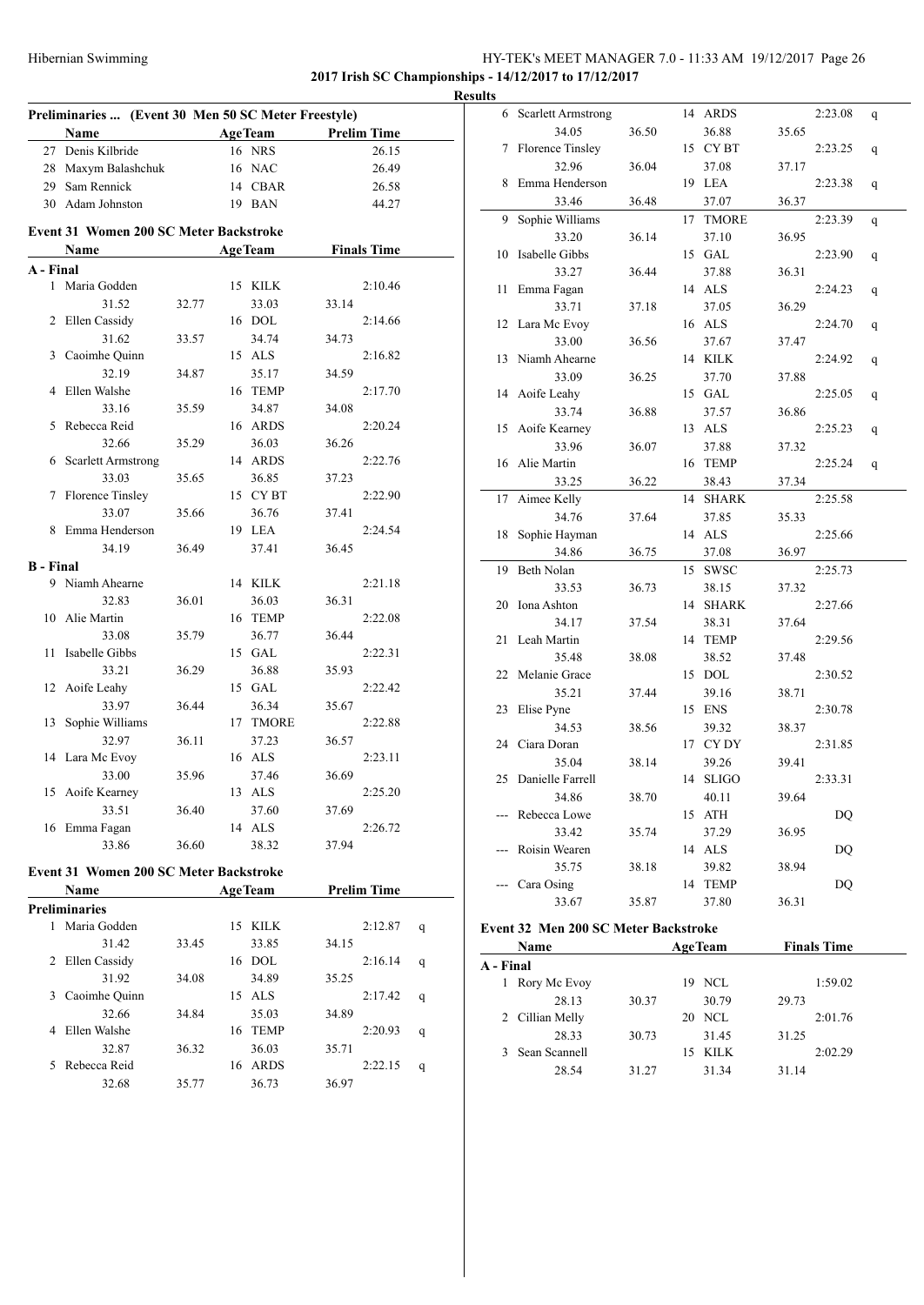**2017 Irish SC Championships - 14/12/2017 to 17/12/2017**

**Results**

### Preliminaries ... (Event 30 Men 50 SC Meter Freestyle)

| | Name | Age | Team | Prelim Time |
|---|---|---|---|---|
| 27 | Denis Kilbride | 16 | NRS | 26.15 |
| 28 | Maxym Balashchuk | 16 | NAC | 26.49 |
| 29 | Sam Rennick | 14 | CBAR | 26.58 |
| 30 | Adam Johnston | 19 | BAN | 44.27 |

### Event 31 Women 200 SC Meter Backstroke

| | Name | Age | Team | Finals Time | | | |
|---|---|---|---|---|---|---|---|
| **A - Final** | | | | | | | |
| 1 | Maria Godden | 15 | KILK | 2:10.46 | | | |
| | 31.52 | 32.77 | 33.03 | 33.14 | | | |
| 2 | Ellen Cassidy | 16 | DOL | 2:14.66 | | | |
| | 31.62 | 33.57 | 34.74 | 34.73 | | | |
| 3 | Caoimhe Quinn | 15 | ALS | 2:16.82 | | | |
| | 32.19 | 34.87 | 35.17 | 34.59 | | | |
| 4 | Ellen Walshe | 16 | TEMP | 2:17.70 | | | |
| | 33.16 | 35.59 | 34.87 | 34.08 | | | |
| 5 | Rebecca Reid | 16 | ARDS | 2:20.24 | | | |
| | 32.66 | 35.29 | 36.03 | 36.26 | | | |
| 6 | Scarlett Armstrong | 14 | ARDS | 2:22.76 | | | |
| | 33.03 | 35.65 | 36.85 | 37.23 | | | |
| 7 | Florence Tinsley | 15 | CY BT | 2:22.90 | | | |
| | 33.07 | 35.66 | 36.76 | 37.41 | | | |
| 8 | Emma Henderson | 19 | LEA | 2:24.54 | | | |
| | 34.19 | 36.49 | 37.41 | 36.45 | | | |
| **B - Final** | | | | | | | |
| 9 | Niamh Ahearne | 14 | KILK | 2:21.18 | | | |
| | 32.83 | 36.01 | 36.03 | 36.31 | | | |
| 10 | Alie Martin | 16 | TEMP | 2:22.08 | | | |
| | 33.08 | 35.79 | 36.77 | 36.44 | | | |
| 11 | Isabelle Gibbs | 15 | GAL | 2:22.31 | | | |
| | 33.21 | 36.29 | 36.88 | 35.93 | | | |
| 12 | Aoife Leahy | 15 | GAL | 2:22.42 | | | |
| | 33.97 | 36.44 | 36.34 | 35.67 | | | |
| 13 | Sophie Williams | 17 | TMORE | 2:22.88 | | | |
| | 32.97 | 36.11 | 37.23 | 36.57 | | | |
| 14 | Lara Mc Evoy | 16 | ALS | 2:23.11 | | | |
| | 33.00 | 35.96 | 37.46 | 36.69 | | | |
| 15 | Aoife Kearney | 13 | ALS | 2:25.20 | | | |
| | 33.51 | 36.40 | 37.60 | 37.69 | | | |
| 16 | Emma Fagan | 14 | ALS | 2:26.72 | | | |
| | 33.86 | 36.60 | 38.32 | 37.94 | | | |

### Event 31 Women 200 SC Meter Backstroke

| | Name | Age | Team | Prelim Time | |
|---|---|---|---|---|---|
| **Preliminaries** | | | | | |
| 1 | Maria Godden | 15 | KILK | 2:12.87 | q |
| | 31.42 | 33.45 | 33.85 | 34.15 | |
| 2 | Ellen Cassidy | 16 | DOL | 2:16.14 | q |
| | 31.92 | 34.08 | 34.89 | 35.25 | |
| 3 | Caoimhe Quinn | 15 | ALS | 2:17.42 | q |
| | 32.66 | 34.84 | 35.03 | 34.89 | |
| 4 | Ellen Walshe | 16 | TEMP | 2:20.93 | q |
| | 32.87 | 36.32 | 36.03 | 35.71 | |
| 5 | Rebecca Reid | 16 | ARDS | 2:22.15 | q |
| | 32.68 | 35.77 | 36.73 | 36.97 | |
| 6 | Scarlett Armstrong | 14 | ARDS | 2:23.08 | q |
| | 34.05 | 36.50 | 36.88 | 35.65 | |
| 7 | Florence Tinsley | 15 | CY BT | 2:23.25 | q |
| | 32.96 | 36.04 | 37.08 | 37.17 | |
| 8 | Emma Henderson | 19 | LEA | 2:23.38 | q |
| | 33.46 | 36.48 | 37.07 | 36.37 | |
| 9 | Sophie Williams | 17 | TMORE | 2:23.39 | q |
| | 33.20 | 36.14 | 37.10 | 36.95 | |
| 10 | Isabelle Gibbs | 15 | GAL | 2:23.90 | q |
| | 33.27 | 36.44 | 37.88 | 36.31 | |
| 11 | Emma Fagan | 14 | ALS | 2:24.23 | q |
| | 33.71 | 37.18 | 37.05 | 36.29 | |
| 12 | Lara Mc Evoy | 16 | ALS | 2:24.70 | q |
| | 33.00 | 36.56 | 37.67 | 37.47 | |
| 13 | Niamh Ahearne | 14 | KILK | 2:24.92 | q |
| | 33.09 | 36.25 | 37.70 | 37.88 | |
| 14 | Aoife Leahy | 15 | GAL | 2:25.05 | q |
| | 33.74 | 36.88 | 37.57 | 36.86 | |
| 15 | Aoife Kearney | 13 | ALS | 2:25.23 | q |
| | 33.96 | 36.07 | 37.88 | 37.32 | |
| 16 | Alie Martin | 16 | TEMP | 2:25.24 | q |
| | 33.25 | 36.22 | 38.43 | 37.34 | |
| 17 | Aimee Kelly | 14 | SHARK | 2:25.58 | |
| | 34.76 | 37.64 | 37.85 | 35.33 | |
| 18 | Sophie Hayman | 14 | ALS | 2:25.66 | |
| | 34.86 | 36.75 | 37.08 | 36.97 | |
| 19 | Beth Nolan | 15 | SWSC | 2:25.73 | |
| | 33.53 | 36.73 | 38.15 | 37.32 | |
| 20 | Iona Ashton | 14 | SHARK | 2:27.66 | |
| | 34.17 | 37.54 | 38.31 | 37.64 | |
| 21 | Leah Martin | 14 | TEMP | 2:29.56 | |
| | 35.48 | 38.08 | 38.52 | 37.48 | |
| 22 | Melanie Grace | 15 | DOL | 2:30.52 | |
| | 35.21 | 37.44 | 39.16 | 38.71 | |
| 23 | Elise Pyne | 15 | ENS | 2:30.78 | |
| | 34.53 | 38.56 | 39.32 | 38.37 | |
| 24 | Ciara Doran | 17 | CY DY | 2:31.85 | |
| | 35.04 | 38.14 | 39.26 | 39.41 | |
| 25 | Danielle Farrell | 14 | SLIGO | 2:33.31 | |
| | 34.86 | 38.70 | 40.11 | 39.64 | |
| --- | Rebecca Lowe | 15 | ATH | DQ | |
| | 33.42 | 35.74 | 37.29 | 36.95 | |
| --- | Roisin Wearen | 14 | ALS | DQ | |
| | 35.75 | 38.18 | 39.82 | 38.94 | |
| --- | Cara Osing | 14 | TEMP | DQ | |
| | 33.67 | 35.87 | 37.80 | 36.31 | |

### Event 32 Men 200 SC Meter Backstroke

| | Name | Age | Team | Finals Time |
|---|---|---|---|---|
| **A - Final** | | | | |
| 1 | Rory Mc Evoy | 19 | NCL | 1:59.02 |
| | 28.13 | 30.37 | 30.79 | 29.73 |
| 2 | Cillian Melly | 20 | NCL | 2:01.76 |
| | 28.33 | 30.73 | 31.45 | 31.25 |
| 3 | Sean Scannell | 15 | KILK | 2:02.29 |
| | 28.54 | 31.27 | 31.34 | 31.14 |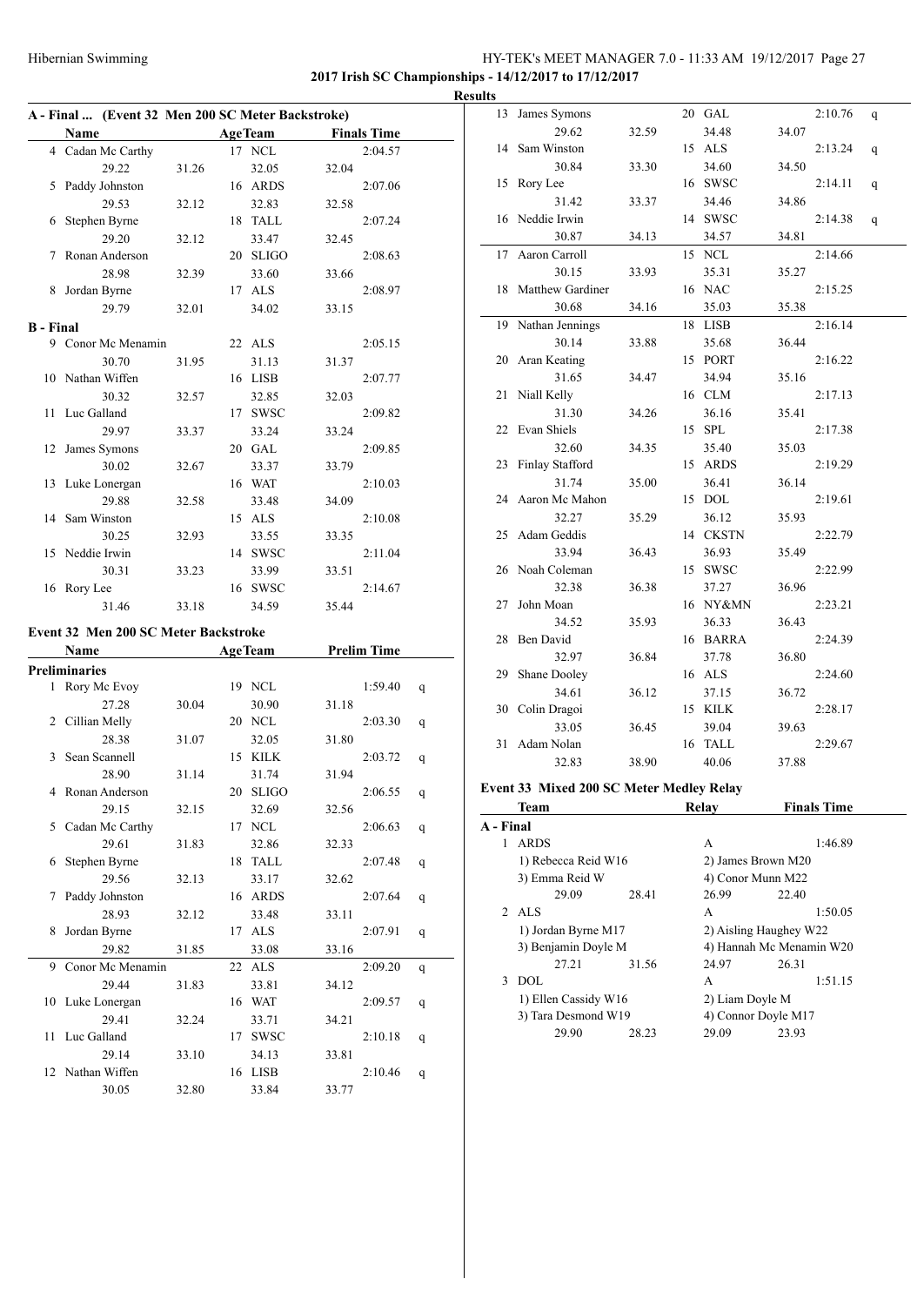**2017 Irish SC Championships - 14/12/2017 to 17/12/2017**

**Results**

### A - Final ... (Event 32 Men 200 SC Meter Backstroke)

| | Name | Age | Team | Finals Time |
|---|---|---|---|---|
| 4 | Cadan Mc Carthy | 17 | NCL | 2:04.57 |
| | 29.22 31.26 32.05 32.04 | | | |
| 5 | Paddy Johnston | 16 | ARDS | 2:07.06 |
| | 29.53 32.12 32.83 32.58 | | | |
| 6 | Stephen Byrne | 18 | TALL | 2:07.24 |
| | 29.20 32.12 33.47 32.45 | | | |
| 7 | Ronan Anderson | 20 | SLIGO | 2:08.63 |
| | 28.98 32.39 33.60 33.66 | | | |
| 8 | Jordan Byrne | 17 | ALS | 2:08.97 |
| | 29.79 32.01 34.02 33.15 | | | |

**B - Final**

| | Name | Age | Team | Finals Time |
|---|---|---|---|---|
| 9 | Conor Mc Menamin | 22 | ALS | 2:05.15 |
| | 30.70 31.95 31.13 31.37 | | | |
| 10 | Nathan Wiffen | 16 | LISB | 2:07.77 |
| | 30.32 32.57 32.85 32.03 | | | |
| 11 | Luc Galland | 17 | SWSC | 2:09.82 |
| | 29.97 33.37 33.24 33.24 | | | |
| 12 | James Symons | 20 | GAL | 2:09.85 |
| | 30.02 32.67 33.37 33.79 | | | |
| 13 | Luke Lonergan | 16 | WAT | 2:10.03 |
| | 29.88 32.58 33.48 34.09 | | | |
| 14 | Sam Winston | 15 | ALS | 2:10.08 |
| | 30.25 32.93 33.55 33.35 | | | |
| 15 | Neddie Irwin | 14 | SWSC | 2:11.04 |
| | 30.31 33.23 33.99 33.51 | | | |
| 16 | Rory Lee | 16 | SWSC | 2:14.67 |
| | 31.46 33.18 34.59 35.44 | | | |

### Event 32 Men 200 SC Meter Backstroke

**Preliminaries**

| | Name | Age | Team | Prelim Time | |
|---|---|---|---|---|---|
| 1 | Rory Mc Evoy | 19 | NCL | 1:59.40 | q |
| | 27.28 30.04 30.90 31.18 | | | | |
| 2 | Cillian Melly | 20 | NCL | 2:03.30 | q |
| | 28.38 31.07 32.05 31.80 | | | | |
| 3 | Sean Scannell | 15 | KILK | 2:03.72 | q |
| | 28.90 31.14 31.74 31.94 | | | | |
| 4 | Ronan Anderson | 20 | SLIGO | 2:06.55 | q |
| | 29.15 32.15 32.69 32.56 | | | | |
| 5 | Cadan Mc Carthy | 17 | NCL | 2:06.63 | q |
| | 29.61 31.83 32.86 32.33 | | | | |
| 6 | Stephen Byrne | 18 | TALL | 2:07.48 | q |
| | 29.56 32.13 33.17 32.62 | | | | |
| 7 | Paddy Johnston | 16 | ARDS | 2:07.64 | q |
| | 28.93 32.12 33.48 33.11 | | | | |
| 8 | Jordan Byrne | 17 | ALS | 2:07.91 | q |
| | 29.82 31.85 33.08 33.16 | | | | |
| 9 | Conor Mc Menamin | 22 | ALS | 2:09.20 | q |
| | 29.44 31.83 33.81 34.12 | | | | |
| 10 | Luke Lonergan | 16 | WAT | 2:09.57 | q |
| | 29.41 32.24 33.71 34.21 | | | | |
| 11 | Luc Galland | 17 | SWSC | 2:10.18 | q |
| | 29.14 33.10 34.13 33.81 | | | | |
| 12 | Nathan Wiffen | 16 | LISB | 2:10.46 | q |
| | 30.05 32.80 33.84 33.77 | | | | |
| 13 | James Symons | 20 | GAL | 2:10.76 | q |
| | 29.62 32.59 34.48 34.07 | | | | |
| 14 | Sam Winston | 15 | ALS | 2:13.24 | q |
| | 30.84 33.30 34.60 34.50 | | | | |
| 15 | Rory Lee | 16 | SWSC | 2:14.11 | q |
| | 31.42 33.37 34.46 34.86 | | | | |
| 16 | Neddie Irwin | 14 | SWSC | 2:14.38 | q |
| | 30.87 34.13 34.57 34.81 | | | | |
| 17 | Aaron Carroll | 15 | NCL | 2:14.66 | |
| | 30.15 33.93 35.31 35.27 | | | | |
| 18 | Matthew Gardiner | 16 | NAC | 2:15.25 | |
| | 30.68 34.16 35.03 35.38 | | | | |
| 19 | Nathan Jennings | 18 | LISB | 2:16.14 | |
| | 30.14 33.88 35.68 36.44 | | | | |
| 20 | Aran Keating | 15 | PORT | 2:16.22 | |
| | 31.65 34.47 34.94 35.16 | | | | |
| 21 | Niall Kelly | 16 | CLM | 2:17.13 | |
| | 31.30 34.26 36.16 35.41 | | | | |
| 22 | Evan Shiels | 15 | SPL | 2:17.38 | |
| | 32.60 34.35 35.40 35.03 | | | | |
| 23 | Finlay Stafford | 15 | ARDS | 2:19.29 | |
| | 31.74 35.00 36.41 36.14 | | | | |
| 24 | Aaron Mc Mahon | 15 | DOL | 2:19.61 | |
| | 32.27 35.29 36.12 35.93 | | | | |
| 25 | Adam Geddis | 14 | CKSTN | 2:22.79 | |
| | 33.94 36.43 36.93 35.49 | | | | |
| 26 | Noah Coleman | 15 | SWSC | 2:22.99 | |
| | 32.38 36.38 37.27 36.96 | | | | |
| 27 | John Moan | 16 | NY&MN | 2:23.21 | |
| | 34.52 35.93 36.33 36.43 | | | | |
| 28 | Ben David | 16 | BARRA | 2:24.39 | |
| | 32.97 36.84 37.78 36.80 | | | | |
| 29 | Shane Dooley | 16 | ALS | 2:24.60 | |
| | 34.61 36.12 37.15 36.72 | | | | |
| 30 | Colin Dragoi | 15 | KILK | 2:28.17 | |
| | 33.05 36.45 39.04 39.63 | | | | |
| 31 | Adam Nolan | 16 | TALL | 2:29.67 | |
| | 32.83 38.90 40.06 37.88 | | | | |

### Event 33 Mixed 200 SC Meter Medley Relay

**A - Final**

| | Team | Relay | Finals Time |
|---|---|---|---|
| 1 | ARDS | A | 1:46.89 |
| | 1) Rebecca Reid W16 | 2) James Brown M20 | |
| | 3) Emma Reid W | 4) Conor Munn M22 | |
| | 29.09 28.41 | 26.99 22.40 | |
| 2 | ALS | A | 1:50.05 |
| | 1) Jordan Byrne M17 | 2) Aisling Haughey W22 | |
| | 3) Benjamin Doyle M | 4) Hannah Mc Menamin W20 | |
| | 27.21 31.56 | 24.97 26.31 | |
| 3 | DOL | A | 1:51.15 |
| | 1) Ellen Cassidy W16 | 2) Liam Doyle M | |
| | 3) Tara Desmond W19 | 4) Connor Doyle M17 | |
| | 29.90 28.23 | 29.09 23.93 | |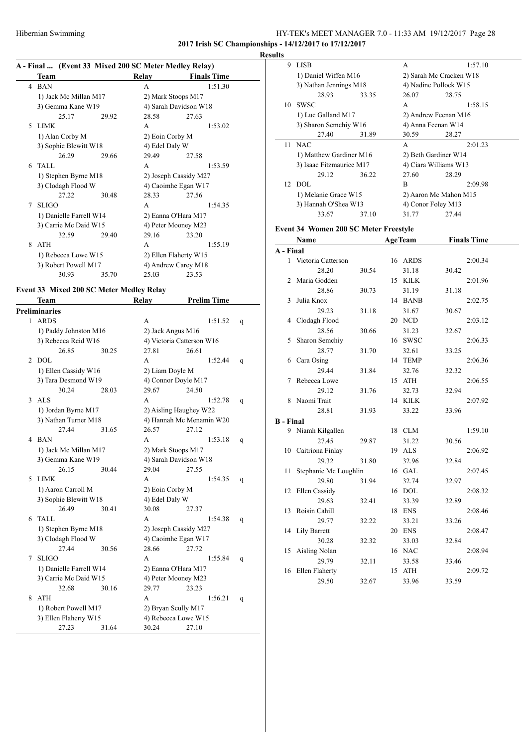**2017 Irish SC Championships - 14/12/2017 to 17/12/2017**

**Results**

### A - Final ... (Event 33 Mixed 200 SC Meter Medley Relay)

| | Team | Relay | Finals Time |
|---|---|---|---|
| 4 | BAN | A | 1:51.30 |
| | 1) Jack Mc Millan M17 | 2) Mark Stoops M17 | |
| | 3) Gemma Kane W19 | 4) Sarah Davidson W18 | |
| | 25.17 29.92 | 28.58 27.63 | |
| 5 | LIMK | A | 1:53.02 |
| | 1) Alan Corby M | 2) Eoin Corby M | |
| | 3) Sophie Blewitt W18 | 4) Edel Daly W | |
| | 26.29 29.66 | 29.49 27.58 | |
| 6 | TALL | A | 1:53.59 |
| | 1) Stephen Byrne M18 | 2) Joseph Cassidy M27 | |
| | 3) Clodagh Flood W | 4) Caoimhe Egan W17 | |
| | 27.22 30.48 | 28.33 27.56 | |
| 7 | SLIGO | A | 1:54.35 |
| | 1) Danielle Farrell W14 | 2) Eanna O'Hara M17 | |
| | 3) Carrie Mc Daid W15 | 4) Peter Mooney M23 | |
| | 32.59 29.40 | 29.16 23.20 | |
| 8 | ATH | A | 1:55.19 |
| | 1) Rebecca Lowe W15 | 2) Ellen Flaherty W15 | |
| | 3) Robert Powell M17 | 4) Andrew Carey M18 | |
| | 30.93 35.70 | 25.03 23.53 | |

### Event 33 Mixed 200 SC Meter Medley Relay

| | Team | Relay | Prelim Time | |
|---|---|---|---|---|
| **Preliminaries** | | | | |
| 1 | ARDS | A | 1:51.52 | q |
| | 1) Paddy Johnston M16 | 2) Jack Angus M16 | | |
| | 3) Rebecca Reid W16 | 4) Victoria Catterson W16 | | |
| | 26.85 30.25 | 27.81 26.61 | | |
| 2 | DOL | A | 1:52.44 | q |
| | 1) Ellen Cassidy W16 | 2) Liam Doyle M | | |
| | 3) Tara Desmond W19 | 4) Connor Doyle M17 | | |
| | 30.24 28.03 | 29.67 24.50 | | |
| 3 | ALS | A | 1:52.78 | q |
| | 1) Jordan Byrne M17 | 2) Aisling Haughey W22 | | |
| | 3) Nathan Turner M18 | 4) Hannah Mc Menamin W20 | | |
| | 27.44 31.65 | 26.57 27.12 | | |
| 4 | BAN | A | 1:53.18 | q |
| | 1) Jack Mc Millan M17 | 2) Mark Stoops M17 | | |
| | 3) Gemma Kane W19 | 4) Sarah Davidson W18 | | |
| | 26.15 30.44 | 29.04 27.55 | | |
| 5 | LIMK | A | 1:54.35 | q |
| | 1) Aaron Carroll M | 2) Eoin Corby M | | |
| | 3) Sophie Blewitt W18 | 4) Edel Daly W | | |
| | 26.49 30.41 | 30.08 27.37 | | |
| 6 | TALL | A | 1:54.38 | q |
| | 1) Stephen Byrne M18 | 2) Joseph Cassidy M27 | | |
| | 3) Clodagh Flood W | 4) Caoimhe Egan W17 | | |
| | 27.44 30.56 | 28.66 27.72 | | |
| 7 | SLIGO | A | 1:55.84 | q |
| | 1) Danielle Farrell W14 | 2) Eanna O'Hara M17 | | |
| | 3) Carrie Mc Daid W15 | 4) Peter Mooney M23 | | |
| | 32.68 30.16 | 29.77 23.23 | | |
| 8 | ATH | A | 1:56.21 | q |
| | 1) Robert Powell M17 | 2) Bryan Scully M17 | | |
| | 3) Ellen Flaherty W15 | 4) Rebecca Lowe W15 | | |
| | 27.23 31.64 | 30.24 27.10 | | |
| 9 | LISB | A | 1:57.10 | |
| | 1) Daniel Wiffen M16 | 2) Sarah Mc Cracken W18 | | |
| | 3) Nathan Jennings M18 | 4) Nadine Pollock W15 | | |
| | 28.93 33.35 | 26.07 28.75 | | |
| 10 | SWSC | A | 1:58.15 | |
| | 1) Luc Galland M17 | 2) Andrew Feenan M16 | | |
| | 3) Sharon Semchiy W16 | 4) Anna Feenan W14 | | |
| | 27.40 31.89 | 30.59 28.27 | | |
| 11 | NAC | A | 2:01.23 | |
| | 1) Matthew Gardiner M16 | 2) Beth Gardiner W14 | | |
| | 3) Isaac Fitzmaurice M17 | 4) Ciara Williams W13 | | |
| | 29.12 36.22 | 27.60 28.29 | | |
| 12 | DOL | B | 2:09.98 | |
| | 1) Melanie Grace W15 | 2) Aaron Mc Mahon M15 | | |
| | 3) Hannah O'Shea W13 | 4) Conor Foley M13 | | |
| | 33.67 37.10 | 31.77 27.44 | | |

### Event 34 Women 200 SC Meter Freestyle

| | Name | Age | Team | Finals Time |
|---|---|---|---|---|
| **A - Final** | | | | |
| 1 | Victoria Catterson | 16 | ARDS | 2:00.34 |
| | 28.20 30.54 | | 31.18 | 30.42 |
| 2 | Maria Godden | 15 | KILK | 2:01.96 |
| | 28.86 30.73 | | 31.19 | 31.18 |
| 3 | Julia Knox | 14 | BANB | 2:02.75 |
| | 29.23 31.18 | | 31.67 | 30.67 |
| 4 | Clodagh Flood | 20 | NCD | 2:03.12 |
| | 28.56 30.66 | | 31.23 | 32.67 |
| 5 | Sharon Semchiy | 16 | SWSC | 2:06.33 |
| | 28.77 31.70 | | 32.61 | 33.25 |
| 6 | Cara Osing | 14 | TEMP | 2:06.36 |
| | 29.44 31.84 | | 32.76 | 32.32 |
| 7 | Rebecca Lowe | 15 | ATH | 2:06.55 |
| | 29.12 31.76 | | 32.73 | 32.94 |
| 8 | Naomi Trait | 14 | KILK | 2:07.92 |
| | 28.81 31.93 | | 33.22 | 33.96 |
| **B - Final** | | | | |
| 9 | Niamh Kilgallen | 18 | CLM | 1:59.10 |
| | 27.45 29.87 | | 31.22 | 30.56 |
| 10 | Caitriona Finlay | 19 | ALS | 2:06.92 |
| | 29.32 31.80 | | 32.96 | 32.84 |
| 11 | Stephanie Mc Loughlin | 16 | GAL | 2:07.45 |
| | 29.80 31.94 | | 32.74 | 32.97 |
| 12 | Ellen Cassidy | 16 | DOL | 2:08.32 |
| | 29.63 32.41 | | 33.39 | 32.89 |
| 13 | Roisin Cahill | 18 | ENS | 2:08.46 |
| | 29.77 32.22 | | 33.21 | 33.26 |
| 14 | Lily Barrett | 20 | ENS | 2:08.47 |
| | 30.28 32.32 | | 33.03 | 32.84 |
| 15 | Aisling Nolan | 16 | NAC | 2:08.94 |
| | 29.79 32.11 | | 33.58 | 33.46 |
| 16 | Ellen Flaherty | 15 | ATH | 2:09.72 |
| | 29.50 32.67 | | 33.96 | 33.59 |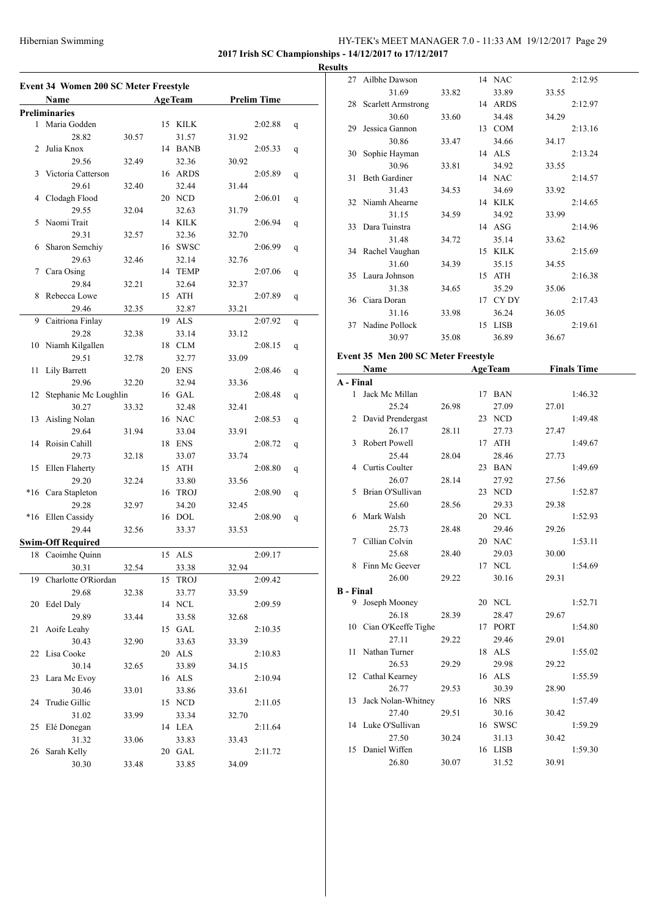**2017 Irish SC Championships - 14/12/2017 to 17/12/2017**

**Results**

## Event 34 Women 200 SC Meter Freestyle

| | Name | Age | Team | Prelim Time | |
|---|---|---|---|---|---|
| **Preliminaries** | | | | | |
| 1 | Maria Godden | 15 | KILK | 2:02.88 | q |
| | 28.82 | 30.57 | 31.57 | 31.92 | |
| 2 | Julia Knox | 14 | BANB | 2:05.33 | q |
| | 29.56 | 32.49 | 32.36 | 30.92 | |
| 3 | Victoria Catterson | 16 | ARDS | 2:05.89 | q |
| | 29.61 | 32.40 | 32.44 | 31.44 | |
| 4 | Clodagh Flood | 20 | NCD | 2:06.01 | q |
| | 29.55 | 32.04 | 32.63 | 31.79 | |
| 5 | Naomi Trait | 14 | KILK | 2:06.94 | q |
| | 29.31 | 32.57 | 32.36 | 32.70 | |
| 6 | Sharon Semchiy | 16 | SWSC | 2:06.99 | q |
| | 29.63 | 32.46 | 32.14 | 32.76 | |
| 7 | Cara Osing | 14 | TEMP | 2:07.06 | q |
| | 29.84 | 32.21 | 32.64 | 32.37 | |
| 8 | Rebecca Lowe | 15 | ATH | 2:07.89 | q |
| | 29.46 | 32.35 | 32.87 | 33.21 | |
| 9 | Caitriona Finlay | 19 | ALS | 2:07.92 | q |
| | 29.28 | 32.38 | 33.14 | 33.12 | |
| 10 | Niamh Kilgallen | 18 | CLM | 2:08.15 | q |
| | 29.51 | 32.78 | 32.77 | 33.09 | |
| 11 | Lily Barrett | 20 | ENS | 2:08.46 | q |
| | 29.96 | 32.20 | 32.94 | 33.36 | |
| 12 | Stephanie Mc Loughlin | 16 | GAL | 2:08.48 | q |
| | 30.27 | 33.32 | 32.48 | 32.41 | |
| 13 | Aisling Nolan | 16 | NAC | 2:08.53 | q |
| | 29.64 | 31.94 | 33.04 | 33.91 | |
| 14 | Roisin Cahill | 18 | ENS | 2:08.72 | q |
| | 29.73 | 32.18 | 33.07 | 33.74 | |
| 15 | Ellen Flaherty | 15 | ATH | 2:08.80 | q |
| | 29.20 | 32.24 | 33.80 | 33.56 | |
| *16 | Cara Stapleton | 16 | TROJ | 2:08.90 | q |
| | 29.28 | 32.97 | 34.20 | 32.45 | |
| *16 | Ellen Cassidy | 16 | DOL | 2:08.90 | q |
| | 29.44 | 32.56 | 33.37 | 33.53 | |
| **Swim-Off Required** | | | | | |
| 18 | Caoimhe Quinn | 15 | ALS | 2:09.17 | |
| | 30.31 | 32.54 | 33.38 | 32.94 | |
| 19 | Charlotte O'Riordan | 15 | TROJ | 2:09.42 | |
| | 29.68 | 32.38 | 33.77 | 33.59 | |
| 20 | Edel Daly | 14 | NCL | 2:09.59 | |
| | 29.89 | 33.44 | 33.58 | 32.68 | |
| 21 | Aoife Leahy | 15 | GAL | 2:10.35 | |
| | 30.43 | 32.90 | 33.63 | 33.39 | |
| 22 | Lisa Cooke | 20 | ALS | 2:10.83 | |
| | 30.14 | 32.65 | 33.89 | 34.15 | |
| 23 | Lara Mc Evoy | 16 | ALS | 2:10.94 | |
| | 30.46 | 33.01 | 33.86 | 33.61 | |
| 24 | Trudie Gillic | 15 | NCD | 2:11.05 | |
| | 31.02 | 33.99 | 33.34 | 32.70 | |
| 25 | Elé Donegan | 14 | LEA | 2:11.64 | |
| | 31.32 | 33.06 | 33.83 | 33.43 | |
| 26 | Sarah Kelly | 20 | GAL | 2:11.72 | |
| | 30.30 | 33.48 | 33.85 | 34.09 | |
| 27 | Ailbhe Dawson | 14 | NAC | 2:12.95 | |
| | 31.69 | 33.82 | 33.89 | 33.55 | |
| 28 | Scarlett Armstrong | 14 | ARDS | 2:12.97 | |
| | 30.60 | 33.60 | 34.48 | 34.29 | |
| 29 | Jessica Gannon | 13 | COM | 2:13.16 | |
| | 30.86 | 33.47 | 34.66 | 34.17 | |
| 30 | Sophie Hayman | 14 | ALS | 2:13.24 | |
| | 30.96 | 33.81 | 34.92 | 33.55 | |
| 31 | Beth Gardiner | 14 | NAC | 2:14.57 | |
| | 31.43 | 34.53 | 34.69 | 33.92 | |
| 32 | Niamh Ahearne | 14 | KILK | 2:14.65 | |
| | 31.15 | 34.59 | 34.92 | 33.99 | |
| 33 | Dara Tuinstra | 14 | ASG | 2:14.96 | |
| | 31.48 | 34.72 | 35.14 | 33.62 | |
| 34 | Rachel Vaughan | 15 | KILK | 2:15.69 | |
| | 31.60 | 34.39 | 35.15 | 34.55 | |
| 35 | Laura Johnson | 15 | ATH | 2:16.38 | |
| | 31.38 | 34.65 | 35.29 | 35.06 | |
| 36 | Ciara Doran | 17 | CY DY | 2:17.43 | |
| | 31.16 | 33.98 | 36.24 | 36.05 | |
| 37 | Nadine Pollock | 15 | LISB | 2:19.61 | |
| | 30.97 | 35.08 | 36.89 | 36.67 | |

## Event 35 Men 200 SC Meter Freestyle

| | Name | Age | Team | Finals Time |
|---|---|---|---|---|
| **A - Final** | | | | |
| 1 | Jack Mc Millan | 17 | BAN | 1:46.32 |
| | 25.24 | 26.98 | 27.09 | 27.01 |
| 2 | David Prendergast | 23 | NCD | 1:49.48 |
| | 26.17 | 28.11 | 27.73 | 27.47 |
| 3 | Robert Powell | 17 | ATH | 1:49.67 |
| | 25.44 | 28.04 | 28.46 | 27.73 |
| 4 | Curtis Coulter | 23 | BAN | 1:49.69 |
| | 26.07 | 28.14 | 27.92 | 27.56 |
| 5 | Brian O'Sullivan | 23 | NCD | 1:52.87 |
| | 25.60 | 28.56 | 29.33 | 29.38 |
| 6 | Mark Walsh | 20 | NCL | 1:52.93 |
| | 25.73 | 28.48 | 29.46 | 29.26 |
| 7 | Cillian Colvin | 20 | NAC | 1:53.11 |
| | 25.68 | 28.40 | 29.03 | 30.00 |
| 8 | Finn Mc Geever | 17 | NCL | 1:54.69 |
| | 26.00 | 29.22 | 30.16 | 29.31 |
| **B - Final** | | | | |
| 9 | Joseph Mooney | 20 | NCL | 1:52.71 |
| | 26.18 | 28.39 | 28.47 | 29.67 |
| 10 | Cian O'Keeffe Tighe | 17 | PORT | 1:54.80 |
| | 27.11 | 29.22 | 29.46 | 29.01 |
| 11 | Nathan Turner | 18 | ALS | 1:55.02 |
| | 26.53 | 29.29 | 29.98 | 29.22 |
| 12 | Cathal Kearney | 16 | ALS | 1:55.59 |
| | 26.77 | 29.53 | 30.39 | 28.90 |
| 13 | Jack Nolan-Whitney | 16 | NRS | 1:57.49 |
| | 27.40 | 29.51 | 30.16 | 30.42 |
| 14 | Luke O'Sullivan | 16 | SWSC | 1:59.29 |
| | 27.50 | 30.24 | 31.13 | 30.42 |
| 15 | Daniel Wiffen | 16 | LISB | 1:59.30 |
| | 26.80 | 30.07 | 31.52 | 30.91 |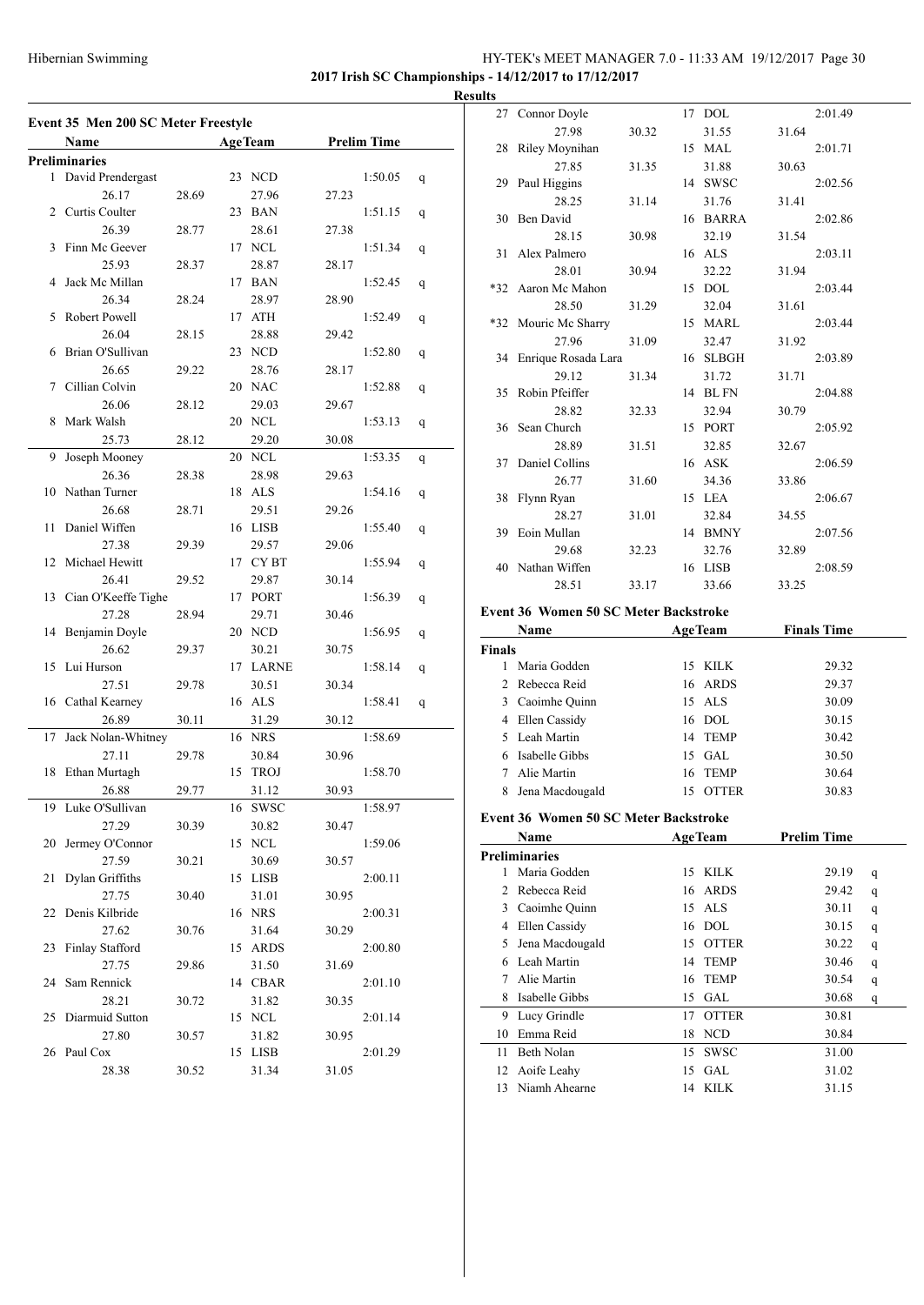**Hibernian Swimming**

**2017 Irish SC Championships - 14/12/2017 to 17/12/2017**

**Results**

## Event 35 Men 200 SC Meter Freestyle

| | Name | Age | Team | Prelim Time | |
|---|---|---|---|---|---|
| **Preliminaries** | | | | | |
| 1 | David Prendergast | 23 | NCD | 1:50.05 | q |
| | 26.17 / 28.69 / 27.96 / 27.23 | | | | |
| 2 | Curtis Coulter | 23 | BAN | 1:51.15 | q |
| | 26.39 / 28.77 / 28.61 / 27.38 | | | | |
| 3 | Finn Mc Geever | 17 | NCL | 1:51.34 | q |
| | 25.93 / 28.37 / 28.87 / 28.17 | | | | |
| 4 | Jack Mc Millan | 17 | BAN | 1:52.45 | q |
| | 26.34 / 28.24 / 28.97 / 28.90 | | | | |
| 5 | Robert Powell | 17 | ATH | 1:52.49 | q |
| | 26.04 / 28.15 / 28.88 / 29.42 | | | | |
| 6 | Brian O'Sullivan | 23 | NCD | 1:52.80 | q |
| | 26.65 / 29.22 / 28.76 / 28.17 | | | | |
| 7 | Cillian Colvin | 20 | NAC | 1:52.88 | q |
| | 26.06 / 28.12 / 29.03 / 29.67 | | | | |
| 8 | Mark Walsh | 20 | NCL | 1:53.13 | q |
| | 25.73 / 28.12 / 29.20 / 30.08 | | | | |
| 9 | Joseph Mooney | 20 | NCL | 1:53.35 | q |
| | 26.36 / 28.38 / 28.98 / 29.63 | | | | |
| 10 | Nathan Turner | 18 | ALS | 1:54.16 | q |
| | 26.68 / 28.71 / 29.51 / 29.26 | | | | |
| 11 | Daniel Wiffen | 16 | LISB | 1:55.40 | q |
| | 27.38 / 29.39 / 29.57 / 29.06 | | | | |
| 12 | Michael Hewitt | 17 | CY BT | 1:55.94 | q |
| | 26.41 / 29.52 / 29.87 / 30.14 | | | | |
| 13 | Cian O'Keeffe Tighe | 17 | PORT | 1:56.39 | q |
| | 27.28 / 28.94 / 29.71 / 30.46 | | | | |
| 14 | Benjamin Doyle | 20 | NCD | 1:56.95 | q |
| | 26.62 / 29.37 / 30.21 / 30.75 | | | | |
| 15 | Lui Hurson | 17 | LARNE | 1:58.14 | q |
| | 27.51 / 29.78 / 30.51 / 30.34 | | | | |
| 16 | Cathal Kearney | 16 | ALS | 1:58.41 | q |
| | 26.89 / 30.11 / 31.29 / 30.12 | | | | |
| 17 | Jack Nolan-Whitney | 16 | NRS | 1:58.69 | |
| | 27.11 / 29.78 / 30.84 / 30.96 | | | | |
| 18 | Ethan Murtagh | 15 | TROJ | 1:58.70 | |
| | 26.88 / 29.77 / 31.12 / 30.93 | | | | |
| 19 | Luke O'Sullivan | 16 | SWSC | 1:58.97 | |
| | 27.29 / 30.39 / 30.82 / 30.47 | | | | |
| 20 | Jermey O'Connor | 15 | NCL | 1:59.06 | |
| | 27.59 / 30.21 / 30.69 / 30.57 | | | | |
| 21 | Dylan Griffiths | 15 | LISB | 2:00.11 | |
| | 27.75 / 30.40 / 31.01 / 30.95 | | | | |
| 22 | Denis Kilbride | 16 | NRS | 2:00.31 | |
| | 27.62 / 30.76 / 31.64 / 30.29 | | | | |
| 23 | Finlay Stafford | 15 | ARDS | 2:00.80 | |
| | 27.75 / 29.86 / 31.50 / 31.69 | | | | |
| 24 | Sam Rennick | 14 | CBAR | 2:01.10 | |
| | 28.21 / 30.72 / 31.82 / 30.35 | | | | |
| 25 | Diarmuid Sutton | 15 | NCL | 2:01.14 | |
| | 27.80 / 30.57 / 31.82 / 30.95 | | | | |
| 26 | Paul Cox | 15 | LISB | 2:01.29 | |
| | 28.38 / 30.52 / 31.34 / 31.05 | | | | |
| 27 | Connor Doyle | 17 | DOL | 2:01.49 | |
| | 27.98 / 30.32 / 31.55 / 31.64 | | | | |
| 28 | Riley Moynihan | 15 | MAL | 2:01.71 | |
| | 27.85 / 31.35 / 31.88 / 30.63 | | | | |
| 29 | Paul Higgins | 14 | SWSC | 2:02.56 | |
| | 28.25 / 31.14 / 31.76 / 31.41 | | | | |
| 30 | Ben David | 16 | BARRA | 2:02.86 | |
| | 28.15 / 30.98 / 32.19 / 31.54 | | | | |
| 31 | Alex Palmero | 16 | ALS | 2:03.11 | |
| | 28.01 / 30.94 / 32.22 / 31.94 | | | | |
| *32 | Aaron Mc Mahon | 15 | DOL | 2:03.44 | |
| | 28.50 / 31.29 / 32.04 / 31.61 | | | | |
| *32 | Mouric Mc Sharry | 15 | MARL | 2:03.44 | |
| | 27.96 / 31.09 / 32.47 / 31.92 | | | | |
| 34 | Enrique Rosada Lara | 16 | SLBGH | 2:03.89 | |
| | 29.12 / 31.34 / 31.72 / 31.71 | | | | |
| 35 | Robin Pfeiffer | 14 | BL FN | 2:04.88 | |
| | 28.82 / 32.33 / 32.94 / 30.79 | | | | |
| 36 | Sean Church | 15 | PORT | 2:05.92 | |
| | 28.89 / 31.51 / 32.85 / 32.67 | | | | |
| 37 | Daniel Collins | 16 | ASK | 2:06.59 | |
| | 26.77 / 31.60 / 34.36 / 33.86 | | | | |
| 38 | Flynn Ryan | 15 | LEA | 2:06.67 | |
| | 28.27 / 31.01 / 32.84 / 34.55 | | | | |
| 39 | Eoin Mullan | 14 | BMNY | 2:07.56 | |
| | 29.68 / 32.23 / 32.76 / 32.89 | | | | |
| 40 | Nathan Wiffen | 16 | LISB | 2:08.59 | |
| | 28.51 / 33.17 / 33.66 / 33.25 | | | | |

## Event 36 Women 50 SC Meter Backstroke

| | Name | Age | Team | Finals Time |
|---|---|---|---|---|
| **Finals** | | | | |
| 1 | Maria Godden | 15 | KILK | 29.32 |
| 2 | Rebecca Reid | 16 | ARDS | 29.37 |
| 3 | Caoimhe Quinn | 15 | ALS | 30.09 |
| 4 | Ellen Cassidy | 16 | DOL | 30.15 |
| 5 | Leah Martin | 14 | TEMP | 30.42 |
| 6 | Isabelle Gibbs | 15 | GAL | 30.50 |
| 7 | Alie Martin | 16 | TEMP | 30.64 |
| 8 | Jena Macdougald | 15 | OTTER | 30.83 |

## Event 36 Women 50 SC Meter Backstroke

| | Name | Age | Team | Prelim Time | |
|---|---|---|---|---|---|
| **Preliminaries** | | | | | |
| 1 | Maria Godden | 15 | KILK | 29.19 | q |
| 2 | Rebecca Reid | 16 | ARDS | 29.42 | q |
| 3 | Caoimhe Quinn | 15 | ALS | 30.11 | q |
| 4 | Ellen Cassidy | 16 | DOL | 30.15 | q |
| 5 | Jena Macdougald | 15 | OTTER | 30.22 | q |
| 6 | Leah Martin | 14 | TEMP | 30.46 | q |
| 7 | Alie Martin | 16 | TEMP | 30.54 | q |
| 8 | Isabelle Gibbs | 15 | GAL | 30.68 | q |
| 9 | Lucy Grindle | 17 | OTTER | 30.81 | |
| 10 | Emma Reid | 18 | NCD | 30.84 | |
| 11 | Beth Nolan | 15 | SWSC | 31.00 | |
| 12 | Aoife Leahy | 15 | GAL | 31.02 | |
| 13 | Niamh Ahearne | 14 | KILK | 31.15 | |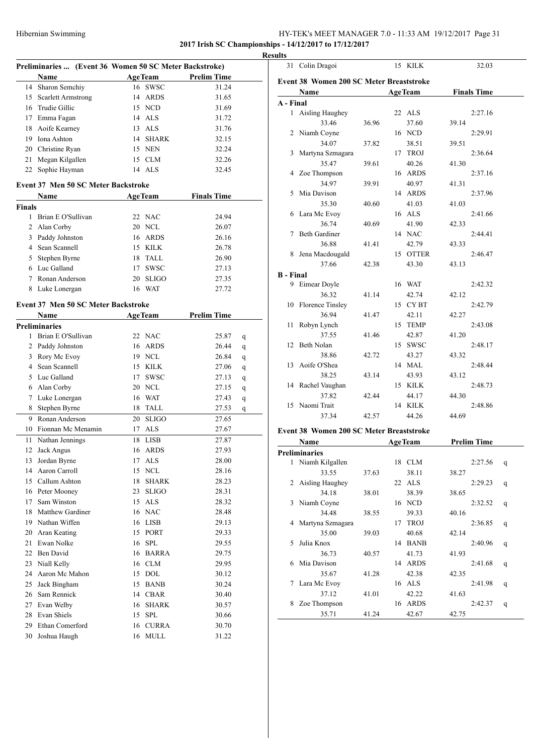## 2017 Irish SC Championships - 14/12/2017 to 17/12/2017

### Results

#### Preliminaries ... (Event 36 Women 50 SC Meter Backstroke)

| | Name | Age | Team | Prelim Time |
|---|---|---|---|---|
| 14 | Sharon Semchiy | 16 | SWSC | 31.24 |
| 15 | Scarlett Armstrong | 14 | ARDS | 31.65 |
| 16 | Trudie Gillic | 15 | NCD | 31.69 |
| 17 | Emma Fagan | 14 | ALS | 31.72 |
| 18 | Aoife Kearney | 13 | ALS | 31.76 |
| 19 | Iona Ashton | 14 | SHARK | 32.15 |
| 20 | Christine Ryan | 15 | NEN | 32.24 |
| 21 | Megan Kilgallen | 15 | CLM | 32.26 |
| 22 | Sophie Hayman | 14 | ALS | 32.45 |

#### Event 37 Men 50 SC Meter Backstroke

| | Name | Age | Team | Finals Time |
|---|---|---|---|---|
| **Finals** | | | | |
| 1 | Brian E O'Sullivan | 22 | NAC | 24.94 |
| 2 | Alan Corby | 20 | NCL | 26.07 |
| 3 | Paddy Johnston | 16 | ARDS | 26.16 |
| 4 | Sean Scannell | 15 | KILK | 26.78 |
| 5 | Stephen Byrne | 18 | TALL | 26.90 |
| 6 | Luc Galland | 17 | SWSC | 27.13 |
| 7 | Ronan Anderson | 20 | SLIGO | 27.35 |
| 8 | Luke Lonergan | 16 | WAT | 27.72 |

#### Event 37 Men 50 SC Meter Backstroke

| | Name | Age | Team | Prelim Time | |
|---|---|---|---|---|---|
| **Preliminaries** | | | | | |
| 1 | Brian E O'Sullivan | 22 | NAC | 25.87 | q |
| 2 | Paddy Johnston | 16 | ARDS | 26.44 | q |
| 3 | Rory Mc Evoy | 19 | NCL | 26.84 | q |
| 4 | Sean Scannell | 15 | KILK | 27.06 | q |
| 5 | Luc Galland | 17 | SWSC | 27.13 | q |
| 6 | Alan Corby | 20 | NCL | 27.15 | q |
| 7 | Luke Lonergan | 16 | WAT | 27.43 | q |
| 8 | Stephen Byrne | 18 | TALL | 27.53 | q |
| 9 | Ronan Anderson | 20 | SLIGO | 27.65 | |
| 10 | Fionnan Mc Menamin | 17 | ALS | 27.67 | |
| 11 | Nathan Jennings | 18 | LISB | 27.87 | |
| 12 | Jack Angus | 16 | ARDS | 27.93 | |
| 13 | Jordan Byrne | 17 | ALS | 28.00 | |
| 14 | Aaron Carroll | 15 | NCL | 28.16 | |
| 15 | Callum Ashton | 18 | SHARK | 28.23 | |
| 16 | Peter Mooney | 23 | SLIGO | 28.31 | |
| 17 | Sam Winston | 15 | ALS | 28.32 | |
| 18 | Matthew Gardiner | 16 | NAC | 28.48 | |
| 19 | Nathan Wiffen | 16 | LISB | 29.13 | |
| 20 | Aran Keating | 15 | PORT | 29.33 | |
| 21 | Ewan Nolke | 16 | SPL | 29.55 | |
| 22 | Ben David | 16 | BARRA | 29.75 | |
| 23 | Niall Kelly | 16 | CLM | 29.95 | |
| 24 | Aaron Mc Mahon | 15 | DOL | 30.12 | |
| 25 | Jack Bingham | 15 | BANB | 30.24 | |
| 26 | Sam Rennick | 14 | CBAR | 30.40 | |
| 27 | Evan Welby | 16 | SHARK | 30.57 | |
| 28 | Evan Shiels | 15 | SPL | 30.66 | |
| 29 | Ethan Comerford | 16 | CURRA | 30.70 | |
| 30 | Joshua Haugh | 16 | MULL | 31.22 | |
| 31 | Colin Dragoi | 15 | KILK | 32.03 | |

#### Event 38 Women 200 SC Meter Breaststroke

| | Name | | Age | Team | Finals Time |
|---|---|---|---|---|---|
| **A - Final** | | | | | |
| 1 | Aisling Haughey | | 22 | ALS | 2:27.16 |
| | 33.46 | 36.96 | 37.60 | 39.14 | |
| 2 | Niamh Coyne | | 16 | NCD | 2:29.91 |
| | 34.07 | 37.82 | 38.51 | 39.51 | |
| 3 | Martyna Szmagara | | 17 | TROJ | 2:36.64 |
| | 35.47 | 39.61 | 40.26 | 41.30 | |
| 4 | Zoe Thompson | | 16 | ARDS | 2:37.16 |
| | 34.97 | 39.91 | 40.97 | 41.31 | |
| 5 | Mia Davison | | 14 | ARDS | 2:37.96 |
| | 35.30 | 40.60 | 41.03 | 41.03 | |
| 6 | Lara Mc Evoy | | 16 | ALS | 2:41.66 |
| | 36.74 | 40.69 | 41.90 | 42.33 | |
| 7 | Beth Gardiner | | 14 | NAC | 2:44.41 |
| | 36.88 | 41.41 | 42.79 | 43.33 | |
| 8 | Jena Macdougald | | 15 | OTTER | 2:46.47 |
| | 37.66 | 42.38 | 43.30 | 43.13 | |
| **B - Final** | | | | | |
| 9 | Eimear Doyle | | 16 | WAT | 2:42.32 |
| | 36.32 | 41.14 | 42.74 | 42.12 | |
| 10 | Florence Tinsley | | 15 | CY BT | 2:42.79 |
| | 36.94 | 41.47 | 42.11 | 42.27 | |
| 11 | Robyn Lynch | | 15 | TEMP | 2:43.08 |
| | 37.55 | 41.46 | 42.87 | 41.20 | |
| 12 | Beth Nolan | | 15 | SWSC | 2:48.17 |
| | 38.86 | 42.72 | 43.27 | 43.32 | |
| 13 | Aoife O'Shea | | 14 | MAL | 2:48.44 |
| | 38.25 | 43.14 | 43.93 | 43.12 | |
| 14 | Rachel Vaughan | | 15 | KILK | 2:48.73 |
| | 37.82 | 42.44 | 44.17 | 44.30 | |
| 15 | Naomi Trait | | 14 | KILK | 2:48.86 |
| | 37.34 | 42.57 | 44.26 | 44.69 | |

#### Event 38 Women 200 SC Meter Breaststroke

| | Name | | Age | Team | Prelim Time | |
|---|---|---|---|---|---|---|
| **Preliminaries** | | | | | | |
| 1 | Niamh Kilgallen | | 18 | CLM | 2:27.56 | q |
| | 33.55 | 37.63 | 38.11 | 38.27 | | |
| 2 | Aisling Haughey | | 22 | ALS | 2:29.23 | q |
| | 34.18 | 38.01 | 38.39 | 38.65 | | |
| 3 | Niamh Coyne | | 16 | NCD | 2:32.52 | q |
| | 34.48 | 38.55 | 39.33 | 40.16 | | |
| 4 | Martyna Szmagara | | 17 | TROJ | 2:36.85 | q |
| | 35.00 | 39.03 | 40.68 | 42.14 | | |
| 5 | Julia Knox | | 14 | BANB | 2:40.96 | q |
| | 36.73 | 40.57 | 41.73 | 41.93 | | |
| 6 | Mia Davison | | 14 | ARDS | 2:41.68 | q |
| | 35.67 | 41.28 | 42.38 | 42.35 | | |
| 7 | Lara Mc Evoy | | 16 | ALS | 2:41.98 | q |
| | 37.12 | 41.01 | 42.22 | 41.63 | | |
| 8 | Zoe Thompson | | 16 | ARDS | 2:42.37 | q |
| | 35.71 | 41.24 | 42.67 | 42.75 | | |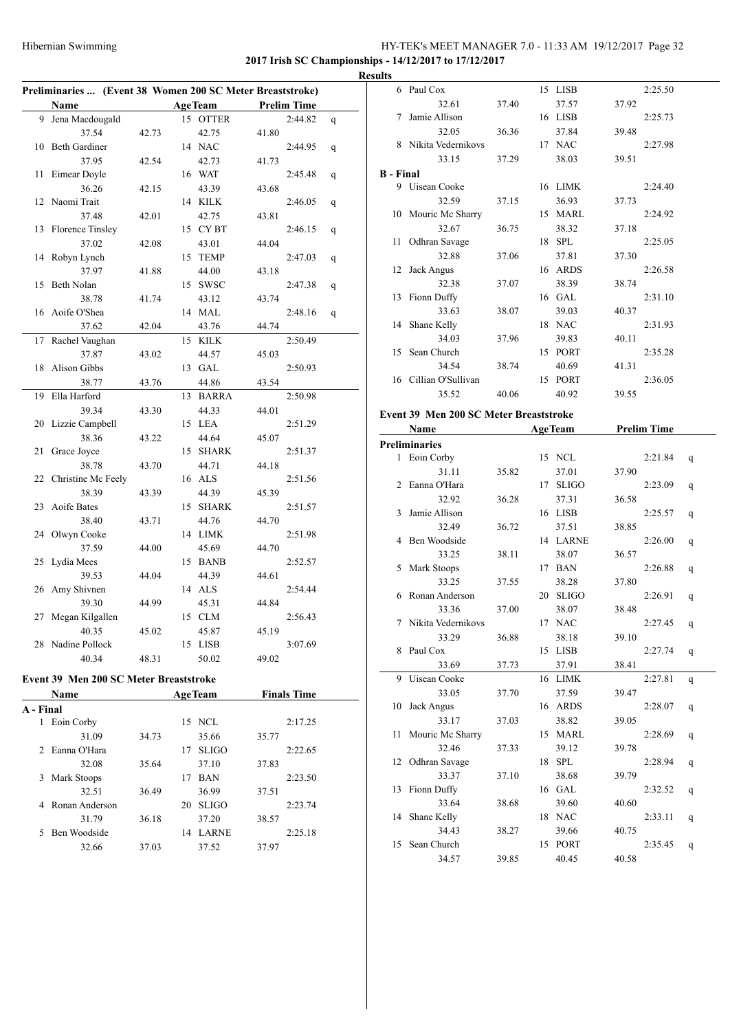## 2017 Irish SC Championships - 14/12/2017 to 17/12/2017

### Results

#### Preliminaries ... (Event 38 Women 200 SC Meter Breaststroke)

| | Name | AgeTeam | | Prelim Time | |
|---|---|---|---|---|---|
| 9 | Jena Macdougald | 15 | OTTER | 2:44.82 | q |
| | 37.54 | 42.73 | 42.75 | 41.80 | |
| 10 | Beth Gardiner | 14 | NAC | 2:44.95 | q |
| | 37.95 | 42.54 | 42.73 | 41.73 | |
| 11 | Eimear Doyle | 16 | WAT | 2:45.48 | q |
| | 36.26 | 42.15 | 43.39 | 43.68 | |
| 12 | Naomi Trait | 14 | KILK | 2:46.05 | q |
| | 37.48 | 42.01 | 42.75 | 43.81 | |
| 13 | Florence Tinsley | 15 | CY BT | 2:46.15 | q |
| | 37.02 | 42.08 | 43.01 | 44.04 | |
| 14 | Robyn Lynch | 15 | TEMP | 2:47.03 | q |
| | 37.97 | 41.88 | 44.00 | 43.18 | |
| 15 | Beth Nolan | 15 | SWSC | 2:47.38 | q |
| | 38.78 | 41.74 | 43.12 | 43.74 | |
| 16 | Aoife O'Shea | 14 | MAL | 2:48.16 | q |
| | 37.62 | 42.04 | 43.76 | 44.74 | |
| 17 | Rachel Vaughan | 15 | KILK | 2:50.49 | |
| | 37.87 | 43.02 | 44.57 | 45.03 | |
| 18 | Alison Gibbs | 13 | GAL | 2:50.93 | |
| | 38.77 | 43.76 | 44.86 | 43.54 | |
| 19 | Ella Harford | 13 | BARRA | 2:50.98 | |
| | 39.34 | 43.30 | 44.33 | 44.01 | |
| 20 | Lizzie Campbell | 15 | LEA | 2:51.29 | |
| | 38.36 | 43.22 | 44.64 | 45.07 | |
| 21 | Grace Joyce | 15 | SHARK | 2:51.37 | |
| | 38.78 | 43.70 | 44.71 | 44.18 | |
| 22 | Christine Mc Feely | 16 | ALS | 2:51.56 | |
| | 38.39 | 43.39 | 44.39 | 45.39 | |
| 23 | Aoife Bates | 15 | SHARK | 2:51.57 | |
| | 38.40 | 43.71 | 44.76 | 44.70 | |
| 24 | Olwyn Cooke | 14 | LIMK | 2:51.98 | |
| | 37.59 | 44.00 | 45.69 | 44.70 | |
| 25 | Lydia Mees | 15 | BANB | 2:52.57 | |
| | 39.53 | 44.04 | 44.39 | 44.61 | |
| 26 | Amy Shivnen | 14 | ALS | 2:54.44 | |
| | 39.30 | 44.99 | 45.31 | 44.84 | |
| 27 | Megan Kilgallen | 15 | CLM | 2:56.43 | |
| | 40.35 | 45.02 | 45.87 | 45.19 | |
| 28 | Nadine Pollock | 15 | LISB | 3:07.69 | |
| | 40.34 | 48.31 | 50.02 | 49.02 | |

#### Event 39 Men 200 SC Meter Breaststroke

| | Name | AgeTeam | | Finals Time |
|---|---|---|---|---|
| **A - Final** | | | | |
| 1 | Eoin Corby | 15 | NCL | 2:17.25 |
| | 31.09 | 34.73 | 35.66 | 35.77 |
| 2 | Eanna O'Hara | 17 | SLIGO | 2:22.65 |
| | 32.08 | 35.64 | 37.10 | 37.83 |
| 3 | Mark Stoops | 17 | BAN | 2:23.50 |
| | 32.51 | 36.49 | 36.99 | 37.51 |
| 4 | Ronan Anderson | 20 | SLIGO | 2:23.74 |
| | 31.79 | 36.18 | 37.20 | 38.57 |
| 5 | Ben Woodside | 14 | LARNE | 2:25.18 |
| | 32.66 | 37.03 | 37.52 | 37.97 |
| 6 | Paul Cox | 15 | LISB | 2:25.50 |
| | 32.61 | 37.40 | 37.57 | 37.92 |
| 7 | Jamie Allison | 16 | LISB | 2:25.73 |
| | 32.05 | 36.36 | 37.84 | 39.48 |
| 8 | Nikita Vedernikovs | 17 | NAC | 2:27.98 |
| | 33.15 | 37.29 | 38.03 | 39.51 |
| **B - Final** | | | | |
| 9 | Uisean Cooke | 16 | LIMK | 2:24.40 |
| | 32.59 | 37.15 | 36.93 | 37.73 |
| 10 | Mouric Mc Sharry | 15 | MARL | 2:24.92 |
| | 32.67 | 36.75 | 38.32 | 37.18 |
| 11 | Odhran Savage | 18 | SPL | 2:25.05 |
| | 32.88 | 37.06 | 37.81 | 37.30 |
| 12 | Jack Angus | 16 | ARDS | 2:26.58 |
| | 32.38 | 37.07 | 38.39 | 38.74 |
| 13 | Fionn Duffy | 16 | GAL | 2:31.10 |
| | 33.63 | 38.07 | 39.03 | 40.37 |
| 14 | Shane Kelly | 18 | NAC | 2:31.93 |
| | 34.03 | 37.96 | 39.83 | 40.11 |
| 15 | Sean Church | 15 | PORT | 2:35.28 |
| | 34.54 | 38.74 | 40.69 | 41.31 |
| 16 | Cillian O'Sullivan | 15 | PORT | 2:36.05 |
| | 35.52 | 40.06 | 40.92 | 39.55 |

#### Event 39 Men 200 SC Meter Breaststroke

| | Name | AgeTeam | | Prelim Time | |
|---|---|---|---|---|---|
| **Preliminaries** | | | | | |
| 1 | Eoin Corby | 15 | NCL | 2:21.84 | q |
| | 31.11 | 35.82 | 37.01 | 37.90 | |
| 2 | Eanna O'Hara | 17 | SLIGO | 2:23.09 | q |
| | 32.92 | 36.28 | 37.31 | 36.58 | |
| 3 | Jamie Allison | 16 | LISB | 2:25.57 | q |
| | 32.49 | 36.72 | 37.51 | 38.85 | |
| 4 | Ben Woodside | 14 | LARNE | 2:26.00 | q |
| | 33.25 | 38.11 | 38.07 | 36.57 | |
| 5 | Mark Stoops | 17 | BAN | 2:26.88 | q |
| | 33.25 | 37.55 | 38.28 | 37.80 | |
| 6 | Ronan Anderson | 20 | SLIGO | 2:26.91 | q |
| | 33.36 | 37.00 | 38.07 | 38.48 | |
| 7 | Nikita Vedernikovs | 17 | NAC | 2:27.45 | q |
| | 33.29 | 36.88 | 38.18 | 39.10 | |
| 8 | Paul Cox | 15 | LISB | 2:27.74 | q |
| | 33.69 | 37.73 | 37.91 | 38.41 | |
| 9 | Uisean Cooke | 16 | LIMK | 2:27.81 | q |
| | 33.05 | 37.70 | 37.59 | 39.47 | |
| 10 | Jack Angus | 16 | ARDS | 2:28.07 | q |
| | 33.17 | 37.03 | 38.82 | 39.05 | |
| 11 | Mouric Mc Sharry | 15 | MARL | 2:28.69 | q |
| | 32.46 | 37.33 | 39.12 | 39.78 | |
| 12 | Odhran Savage | 18 | SPL | 2:28.94 | q |
| | 33.37 | 37.10 | 38.68 | 39.79 | |
| 13 | Fionn Duffy | 16 | GAL | 2:32.52 | q |
| | 33.64 | 38.68 | 39.60 | 40.60 | |
| 14 | Shane Kelly | 18 | NAC | 2:33.11 | q |
| | 34.43 | 38.27 | 39.66 | 40.75 | |
| 15 | Sean Church | 15 | PORT | 2:35.45 | q |
| | 34.57 | 39.85 | 40.45 | 40.58 | |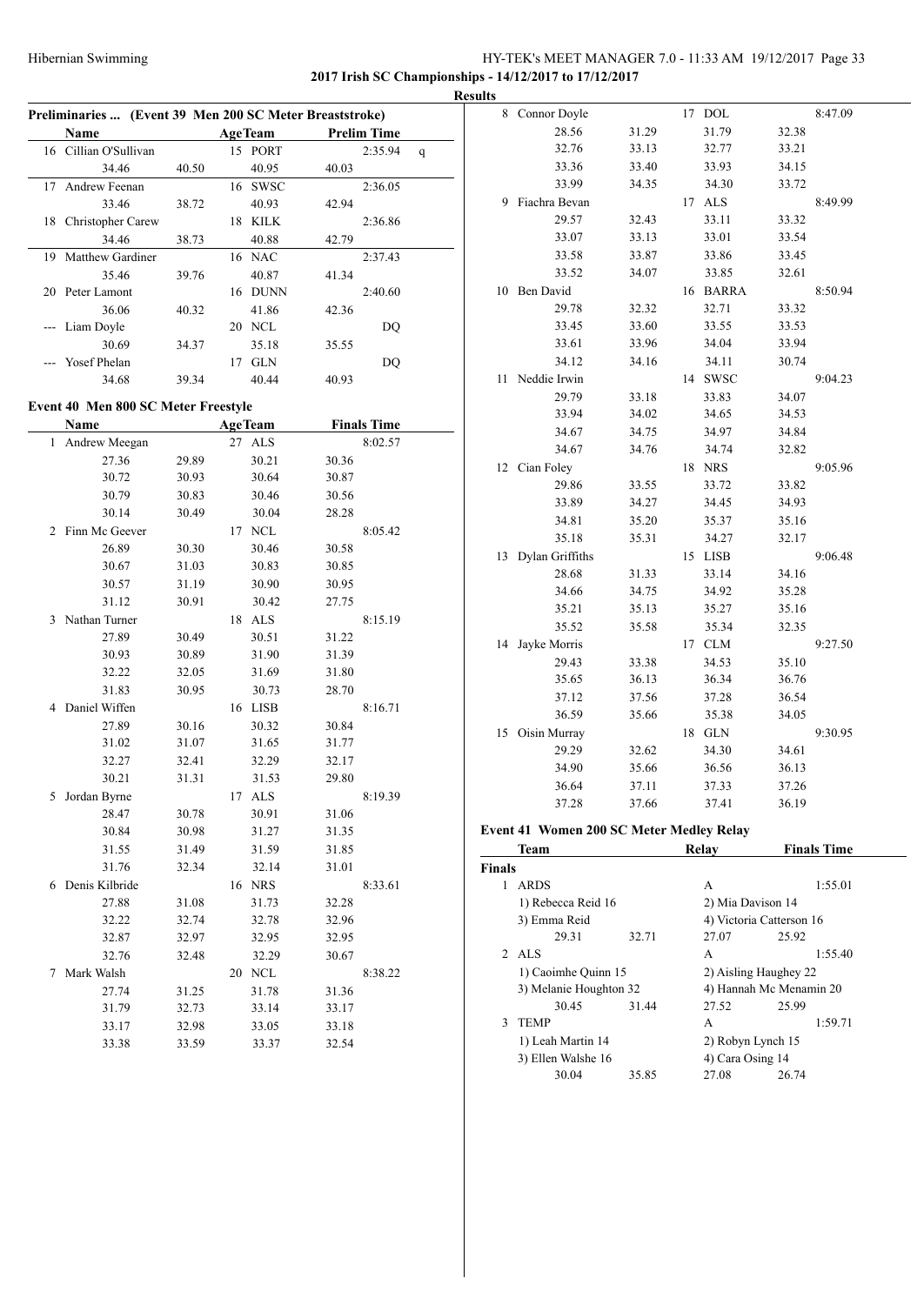**2017 Irish SC Championships - 14/12/2017 to 17/12/2017**

**Results**

### Preliminaries ... (Event 39 Men 200 SC Meter Breaststroke)

| | Name | Age | Team | Prelim Time | |
|---|---|---|---|---|---|
| 16 | Cillian O'Sullivan | 15 | PORT | 2:35.94 | q |
| | 34.46 | 40.50 | 40.95 | 40.03 | |
| 17 | Andrew Feenan | 16 | SWSC | 2:36.05 | |
| | 33.46 | 38.72 | 40.93 | 42.94 | |
| 18 | Christopher Carew | 18 | KILK | 2:36.86 | |
| | 34.46 | 38.73 | 40.88 | 42.79 | |
| 19 | Matthew Gardiner | 16 | NAC | 2:37.43 | |
| | 35.46 | 39.76 | 40.87 | 41.34 | |
| 20 | Peter Lamont | 16 | DUNN | 2:40.60 | |
| | 36.06 | 40.32 | 41.86 | 42.36 | |
| --- | Liam Doyle | 20 | NCL | DQ | |
| | 30.69 | 34.37 | 35.18 | 35.55 | |
| --- | Yosef Phelan | 17 | GLN | DQ | |
| | 34.68 | 39.34 | 40.44 | 40.93 | |

### Event 40 Men 800 SC Meter Freestyle

| | Name | Age | Team | Finals Time |
|---|---|---|---|---|
| 1 | Andrew Meegan | 27 | ALS | 8:02.57 |
| | 27.36 | 29.89 | 30.21 | 30.36 |
| | 30.72 | 30.93 | 30.64 | 30.87 |
| | 30.79 | 30.83 | 30.46 | 30.56 |
| | 30.14 | 30.49 | 30.04 | 28.28 |
| 2 | Finn Mc Geever | 17 | NCL | 8:05.42 |
| | 26.89 | 30.30 | 30.46 | 30.58 |
| | 30.67 | 31.03 | 30.83 | 30.85 |
| | 30.57 | 31.19 | 30.90 | 30.95 |
| | 31.12 | 30.91 | 30.42 | 27.75 |
| 3 | Nathan Turner | 18 | ALS | 8:15.19 |
| | 27.89 | 30.49 | 30.51 | 31.22 |
| | 30.93 | 30.89 | 31.90 | 31.39 |
| | 32.22 | 32.05 | 31.69 | 31.80 |
| | 31.83 | 30.95 | 30.73 | 28.70 |
| 4 | Daniel Wiffen | 16 | LISB | 8:16.71 |
| | 27.89 | 30.16 | 30.32 | 30.84 |
| | 31.02 | 31.07 | 31.65 | 31.77 |
| | 32.27 | 32.41 | 32.29 | 32.17 |
| | 30.21 | 31.31 | 31.53 | 29.80 |
| 5 | Jordan Byrne | 17 | ALS | 8:19.39 |
| | 28.47 | 30.78 | 30.91 | 31.06 |
| | 30.84 | 30.98 | 31.27 | 31.35 |
| | 31.55 | 31.49 | 31.59 | 31.85 |
| | 31.76 | 32.34 | 32.14 | 31.01 |
| 6 | Denis Kilbride | 16 | NRS | 8:33.61 |
| | 27.88 | 31.08 | 31.73 | 32.28 |
| | 32.22 | 32.74 | 32.78 | 32.96 |
| | 32.87 | 32.97 | 32.95 | 32.95 |
| | 32.76 | 32.48 | 32.29 | 30.67 |
| 7 | Mark Walsh | 20 | NCL | 8:38.22 |
| | 27.74 | 31.25 | 31.78 | 31.36 |
| | 31.79 | 32.73 | 33.14 | 33.17 |
| | 33.17 | 32.98 | 33.05 | 33.18 |
| | 33.38 | 33.59 | 33.37 | 32.54 |
| 8 | Connor Doyle | 17 | DOL | 8:47.09 |
| | 28.56 | 31.29 | 31.79 | 32.38 |
| | 32.76 | 33.13 | 32.77 | 33.21 |
| | 33.36 | 33.40 | 33.93 | 34.15 |
| | 33.99 | 34.35 | 34.30 | 33.72 |
| 9 | Fiachra Bevan | 17 | ALS | 8:49.99 |
| | 29.57 | 32.43 | 33.11 | 33.32 |
| | 33.07 | 33.13 | 33.01 | 33.54 |
| | 33.58 | 33.87 | 33.86 | 33.45 |
| | 33.52 | 34.07 | 33.85 | 32.61 |
| 10 | Ben David | 16 | BARRA | 8:50.94 |
| | 29.78 | 32.32 | 32.71 | 33.32 |
| | 33.45 | 33.60 | 33.55 | 33.53 |
| | 33.61 | 33.96 | 34.04 | 33.94 |
| | 34.12 | 34.16 | 34.11 | 30.74 |
| 11 | Neddie Irwin | 14 | SWSC | 9:04.23 |
| | 29.79 | 33.18 | 33.83 | 34.07 |
| | 33.94 | 34.02 | 34.65 | 34.53 |
| | 34.67 | 34.75 | 34.97 | 34.84 |
| | 34.67 | 34.76 | 34.74 | 32.82 |
| 12 | Cian Foley | 18 | NRS | 9:05.96 |
| | 29.86 | 33.55 | 33.72 | 33.82 |
| | 33.89 | 34.27 | 34.45 | 34.93 |
| | 34.81 | 35.20 | 35.37 | 35.16 |
| | 35.18 | 35.31 | 34.27 | 32.17 |
| 13 | Dylan Griffiths | 15 | LISB | 9:06.48 |
| | 28.68 | 31.33 | 33.14 | 34.16 |
| | 34.66 | 34.75 | 34.92 | 35.28 |
| | 35.21 | 35.13 | 35.27 | 35.16 |
| | 35.52 | 35.58 | 35.34 | 32.35 |
| 14 | Jayke Morris | 17 | CLM | 9:27.50 |
| | 29.43 | 33.38 | 34.53 | 35.10 |
| | 35.65 | 36.13 | 36.34 | 36.76 |
| | 37.12 | 37.56 | 37.28 | 36.54 |
| | 36.59 | 35.66 | 35.38 | 34.05 |
| 15 | Oisin Murray | 18 | GLN | 9:30.95 |
| | 29.29 | 32.62 | 34.30 | 34.61 |
| | 34.90 | 35.66 | 36.56 | 36.13 |
| | 36.64 | 37.11 | 37.33 | 37.26 |
| | 37.28 | 37.66 | 37.41 | 36.19 |

### Event 41 Women 200 SC Meter Medley Relay

| | Team | | Relay | Finals Time |
|---|---|---|---|---|
| **Finals** | | | | |
| 1 | ARDS | | A | 1:55.01 |
| | 1) Rebecca Reid 16 | | 2) Mia Davison 14 | |
| | 3) Emma Reid | | 4) Victoria Catterson 16 | |
| | 29.31 | 32.71 | 27.07 | 25.92 |
| 2 | ALS | | A | 1:55.40 |
| | 1) Caoimhe Quinn 15 | | 2) Aisling Haughey 22 | |
| | 3) Melanie Houghton 32 | | 4) Hannah Mc Menamin 20 | |
| | 30.45 | 31.44 | 27.52 | 25.99 |
| 3 | TEMP | | A | 1:59.71 |
| | 1) Leah Martin 14 | | 2) Robyn Lynch 15 | |
| | 3) Ellen Walshe 16 | | 4) Cara Osing 14 | |
| | 30.04 | 35.85 | 27.08 | 26.74 |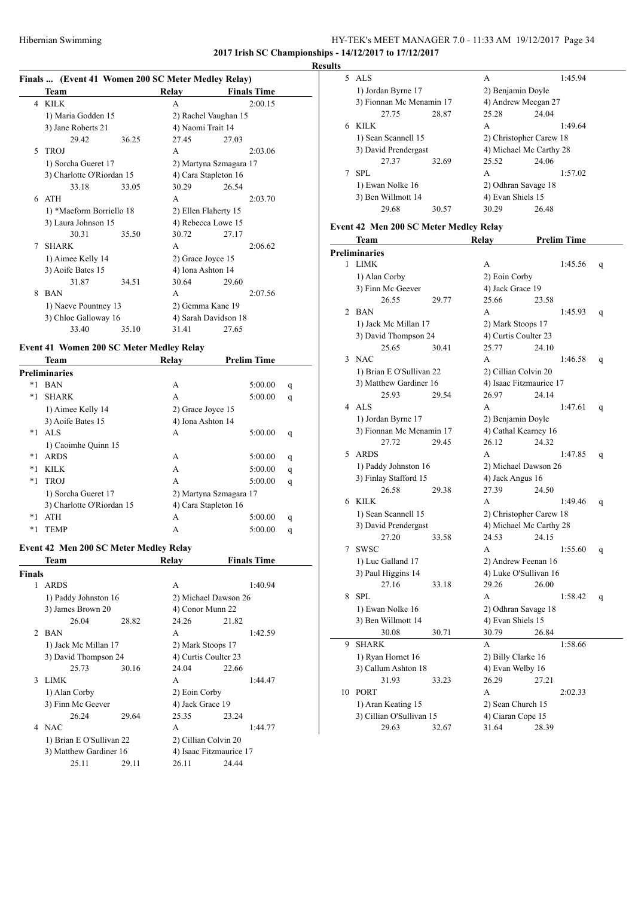**2017 Irish SC Championships - 14/12/2017 to 17/12/2017**

**Results**

### Finals ... (Event 41 Women 200 SC Meter Medley Relay)

| | Team | | Relay | Finals Time |
|---|---|---|---|---|
| 4 | KILK | | A | 2:00.15 |
| | 1) Maria Godden 15 | | 2) Rachel Vaughan 15 | |
| | 3) Jane Roberts 21 | | 4) Naomi Trait 14 | |
| | 29.42 | 36.25 | 27.45 | 27.03 |
| 5 | TROJ | | A | 2:03.06 |
| | 1) Sorcha Gueret 17 | | 2) Martyna Szmagara 17 | |
| | 3) Charlotte O'Riordan 15 | | 4) Cara Stapleton 16 | |
| | 33.18 | 33.05 | 30.29 | 26.54 |
| 6 | ATH | | A | 2:03.70 |
| | 1) *Maeform Borriello 18 | | 2) Ellen Flaherty 15 | |
| | 3) Laura Johnson 15 | | 4) Rebecca Lowe 15 | |
| | 30.31 | 35.50 | 30.72 | 27.17 |
| 7 | SHARK | | A | 2:06.62 |
| | 1) Aimee Kelly 14 | | 2) Grace Joyce 15 | |
| | 3) Aoife Bates 15 | | 4) Iona Ashton 14 | |
| | 31.87 | 34.51 | 30.64 | 29.60 |
| 8 | BAN | | A | 2:07.56 |
| | 1) Naeve Pountney 13 | | 2) Gemma Kane 19 | |
| | 3) Chloe Galloway 16 | | 4) Sarah Davidson 18 | |
| | 33.40 | 35.10 | 31.41 | 27.65 |

### Event 41 Women 200 SC Meter Medley Relay

| | Team | Relay | Prelim Time | |
|---|---|---|---|---|
| **Preliminaries** | | | | |
| *1 | BAN | A | 5:00.00 | q |
| *1 | SHARK | A | 5:00.00 | q |
| | 1) Aimee Kelly 14 | 2) Grace Joyce 15 | | |
| | 3) Aoife Bates 15 | 4) Iona Ashton 14 | | |
| *1 | ALS | A | 5:00.00 | q |
| | 1) Caoimhe Quinn 15 | | | |
| *1 | ARDS | A | 5:00.00 | q |
| *1 | KILK | A | 5:00.00 | q |
| *1 | TROJ | A | 5:00.00 | q |
| | 1) Sorcha Gueret 17 | 2) Martyna Szmagara 17 | | |
| | 3) Charlotte O'Riordan 15 | 4) Cara Stapleton 16 | | |
| *1 | ATH | A | 5:00.00 | q |
| *1 | TEMP | A | 5:00.00 | q |

### Event 42 Men 200 SC Meter Medley Relay

| | Team | | Relay | Finals Time |
|---|---|---|---|---|
| **Finals** | | | | |
| 1 | ARDS | | A | 1:40.94 |
| | 1) Paddy Johnston 16 | | 2) Michael Dawson 26 | |
| | 3) James Brown 20 | | 4) Conor Munn 22 | |
| | 26.04 | 28.82 | 24.26 | 21.82 |
| 2 | BAN | | A | 1:42.59 |
| | 1) Jack Mc Millan 17 | | 2) Mark Stoops 17 | |
| | 3) David Thompson 24 | | 4) Curtis Coulter 23 | |
| | 25.73 | 30.16 | 24.04 | 22.66 |
| 3 | LIMK | | A | 1:44.47 |
| | 1) Alan Corby | | 2) Eoin Corby | |
| | 3) Finn Mc Geever | | 4) Jack Grace 19 | |
| | 26.24 | 29.64 | 25.35 | 23.24 |
| 4 | NAC | | A | 1:44.77 |
| | 1) Brian E O'Sullivan 22 | | 2) Cillian Colvin 20 | |
| | 3) Matthew Gardiner 16 | | 4) Isaac Fitzmaurice 17 | |
| | 25.11 | 29.11 | 26.11 | 24.44 |
| 5 | ALS | | A | 1:45.94 |
| | 1) Jordan Byrne 17 | | 2) Benjamin Doyle | |
| | 3) Fionnan Mc Menamin 17 | | 4) Andrew Meegan 27 | |
| | 27.75 | 28.87 | 25.28 | 24.04 |
| 6 | KILK | | A | 1:49.64 |
| | 1) Sean Scannell 15 | | 2) Christopher Carew 18 | |
| | 3) David Prendergast | | 4) Michael Mc Carthy 28 | |
| | 27.37 | 32.69 | 25.52 | 24.06 |
| 7 | SPL | | A | 1:57.02 |
| | 1) Ewan Nolke 16 | | 2) Odhran Savage 18 | |
| | 3) Ben Willmott 14 | | 4) Evan Shiels 15 | |
| | 29.68 | 30.57 | 30.29 | 26.48 |

### Event 42 Men 200 SC Meter Medley Relay

| | Team | | Relay | Prelim Time | |
|---|---|---|---|---|---|
| **Preliminaries** | | | | | |
| 1 | LIMK | | A | 1:45.56 | q |
| | 1) Alan Corby | | 2) Eoin Corby | | |
| | 3) Finn Mc Geever | | 4) Jack Grace 19 | | |
| | 26.55 | 29.77 | 25.66 | 23.58 | |
| 2 | BAN | | A | 1:45.93 | q |
| | 1) Jack Mc Millan 17 | | 2) Mark Stoops 17 | | |
| | 3) David Thompson 24 | | 4) Curtis Coulter 23 | | |
| | 25.65 | 30.41 | 25.77 | 24.10 | |
| 3 | NAC | | A | 1:46.58 | q |
| | 1) Brian E O'Sullivan 22 | | 2) Cillian Colvin 20 | | |
| | 3) Matthew Gardiner 16 | | 4) Isaac Fitzmaurice 17 | | |
| | 25.93 | 29.54 | 26.97 | 24.14 | |
| 4 | ALS | | A | 1:47.61 | q |
| | 1) Jordan Byrne 17 | | 2) Benjamin Doyle | | |
| | 3) Fionnan Mc Menamin 17 | | 4) Cathal Kearney 16 | | |
| | 27.72 | 29.45 | 26.12 | 24.32 | |
| 5 | ARDS | | A | 1:47.85 | q |
| | 1) Paddy Johnston 16 | | 2) Michael Dawson 26 | | |
| | 3) Finlay Stafford 15 | | 4) Jack Angus 16 | | |
| | 26.58 | 29.38 | 27.39 | 24.50 | |
| 6 | KILK | | A | 1:49.46 | q |
| | 1) Sean Scannell 15 | | 2) Christopher Carew 18 | | |
| | 3) David Prendergast | | 4) Michael Mc Carthy 28 | | |
| | 27.20 | 33.58 | 24.53 | 24.15 | |
| 7 | SWSC | | A | 1:55.60 | q |
| | 1) Luc Galland 17 | | 2) Andrew Feenan 16 | | |
| | 3) Paul Higgins 14 | | 4) Luke O'Sullivan 16 | | |
| | 27.16 | 33.18 | 29.26 | 26.00 | |
| 8 | SPL | | A | 1:58.42 | q |
| | 1) Ewan Nolke 16 | | 2) Odhran Savage 18 | | |
| | 3) Ben Willmott 14 | | 4) Evan Shiels 15 | | |
| | 30.08 | 30.71 | 30.79 | 26.84 | |
| 9 | SHARK | | A | 1:58.66 | |
| | 1) Ryan Hornet 16 | | 2) Billy Clarke 16 | | |
| | 3) Callum Ashton 18 | | 4) Evan Welby 16 | | |
| | 31.93 | 33.23 | 26.29 | 27.21 | |
| 10 | PORT | | A | 2:02.33 | |
| | 1) Aran Keating 15 | | 2) Sean Church 15 | | |
| | 3) Cillian O'Sullivan 15 | | 4) Ciaran Cope 15 | | |
| | 29.63 | 32.67 | 31.64 | 28.39 | |